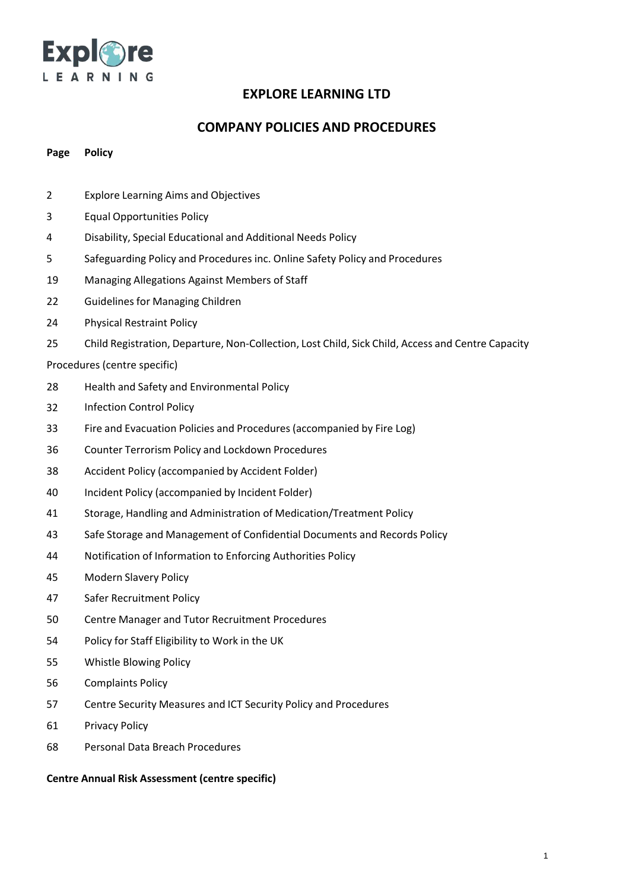# EXPLORE LEARNING LTD

## COMPANY POLICIES AND PROCEDURES

| Page | Policy |
| --- | --- |
| 2 | Explore Learning Aims and Objectives |
| 3 | Equal Opportunities Policy |
| 4 | Disability, Special Educational and Additional Needs Policy |
| 5 | Safeguarding Policy and Procedures inc. Online Safety Policy and Procedures |
| 19 | Managing Allegations Against Members of Staff |
| 22 | Guidelines for Managing Children |
| 24 | Physical Restraint Policy |
| 25 | Child Registration, Departure, Non-Collection, Lost Child, Sick Child, Access and Centre Capacity Procedures (centre specific) |
| 28 | Health and Safety and Environmental Policy |
| 32 | Infection Control Policy |
| 33 | Fire and Evacuation Policies and Procedures (accompanied by Fire Log) |
| 36 | Counter Terrorism Policy and Lockdown Procedures |
| 38 | Accident Policy (accompanied by Accident Folder) |
| 40 | Incident Policy (accompanied by Incident Folder) |
| 41 | Storage, Handling and Administration of Medication/Treatment Policy |
| 43 | Safe Storage and Management of Confidential Documents and Records Policy |
| 44 | Notification of Information to Enforcing Authorities Policy |
| 45 | Modern Slavery Policy |
| 47 | Safer Recruitment Policy |
| 50 | Centre Manager and Tutor Recruitment Procedures |
| 54 | Policy for Staff Eligibility to Work in the UK |
| 55 | Whistle Blowing Policy |
| 56 | Complaints Policy |
| 57 | Centre Security Measures and ICT Security Policy and Procedures |
| 61 | Privacy Policy |
| 68 | Personal Data Breach Procedures |

**Centre Annual Risk Assessment (centre specific)**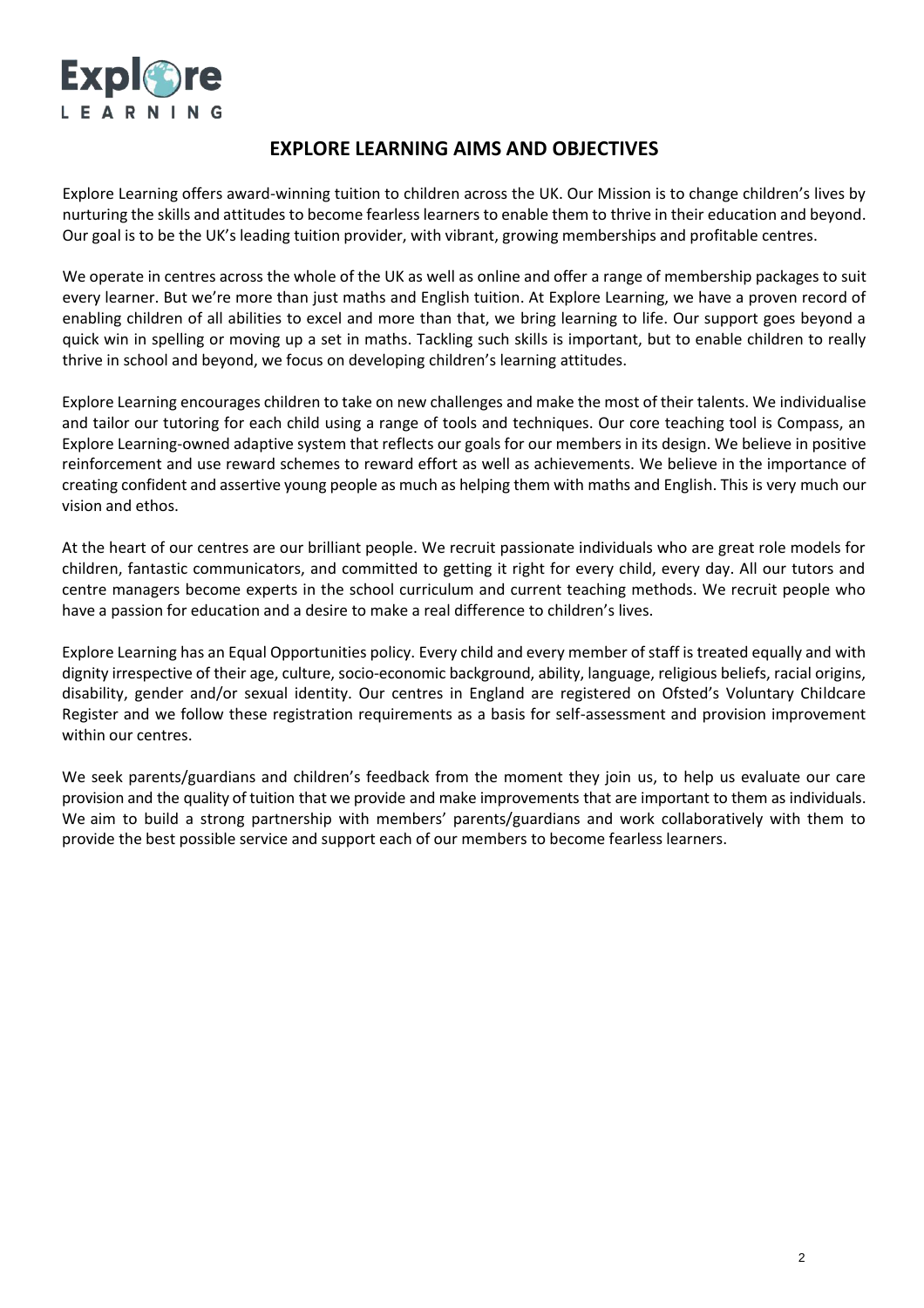# EXPLORE LEARNING AIMS AND OBJECTIVES

Explore Learning offers award-winning tuition to children across the UK. Our Mission is to change children's lives by nurturing the skills and attitudes to become fearless learners to enable them to thrive in their education and beyond. Our goal is to be the UK's leading tuition provider, with vibrant, growing memberships and profitable centres.

We operate in centres across the whole of the UK as well as online and offer a range of membership packages to suit every learner. But we're more than just maths and English tuition. At Explore Learning, we have a proven record of enabling children of all abilities to excel and more than that, we bring learning to life. Our support goes beyond a quick win in spelling or moving up a set in maths. Tackling such skills is important, but to enable children to really thrive in school and beyond, we focus on developing children's learning attitudes.

Explore Learning encourages children to take on new challenges and make the most of their talents. We individualise and tailor our tutoring for each child using a range of tools and techniques. Our core teaching tool is Compass, an Explore Learning-owned adaptive system that reflects our goals for our members in its design. We believe in positive reinforcement and use reward schemes to reward effort as well as achievements. We believe in the importance of creating confident and assertive young people as much as helping them with maths and English. This is very much our vision and ethos.

At the heart of our centres are our brilliant people. We recruit passionate individuals who are great role models for children, fantastic communicators, and committed to getting it right for every child, every day. All our tutors and centre managers become experts in the school curriculum and current teaching methods. We recruit people who have a passion for education and a desire to make a real difference to children's lives.

Explore Learning has an Equal Opportunities policy. Every child and every member of staff is treated equally and with dignity irrespective of their age, culture, socio-economic background, ability, language, religious beliefs, racial origins, disability, gender and/or sexual identity. Our centres in England are registered on Ofsted's Voluntary Childcare Register and we follow these registration requirements as a basis for self-assessment and provision improvement within our centres.

We seek parents/guardians and children's feedback from the moment they join us, to help us evaluate our care provision and the quality of tuition that we provide and make improvements that are important to them as individuals. We aim to build a strong partnership with members' parents/guardians and work collaboratively with them to provide the best possible service and support each of our members to become fearless learners.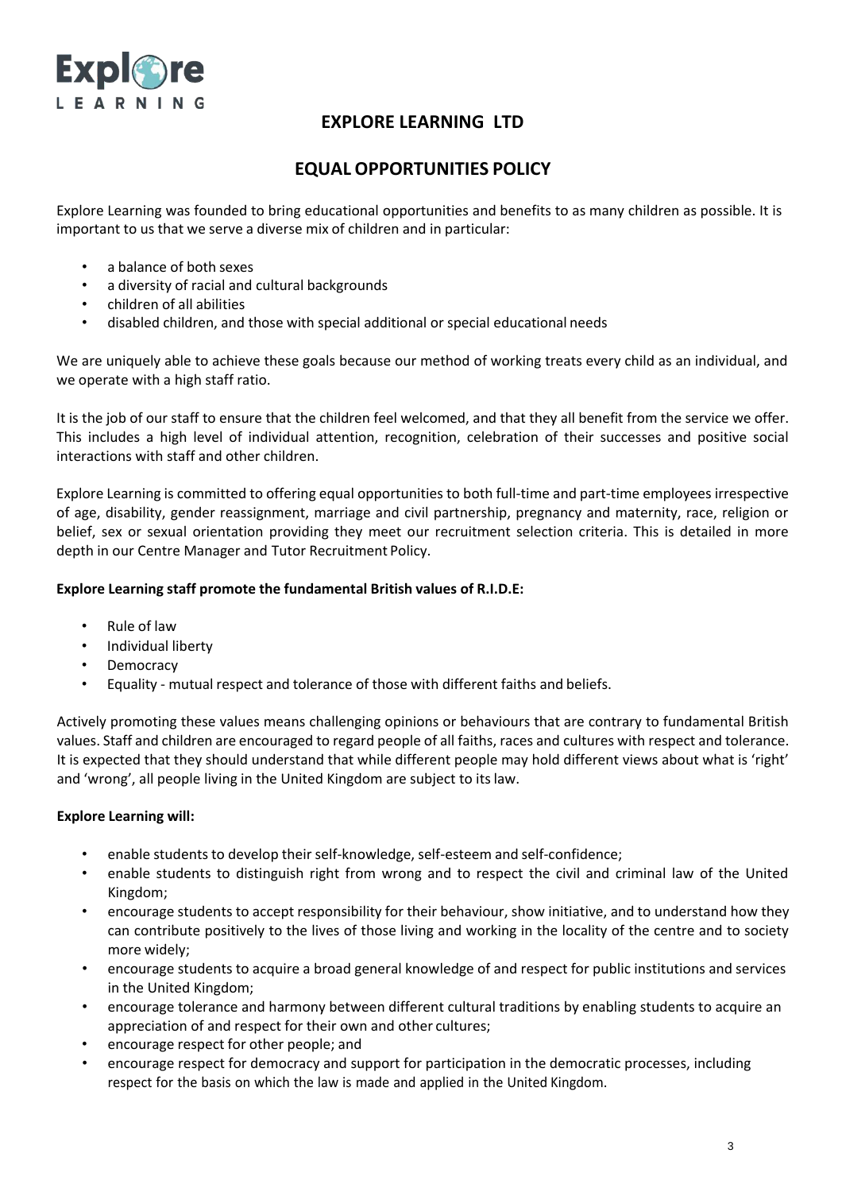# EXPLORE LEARNING LTD

## EQUAL OPPORTUNITIES POLICY

Explore Learning was founded to bring educational opportunities and benefits to as many children as possible. It is important to us that we serve a diverse mix of children and in particular:

- a balance of both sexes
- a diversity of racial and cultural backgrounds
- children of all abilities
- disabled children, and those with special additional or special educational needs

We are uniquely able to achieve these goals because our method of working treats every child as an individual, and we operate with a high staff ratio.

It is the job of our staff to ensure that the children feel welcomed, and that they all benefit from the service we offer. This includes a high level of individual attention, recognition, celebration of their successes and positive social interactions with staff and other children.

Explore Learning is committed to offering equal opportunities to both full-time and part-time employees irrespective of age, disability, gender reassignment, marriage and civil partnership, pregnancy and maternity, race, religion or belief, sex or sexual orientation providing they meet our recruitment selection criteria. This is detailed in more depth in our Centre Manager and Tutor Recruitment Policy.

**Explore Learning staff promote the fundamental British values of R.I.D.E:**

- Rule of law
- Individual liberty
- Democracy
- Equality - mutual respect and tolerance of those with different faiths and beliefs.

Actively promoting these values means challenging opinions or behaviours that are contrary to fundamental British values. Staff and children are encouraged to regard people of all faiths, races and cultures with respect and tolerance. It is expected that they should understand that while different people may hold different views about what is 'right' and 'wrong', all people living in the United Kingdom are subject to its law.

**Explore Learning will:**

- enable students to develop their self-knowledge, self-esteem and self-confidence;
- enable students to distinguish right from wrong and to respect the civil and criminal law of the United Kingdom;
- encourage students to accept responsibility for their behaviour, show initiative, and to understand how they can contribute positively to the lives of those living and working in the locality of the centre and to society more widely;
- encourage students to acquire a broad general knowledge of and respect for public institutions and services in the United Kingdom;
- encourage tolerance and harmony between different cultural traditions by enabling students to acquire an appreciation of and respect for their own and other cultures;
- encourage respect for other people; and
- encourage respect for democracy and support for participation in the democratic processes, including respect for the basis on which the law is made and applied in the United Kingdom.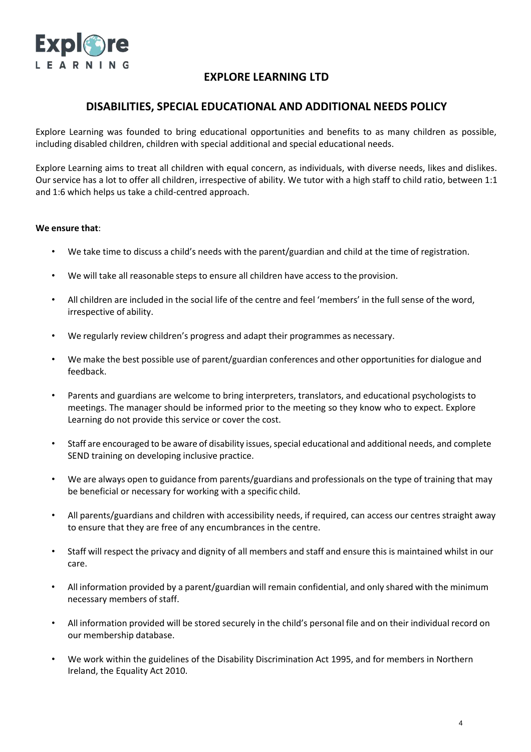## EXPLORE LEARNING LTD

## DISABILITIES, SPECIAL EDUCATIONAL AND ADDITIONAL NEEDS POLICY

Explore Learning was founded to bring educational opportunities and benefits to as many children as possible, including disabled children, children with special additional and special educational needs.

Explore Learning aims to treat all children with equal concern, as individuals, with diverse needs, likes and dislikes. Our service has a lot to offer all children, irrespective of ability. We tutor with a high staff to child ratio, between 1:1 and 1:6 which helps us take a child-centred approach.

**We ensure that**:

- We take time to discuss a child's needs with the parent/guardian and child at the time of registration.
- We will take all reasonable steps to ensure all children have access to the provision.
- All children are included in the social life of the centre and feel 'members' in the full sense of the word, irrespective of ability.
- We regularly review children's progress and adapt their programmes as necessary.
- We make the best possible use of parent/guardian conferences and other opportunities for dialogue and feedback.
- Parents and guardians are welcome to bring interpreters, translators, and educational psychologists to meetings. The manager should be informed prior to the meeting so they know who to expect. Explore Learning do not provide this service or cover the cost.
- Staff are encouraged to be aware of disability issues, special educational and additional needs, and complete SEND training on developing inclusive practice.
- We are always open to guidance from parents/guardians and professionals on the type of training that may be beneficial or necessary for working with a specific child.
- All parents/guardians and children with accessibility needs, if required, can access our centres straight away to ensure that they are free of any encumbrances in the centre.
- Staff will respect the privacy and dignity of all members and staff and ensure this is maintained whilst in our care.
- All information provided by a parent/guardian will remain confidential, and only shared with the minimum necessary members of staff.
- All information provided will be stored securely in the child's personal file and on their individual record on our membership database.
- We work within the guidelines of the Disability Discrimination Act 1995, and for members in Northern Ireland, the Equality Act 2010.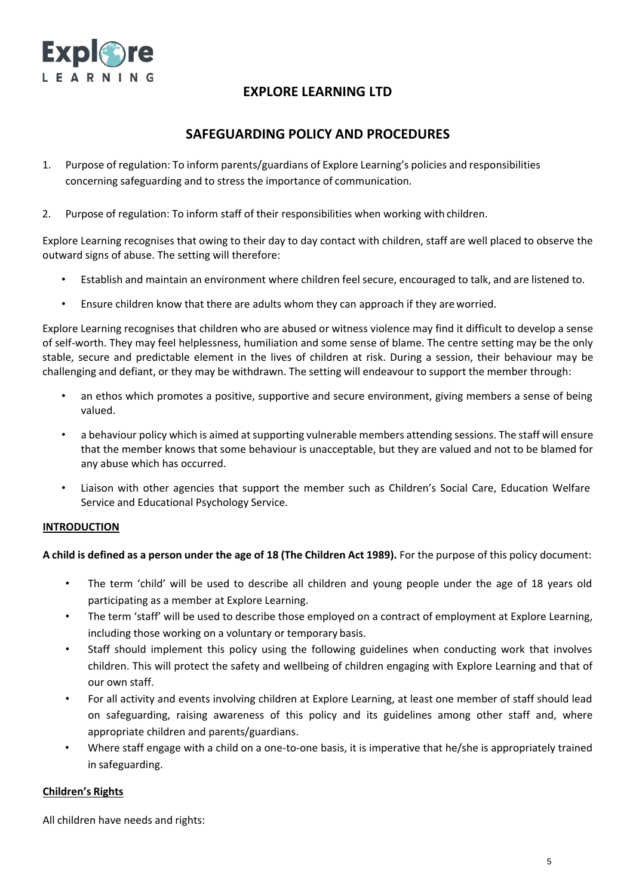# EXPLORE LEARNING LTD

## SAFEGUARDING POLICY AND PROCEDURES

1. Purpose of regulation: To inform parents/guardians of Explore Learning's policies and responsibilities concerning safeguarding and to stress the importance of communication.

2. Purpose of regulation: To inform staff of their responsibilities when working with children.

Explore Learning recognises that owing to their day to day contact with children, staff are well placed to observe the outward signs of abuse. The setting will therefore:

- Establish and maintain an environment where children feel secure, encouraged to talk, and are listened to.
- Ensure children know that there are adults whom they can approach if they are worried.

Explore Learning recognises that children who are abused or witness violence may find it difficult to develop a sense of self-worth. They may feel helplessness, humiliation and some sense of blame. The centre setting may be the only stable, secure and predictable element in the lives of children at risk. During a session, their behaviour may be challenging and defiant, or they may be withdrawn. The setting will endeavour to support the member through:

- an ethos which promotes a positive, supportive and secure environment, giving members a sense of being valued.
- a behaviour policy which is aimed at supporting vulnerable members attending sessions. The staff will ensure that the member knows that some behaviour is unacceptable, but they are valued and not to be blamed for any abuse which has occurred.
- Liaison with other agencies that support the member such as Children's Social Care, Education Welfare Service and Educational Psychology Service.

**INTRODUCTION**

**A child is defined as a person under the age of 18 (The Children Act 1989).** For the purpose of this policy document:

- The term 'child' will be used to describe all children and young people under the age of 18 years old participating as a member at Explore Learning.
- The term 'staff' will be used to describe those employed on a contract of employment at Explore Learning, including those working on a voluntary or temporary basis.
- Staff should implement this policy using the following guidelines when conducting work that involves children. This will protect the safety and wellbeing of children engaging with Explore Learning and that of our own staff.
- For all activity and events involving children at Explore Learning, at least one member of staff should lead on safeguarding, raising awareness of this policy and its guidelines among other staff and, where appropriate children and parents/guardians.
- Where staff engage with a child on a one-to-one basis, it is imperative that he/she is appropriately trained in safeguarding.

**Children's Rights**

All children have needs and rights: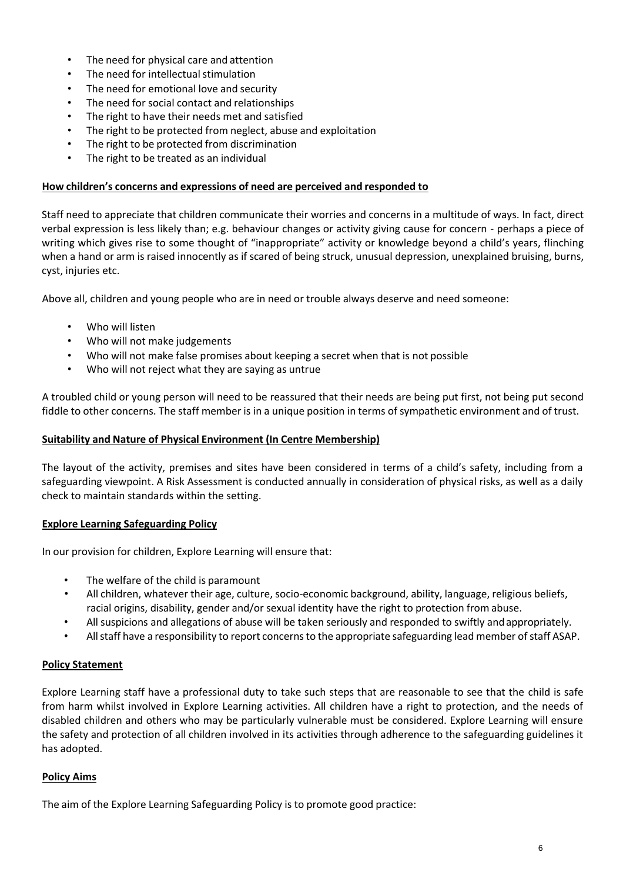- The need for physical care and attention
- The need for intellectual stimulation
- The need for emotional love and security
- The need for social contact and relationships
- The right to have their needs met and satisfied
- The right to be protected from neglect, abuse and exploitation
- The right to be protected from discrimination
- The right to be treated as an individual

**How children's concerns and expressions of need are perceived and responded to**

Staff need to appreciate that children communicate their worries and concerns in a multitude of ways. In fact, direct verbal expression is less likely than; e.g. behaviour changes or activity giving cause for concern - perhaps a piece of writing which gives rise to some thought of "inappropriate" activity or knowledge beyond a child's years, flinching when a hand or arm is raised innocently as if scared of being struck, unusual depression, unexplained bruising, burns, cyst, injuries etc.

Above all, children and young people who are in need or trouble always deserve and need someone:

- Who will listen
- Who will not make judgements
- Who will not make false promises about keeping a secret when that is not possible
- Who will not reject what they are saying as untrue

A troubled child or young person will need to be reassured that their needs are being put first, not being put second fiddle to other concerns. The staff member is in a unique position in terms of sympathetic environment and of trust.

**Suitability and Nature of Physical Environment (In Centre Membership)**

The layout of the activity, premises and sites have been considered in terms of a child's safety, including from a safeguarding viewpoint. A Risk Assessment is conducted annually in consideration of physical risks, as well as a daily check to maintain standards within the setting.

**Explore Learning Safeguarding Policy**

In our provision for children, Explore Learning will ensure that:

- The welfare of the child is paramount
- All children, whatever their age, culture, socio-economic background, ability, language, religious beliefs, racial origins, disability, gender and/or sexual identity have the right to protection from abuse.
- All suspicions and allegations of abuse will be taken seriously and responded to swiftly and appropriately.
- All staff have a responsibility to report concerns to the appropriate safeguarding lead member of staff ASAP.

**Policy Statement**

Explore Learning staff have a professional duty to take such steps that are reasonable to see that the child is safe from harm whilst involved in Explore Learning activities. All children have a right to protection, and the needs of disabled children and others who may be particularly vulnerable must be considered. Explore Learning will ensure the safety and protection of all children involved in its activities through adherence to the safeguarding guidelines it has adopted.

**Policy Aims**

The aim of the Explore Learning Safeguarding Policy is to promote good practice: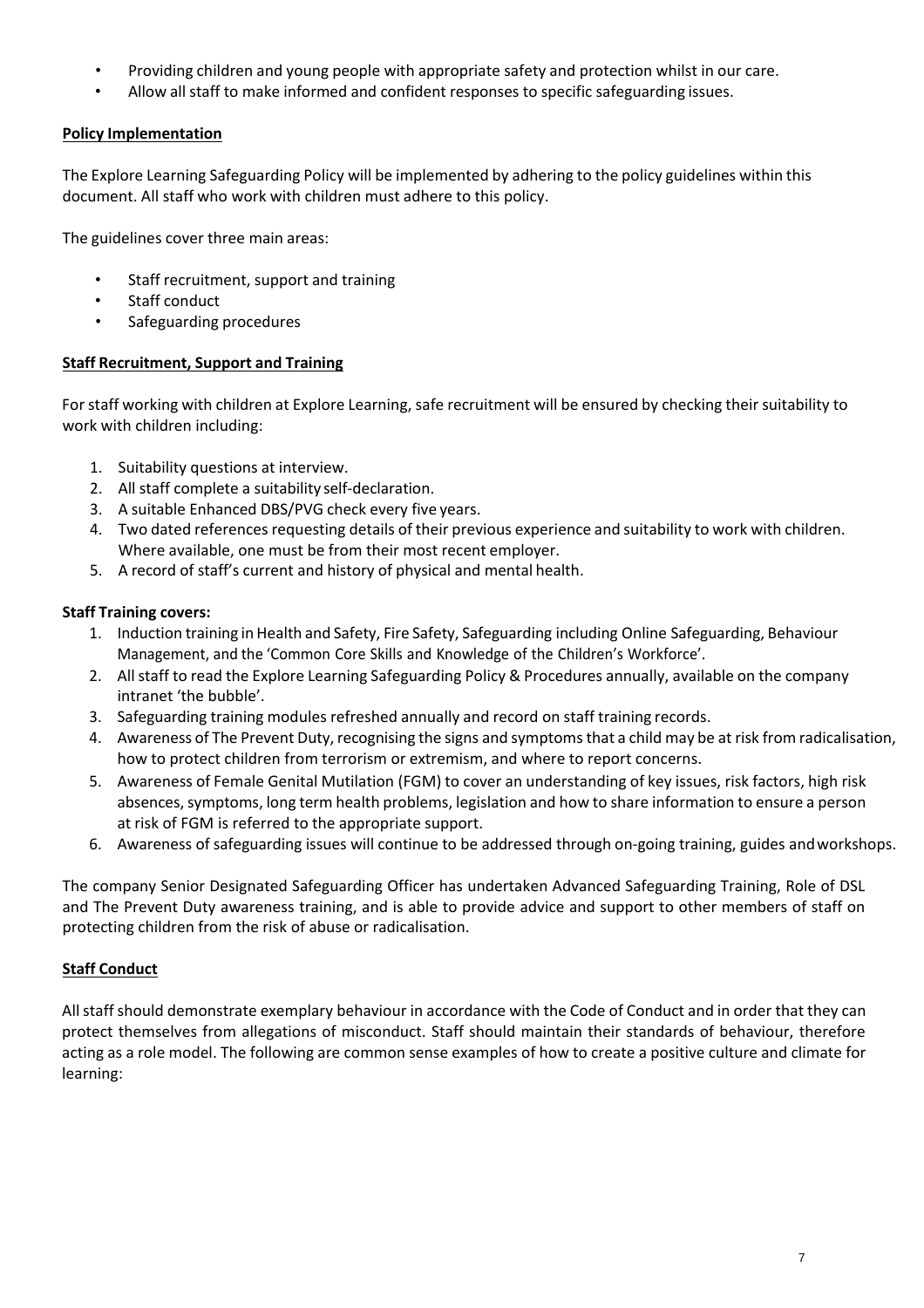- Providing children and young people with appropriate safety and protection whilst in our care.
- Allow all staff to make informed and confident responses to specific safeguarding issues.

**Policy Implementation**

The Explore Learning Safeguarding Policy will be implemented by adhering to the policy guidelines within this document. All staff who work with children must adhere to this policy.

The guidelines cover three main areas:

- Staff recruitment, support and training
- Staff conduct
- Safeguarding procedures

**Staff Recruitment, Support and Training**

For staff working with children at Explore Learning, safe recruitment will be ensured by checking their suitability to work with children including:

1. Suitability questions at interview.
2. All staff complete a suitability self-declaration.
3. A suitable Enhanced DBS/PVG check every five years.
4. Two dated references requesting details of their previous experience and suitability to work with children. Where available, one must be from their most recent employer.
5. A record of staff's current and history of physical and mental health.

**Staff Training covers:**

1. Induction training in Health and Safety, Fire Safety, Safeguarding including Online Safeguarding, Behaviour Management, and the 'Common Core Skills and Knowledge of the Children's Workforce'.
2. All staff to read the Explore Learning Safeguarding Policy & Procedures annually, available on the company intranet 'the bubble'.
3. Safeguarding training modules refreshed annually and record on staff training records.
4. Awareness of The Prevent Duty, recognising the signs and symptoms that a child may be at risk from radicalisation, how to protect children from terrorism or extremism, and where to report concerns.
5. Awareness of Female Genital Mutilation (FGM) to cover an understanding of key issues, risk factors, high risk absences, symptoms, long term health problems, legislation and how to share information to ensure a person at risk of FGM is referred to the appropriate support.
6. Awareness of safeguarding issues will continue to be addressed through on-going training, guides and workshops.

The company Senior Designated Safeguarding Officer has undertaken Advanced Safeguarding Training, Role of DSL and The Prevent Duty awareness training, and is able to provide advice and support to other members of staff on protecting children from the risk of abuse or radicalisation.

**Staff Conduct**

All staff should demonstrate exemplary behaviour in accordance with the Code of Conduct and in order that they can protect themselves from allegations of misconduct. Staff should maintain their standards of behaviour, therefore acting as a role model. The following are common sense examples of how to create a positive culture and climate for learning: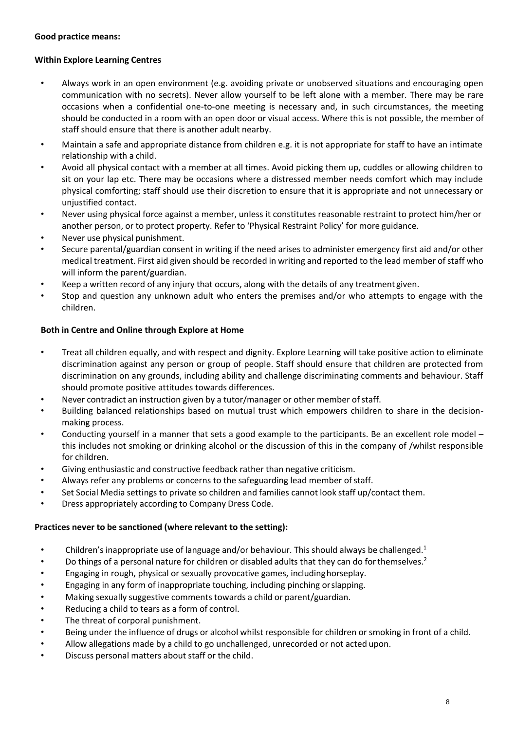**Good practice means:**

**Within Explore Learning Centres**

- Always work in an open environment (e.g. avoiding private or unobserved situations and encouraging open communication with no secrets). Never allow yourself to be left alone with a member. There may be rare occasions when a confidential one-to-one meeting is necessary and, in such circumstances, the meeting should be conducted in a room with an open door or visual access. Where this is not possible, the member of staff should ensure that there is another adult nearby.
- Maintain a safe and appropriate distance from children e.g. it is not appropriate for staff to have an intimate relationship with a child.
- Avoid all physical contact with a member at all times. Avoid picking them up, cuddles or allowing children to sit on your lap etc. There may be occasions where a distressed member needs comfort which may include physical comforting; staff should use their discretion to ensure that it is appropriate and not unnecessary or unjustified contact.
- Never using physical force against a member, unless it constitutes reasonable restraint to protect him/her or another person, or to protect property. Refer to 'Physical Restraint Policy' for more guidance.
- Never use physical punishment.
- Secure parental/guardian consent in writing if the need arises to administer emergency first aid and/or other medical treatment. First aid given should be recorded in writing and reported to the lead member of staff who will inform the parent/guardian.
- Keep a written record of any injury that occurs, along with the details of any treatment given.
- Stop and question any unknown adult who enters the premises and/or who attempts to engage with the children.

**Both in Centre and Online through Explore at Home**

- Treat all children equally, and with respect and dignity. Explore Learning will take positive action to eliminate discrimination against any person or group of people. Staff should ensure that children are protected from discrimination on any grounds, including ability and challenge discriminating comments and behaviour. Staff should promote positive attitudes towards differences.
- Never contradict an instruction given by a tutor/manager or other member of staff.
- Building balanced relationships based on mutual trust which empowers children to share in the decision-making process.
- Conducting yourself in a manner that sets a good example to the participants. Be an excellent role model – this includes not smoking or drinking alcohol or the discussion of this in the company of /whilst responsible for children.
- Giving enthusiastic and constructive feedback rather than negative criticism.
- Always refer any problems or concerns to the safeguarding lead member of staff.
- Set Social Media settings to private so children and families cannot look staff up/contact them.
- Dress appropriately according to Company Dress Code.

**Practices never to be sanctioned (where relevant to the setting):**

- Children's inappropriate use of language and/or behaviour. This should always be challenged.[1]
- Do things of a personal nature for children or disabled adults that they can do for themselves.[2]
- Engaging in rough, physical or sexually provocative games, including horseplay.
- Engaging in any form of inappropriate touching, including pinching or slapping.
- Making sexually suggestive comments towards a child or parent/guardian.
- Reducing a child to tears as a form of control.
- The threat of corporal punishment.
- Being under the influence of drugs or alcohol whilst responsible for children or smoking in front of a child.
- Allow allegations made by a child to go unchallenged, unrecorded or not acted upon.
- Discuss personal matters about staff or the child.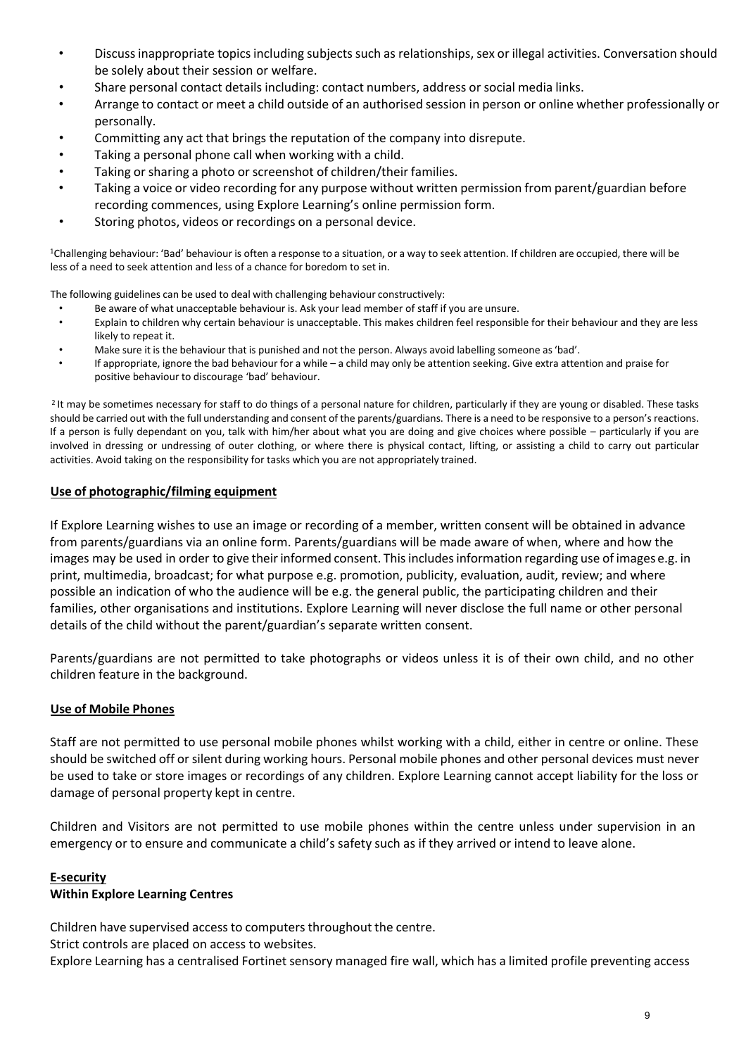- Discuss inappropriate topics including subjects such as relationships, sex or illegal activities. Conversation should be solely about their session or welfare.
- Share personal contact details including: contact numbers, address or social media links.
- Arrange to contact or meet a child outside of an authorised session in person or online whether professionally or personally.
- Committing any act that brings the reputation of the company into disrepute.
- Taking a personal phone call when working with a child.
- Taking or sharing a photo or screenshot of children/their families.
- Taking a voice or video recording for any purpose without written permission from parent/guardian before recording commences, using Explore Learning's online permission form.
- Storing photos, videos or recordings on a personal device.

[1]Challenging behaviour: 'Bad' behaviour is often a response to a situation, or a way to seek attention. If children are occupied, there will be less of a need to seek attention and less of a chance for boredom to set in.

The following guidelines can be used to deal with challenging behaviour constructively:

- Be aware of what unacceptable behaviour is. Ask your lead member of staff if you are unsure.
- Explain to children why certain behaviour is unacceptable. This makes children feel responsible for their behaviour and they are less likely to repeat it.
- Make sure it is the behaviour that is punished and not the person. Always avoid labelling someone as 'bad'.
- If appropriate, ignore the bad behaviour for a while – a child may only be attention seeking. Give extra attention and praise for positive behaviour to discourage 'bad' behaviour.

[2] It may be sometimes necessary for staff to do things of a personal nature for children, particularly if they are young or disabled. These tasks should be carried out with the full understanding and consent of the parents/guardians. There is a need to be responsive to a person's reactions. If a person is fully dependant on you, talk with him/her about what you are doing and give choices where possible – particularly if you are involved in dressing or undressing of outer clothing, or where there is physical contact, lifting, or assisting a child to carry out particular activities. Avoid taking on the responsibility for tasks which you are not appropriately trained.

## Use of photographic/filming equipment

If Explore Learning wishes to use an image or recording of a member, written consent will be obtained in advance from parents/guardians via an online form. Parents/guardians will be made aware of when, where and how the images may be used in order to give their informed consent. This includes information regarding use of images e.g. in print, multimedia, broadcast; for what purpose e.g. promotion, publicity, evaluation, audit, review; and where possible an indication of who the audience will be e.g. the general public, the participating children and their families, other organisations and institutions. Explore Learning will never disclose the full name or other personal details of the child without the parent/guardian's separate written consent.

Parents/guardians are not permitted to take photographs or videos unless it is of their own child, and no other children feature in the background.

## Use of Mobile Phones

Staff are not permitted to use personal mobile phones whilst working with a child, either in centre or online. These should be switched off or silent during working hours. Personal mobile phones and other personal devices must never be used to take or store images or recordings of any children. Explore Learning cannot accept liability for the loss or damage of personal property kept in centre.

Children and Visitors are not permitted to use mobile phones within the centre unless under supervision in an emergency or to ensure and communicate a child's safety such as if they arrived or intend to leave alone.

## E-security

### Within Explore Learning Centres

Children have supervised access to computers throughout the centre.

Strict controls are placed on access to websites.

Explore Learning has a centralised Fortinet sensory managed fire wall, which has a limited profile preventing access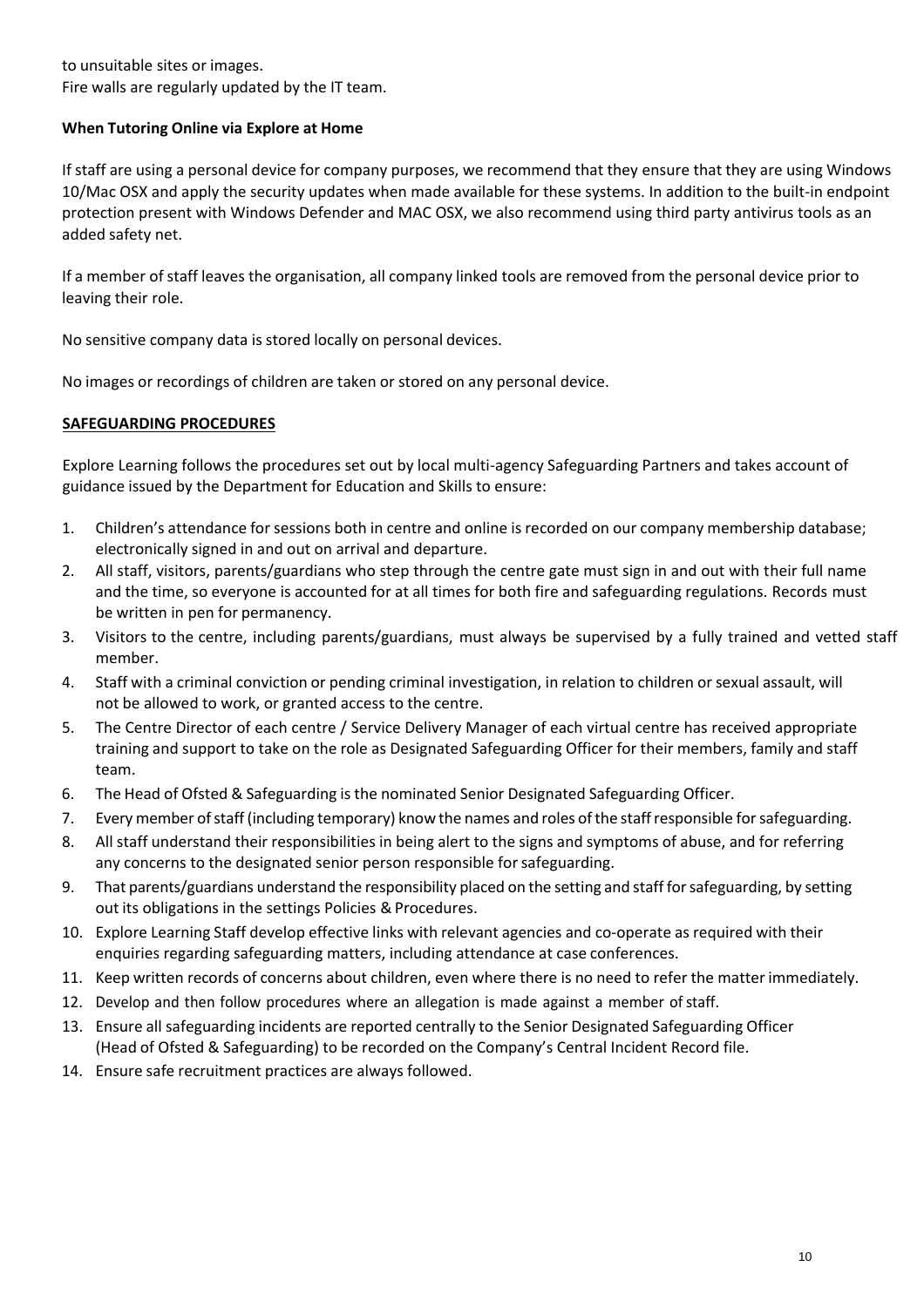to unsuitable sites or images.
Fire walls are regularly updated by the IT team.

**When Tutoring Online via Explore at Home**

If staff are using a personal device for company purposes, we recommend that they ensure that they are using Windows 10/Mac OSX and apply the security updates when made available for these systems. In addition to the built-in endpoint protection present with Windows Defender and MAC OSX, we also recommend using third party antivirus tools as an added safety net.

If a member of staff leaves the organisation, all company linked tools are removed from the personal device prior to leaving their role.

No sensitive company data is stored locally on personal devices.

No images or recordings of children are taken or stored on any personal device.

**SAFEGUARDING PROCEDURES**

Explore Learning follows the procedures set out by local multi-agency Safeguarding Partners and takes account of guidance issued by the Department for Education and Skills to ensure:

1. Children's attendance for sessions both in centre and online is recorded on our company membership database; electronically signed in and out on arrival and departure.
2. All staff, visitors, parents/guardians who step through the centre gate must sign in and out with their full name and the time, so everyone is accounted for at all times for both fire and safeguarding regulations. Records must be written in pen for permanency.
3. Visitors to the centre, including parents/guardians, must always be supervised by a fully trained and vetted staff member.
4. Staff with a criminal conviction or pending criminal investigation, in relation to children or sexual assault, will not be allowed to work, or granted access to the centre.
5. The Centre Director of each centre / Service Delivery Manager of each virtual centre has received appropriate training and support to take on the role as Designated Safeguarding Officer for their members, family and staff team.
6. The Head of Ofsted & Safeguarding is the nominated Senior Designated Safeguarding Officer.
7. Every member of staff (including temporary) know the names and roles of the staff responsible for safeguarding.
8. All staff understand their responsibilities in being alert to the signs and symptoms of abuse, and for referring any concerns to the designated senior person responsible for safeguarding.
9. That parents/guardians understand the responsibility placed on the setting and staff for safeguarding, by setting out its obligations in the settings Policies & Procedures.
10. Explore Learning Staff develop effective links with relevant agencies and co-operate as required with their enquiries regarding safeguarding matters, including attendance at case conferences.
11. Keep written records of concerns about children, even where there is no need to refer the matter immediately.
12. Develop and then follow procedures where an allegation is made against a member of staff.
13. Ensure all safeguarding incidents are reported centrally to the Senior Designated Safeguarding Officer (Head of Ofsted & Safeguarding) to be recorded on the Company's Central Incident Record file.
14. Ensure safe recruitment practices are always followed.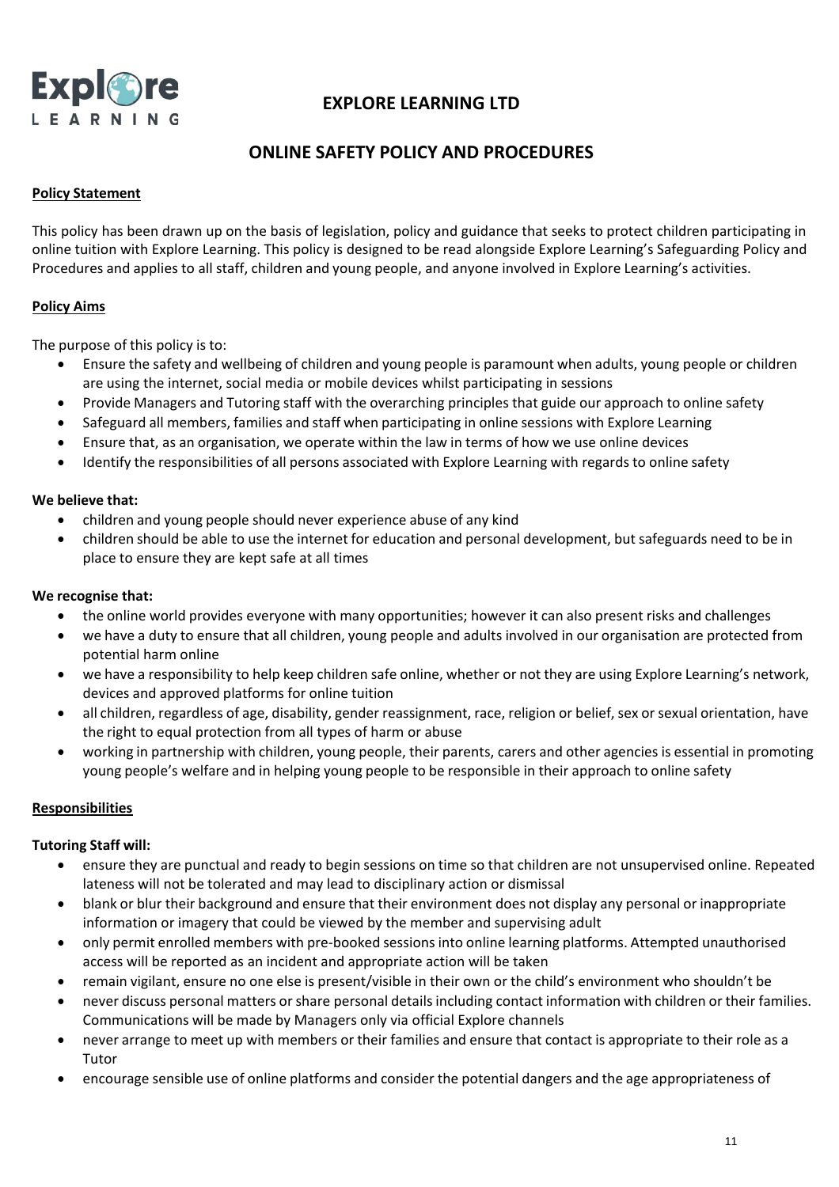# EXPLORE LEARNING LTD

## ONLINE SAFETY POLICY AND PROCEDURES

**Policy Statement**

This policy has been drawn up on the basis of legislation, policy and guidance that seeks to protect children participating in online tuition with Explore Learning. This policy is designed to be read alongside Explore Learning's Safeguarding Policy and Procedures and applies to all staff, children and young people, and anyone involved in Explore Learning's activities.

**Policy Aims**

The purpose of this policy is to:

- Ensure the safety and wellbeing of children and young people is paramount when adults, young people or children are using the internet, social media or mobile devices whilst participating in sessions
- Provide Managers and Tutoring staff with the overarching principles that guide our approach to online safety
- Safeguard all members, families and staff when participating in online sessions with Explore Learning
- Ensure that, as an organisation, we operate within the law in terms of how we use online devices
- Identify the responsibilities of all persons associated with Explore Learning with regards to online safety

**We believe that:**

- children and young people should never experience abuse of any kind
- children should be able to use the internet for education and personal development, but safeguards need to be in place to ensure they are kept safe at all times

**We recognise that:**

- the online world provides everyone with many opportunities; however it can also present risks and challenges
- we have a duty to ensure that all children, young people and adults involved in our organisation are protected from potential harm online
- we have a responsibility to help keep children safe online, whether or not they are using Explore Learning's network, devices and approved platforms for online tuition
- all children, regardless of age, disability, gender reassignment, race, religion or belief, sex or sexual orientation, have the right to equal protection from all types of harm or abuse
- working in partnership with children, young people, their parents, carers and other agencies is essential in promoting young people's welfare and in helping young people to be responsible in their approach to online safety

**Responsibilities**

**Tutoring Staff will:**

- ensure they are punctual and ready to begin sessions on time so that children are not unsupervised online. Repeated lateness will not be tolerated and may lead to disciplinary action or dismissal
- blank or blur their background and ensure that their environment does not display any personal or inappropriate information or imagery that could be viewed by the member and supervising adult
- only permit enrolled members with pre-booked sessions into online learning platforms. Attempted unauthorised access will be reported as an incident and appropriate action will be taken
- remain vigilant, ensure no one else is present/visible in their own or the child's environment who shouldn't be
- never discuss personal matters or share personal details including contact information with children or their families. Communications will be made by Managers only via official Explore channels
- never arrange to meet up with members or their families and ensure that contact is appropriate to their role as a Tutor
- encourage sensible use of online platforms and consider the potential dangers and the age appropriateness of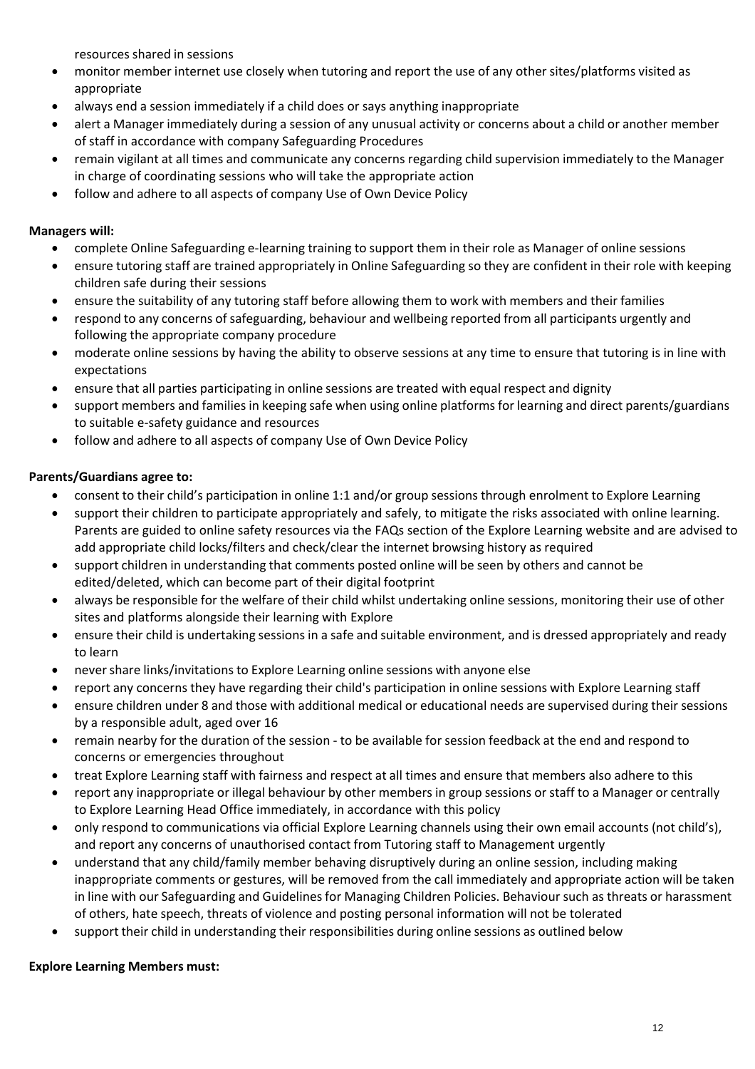resources shared in sessions

- monitor member internet use closely when tutoring and report the use of any other sites/platforms visited as appropriate
- always end a session immediately if a child does or says anything inappropriate
- alert a Manager immediately during a session of any unusual activity or concerns about a child or another member of staff in accordance with company Safeguarding Procedures
- remain vigilant at all times and communicate any concerns regarding child supervision immediately to the Manager in charge of coordinating sessions who will take the appropriate action
- follow and adhere to all aspects of company Use of Own Device Policy

**Managers will:**

- complete Online Safeguarding e-learning training to support them in their role as Manager of online sessions
- ensure tutoring staff are trained appropriately in Online Safeguarding so they are confident in their role with keeping children safe during their sessions
- ensure the suitability of any tutoring staff before allowing them to work with members and their families
- respond to any concerns of safeguarding, behaviour and wellbeing reported from all participants urgently and following the appropriate company procedure
- moderate online sessions by having the ability to observe sessions at any time to ensure that tutoring is in line with expectations
- ensure that all parties participating in online sessions are treated with equal respect and dignity
- support members and families in keeping safe when using online platforms for learning and direct parents/guardians to suitable e-safety guidance and resources
- follow and adhere to all aspects of company Use of Own Device Policy

**Parents/Guardians agree to:**

- consent to their child's participation in online 1:1 and/or group sessions through enrolment to Explore Learning
- support their children to participate appropriately and safely, to mitigate the risks associated with online learning. Parents are guided to online safety resources via the FAQs section of the Explore Learning website and are advised to add appropriate child locks/filters and check/clear the internet browsing history as required
- support children in understanding that comments posted online will be seen by others and cannot be edited/deleted, which can become part of their digital footprint
- always be responsible for the welfare of their child whilst undertaking online sessions, monitoring their use of other sites and platforms alongside their learning with Explore
- ensure their child is undertaking sessions in a safe and suitable environment, and is dressed appropriately and ready to learn
- never share links/invitations to Explore Learning online sessions with anyone else
- report any concerns they have regarding their child's participation in online sessions with Explore Learning staff
- ensure children under 8 and those with additional medical or educational needs are supervised during their sessions by a responsible adult, aged over 16
- remain nearby for the duration of the session - to be available for session feedback at the end and respond to concerns or emergencies throughout
- treat Explore Learning staff with fairness and respect at all times and ensure that members also adhere to this
- report any inappropriate or illegal behaviour by other members in group sessions or staff to a Manager or centrally to Explore Learning Head Office immediately, in accordance with this policy
- only respond to communications via official Explore Learning channels using their own email accounts (not child's), and report any concerns of unauthorised contact from Tutoring staff to Management urgently
- understand that any child/family member behaving disruptively during an online session, including making inappropriate comments or gestures, will be removed from the call immediately and appropriate action will be taken in line with our Safeguarding and Guidelines for Managing Children Policies. Behaviour such as threats or harassment of others, hate speech, threats of violence and posting personal information will not be tolerated
- support their child in understanding their responsibilities during online sessions as outlined below

**Explore Learning Members must:**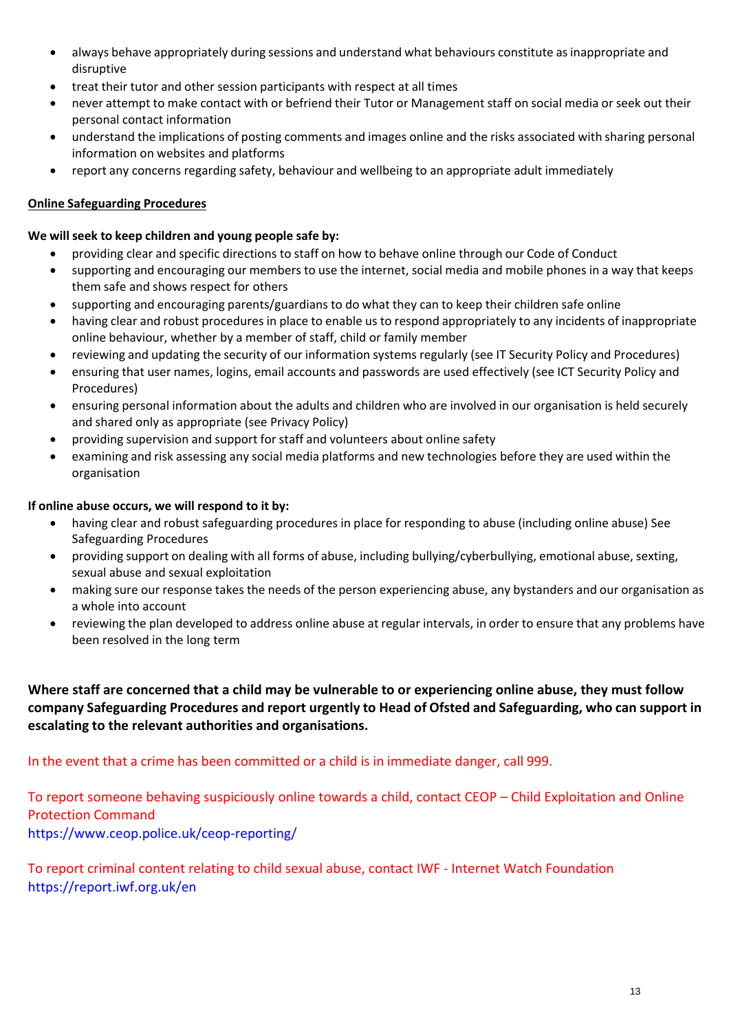- always behave appropriately during sessions and understand what behaviours constitute as inappropriate and disruptive
- treat their tutor and other session participants with respect at all times
- never attempt to make contact with or befriend their Tutor or Management staff on social media or seek out their personal contact information
- understand the implications of posting comments and images online and the risks associated with sharing personal information on websites and platforms
- report any concerns regarding safety, behaviour and wellbeing to an appropriate adult immediately

**Online Safeguarding Procedures**

**We will seek to keep children and young people safe by:**

- providing clear and specific directions to staff on how to behave online through our Code of Conduct
- supporting and encouraging our members to use the internet, social media and mobile phones in a way that keeps them safe and shows respect for others
- supporting and encouraging parents/guardians to do what they can to keep their children safe online
- having clear and robust procedures in place to enable us to respond appropriately to any incidents of inappropriate online behaviour, whether by a member of staff, child or family member
- reviewing and updating the security of our information systems regularly (see IT Security Policy and Procedures)
- ensuring that user names, logins, email accounts and passwords are used effectively (see ICT Security Policy and Procedures)
- ensuring personal information about the adults and children who are involved in our organisation is held securely and shared only as appropriate (see Privacy Policy)
- providing supervision and support for staff and volunteers about online safety
- examining and risk assessing any social media platforms and new technologies before they are used within the organisation

**If online abuse occurs, we will respond to it by:**

- having clear and robust safeguarding procedures in place for responding to abuse (including online abuse) See Safeguarding Procedures
- providing support on dealing with all forms of abuse, including bullying/cyberbullying, emotional abuse, sexting, sexual abuse and sexual exploitation
- making sure our response takes the needs of the person experiencing abuse, any bystanders and our organisation as a whole into account
- reviewing the plan developed to address online abuse at regular intervals, in order to ensure that any problems have been resolved in the long term

**Where staff are concerned that a child may be vulnerable to or experiencing online abuse, they must follow company Safeguarding Procedures and report urgently to Head of Ofsted and Safeguarding, who can support in escalating to the relevant authorities and organisations.**

In the event that a crime has been committed or a child is in immediate danger, call 999.

To report someone behaving suspiciously online towards a child, contact CEOP – Child Exploitation and Online Protection Command
https://www.ceop.police.uk/ceop-reporting/

To report criminal content relating to child sexual abuse, contact IWF - Internet Watch Foundation
https://report.iwf.org.uk/en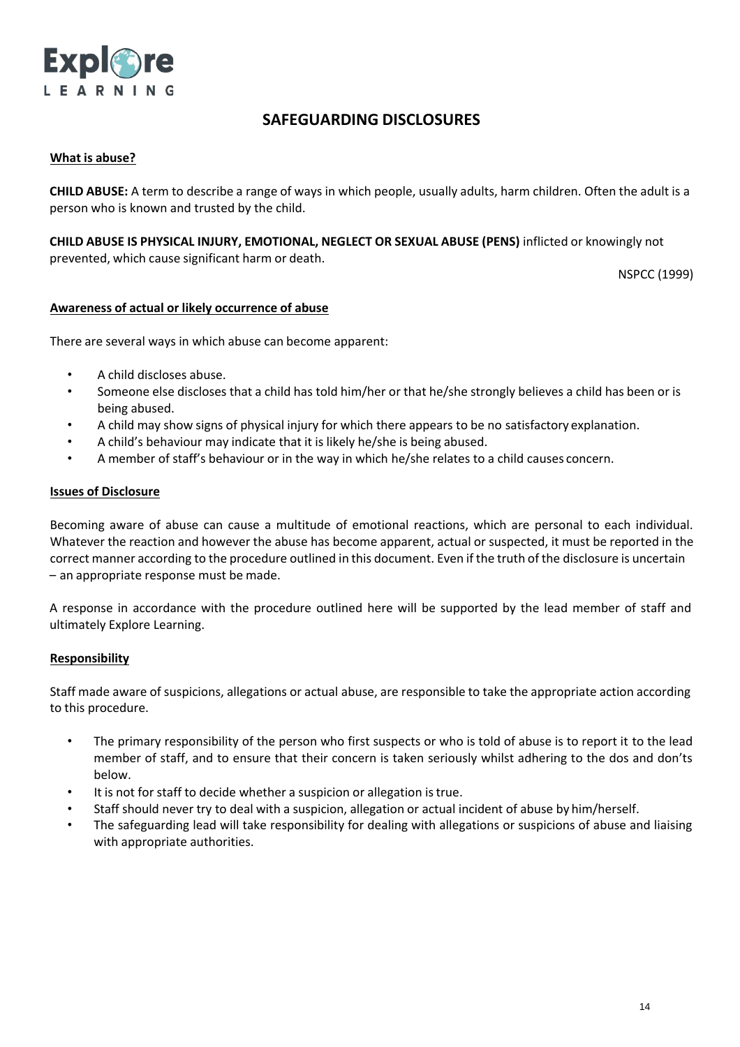# SAFEGUARDING DISCLOSURES

## What is abuse?

**CHILD ABUSE:** A term to describe a range of ways in which people, usually adults, harm children. Often the adult is a person who is known and trusted by the child.

**CHILD ABUSE IS PHYSICAL INJURY, EMOTIONAL, NEGLECT OR SEXUAL ABUSE (PENS)** inflicted or knowingly not prevented, which cause significant harm or death.

NSPCC (1999)

## Awareness of actual or likely occurrence of abuse

There are several ways in which abuse can become apparent:

- A child discloses abuse.
- Someone else discloses that a child has told him/her or that he/she strongly believes a child has been or is being abused.
- A child may show signs of physical injury for which there appears to be no satisfactory explanation.
- A child's behaviour may indicate that it is likely he/she is being abused.
- A member of staff's behaviour or in the way in which he/she relates to a child causes concern.

## Issues of Disclosure

Becoming aware of abuse can cause a multitude of emotional reactions, which are personal to each individual. Whatever the reaction and however the abuse has become apparent, actual or suspected, it must be reported in the correct manner according to the procedure outlined in this document. Even if the truth of the disclosure is uncertain – an appropriate response must be made.

A response in accordance with the procedure outlined here will be supported by the lead member of staff and ultimately Explore Learning.

## Responsibility

Staff made aware of suspicions, allegations or actual abuse, are responsible to take the appropriate action according to this procedure.

- The primary responsibility of the person who first suspects or who is told of abuse is to report it to the lead member of staff, and to ensure that their concern is taken seriously whilst adhering to the dos and don'ts below.
- It is not for staff to decide whether a suspicion or allegation is true.
- Staff should never try to deal with a suspicion, allegation or actual incident of abuse by him/herself.
- The safeguarding lead will take responsibility for dealing with allegations or suspicions of abuse and liaising with appropriate authorities.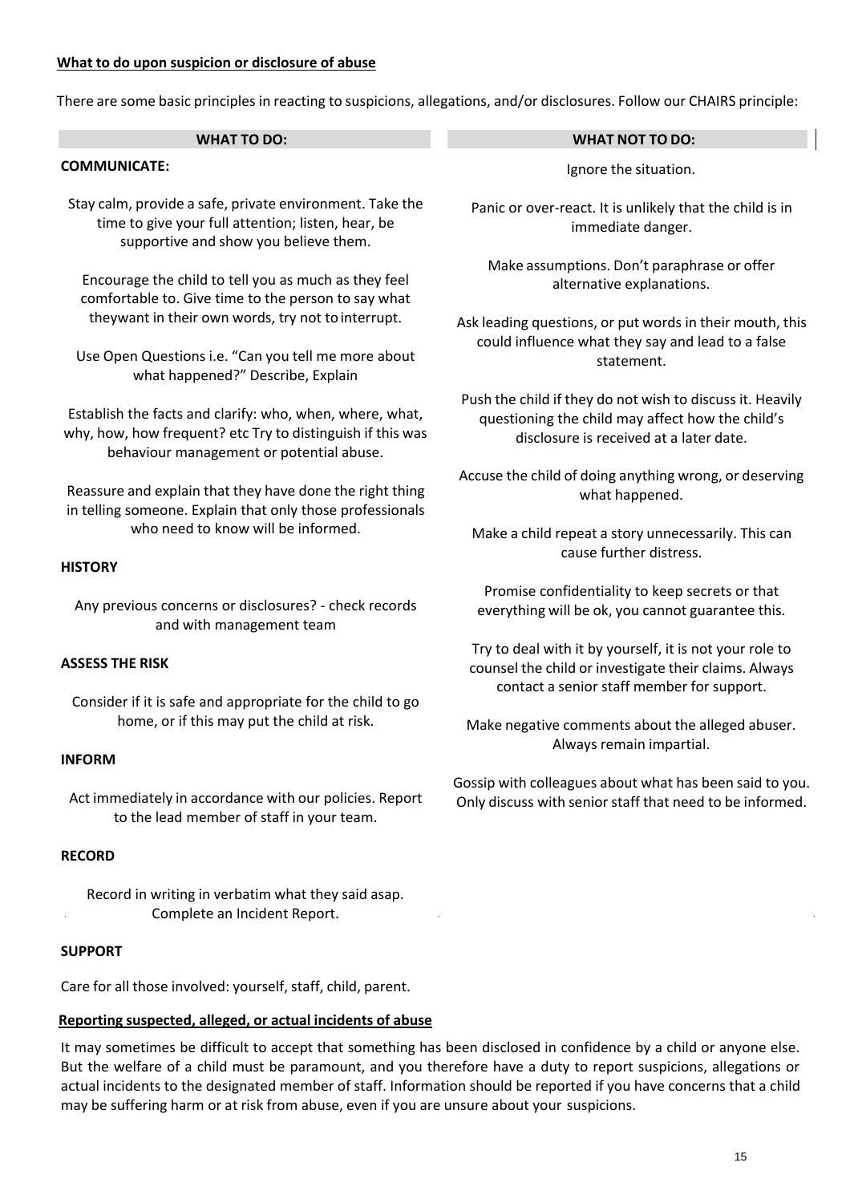**What to do upon suspicion or disclosure of abuse**

There are some basic principles in reacting to suspicions, allegations, and/or disclosures. Follow our CHAIRS principle:

| WHAT TO DO: | WHAT NOT TO DO: |
|---|---|
| **COMMUNICATE:** | Ignore the situation. |
| Stay calm, provide a safe, private environment. Take the time to give your full attention; listen, hear, be supportive and show you believe them. | Panic or over-react. It is unlikely that the child is in immediate danger. |
| Encourage the child to tell you as much as they feel comfortable to. Give time to the person to say what theywant in their own words, try not to interrupt. | Make assumptions. Don't paraphrase or offer alternative explanations. |
| Use Open Questions i.e. "Can you tell me more about what happened?" Describe, Explain | Ask leading questions, or put words in their mouth, this could influence what they say and lead to a false statement. |
| Establish the facts and clarify: who, when, where, what, why, how, how frequent? etc Try to distinguish if this was behaviour management or potential abuse. | Push the child if they do not wish to discuss it. Heavily questioning the child may affect how the child's disclosure is received at a later date. |
| Reassure and explain that they have done the right thing in telling someone. Explain that only those professionals who need to know will be informed. | Accuse the child of doing anything wrong, or deserving what happened. |
| **HISTORY** | Make a child repeat a story unnecessarily. This can cause further distress. |
| Any previous concerns or disclosures? - check records and with management team | Promise confidentiality to keep secrets or that everything will be ok, you cannot guarantee this. |
| **ASSESS THE RISK** | Try to deal with it by yourself, it is not your role to counsel the child or investigate their claims. Always contact a senior staff member for support. |
| Consider if it is safe and appropriate for the child to go home, or if this may put the child at risk. | Make negative comments about the alleged abuser. Always remain impartial. |
| **INFORM** | Gossip with colleagues about what has been said to you. Only discuss with senior staff that need to be informed. |
| Act immediately in accordance with our policies. Report to the lead member of staff in your team. | |
| **RECORD** | |
| Record in writing in verbatim what they said asap. Complete an Incident Report. | |
| **SUPPORT** | |
| Care for all those involved: yourself, staff, child, parent. | |

**Reporting suspected, alleged, or actual incidents of abuse**

It may sometimes be difficult to accept that something has been disclosed in confidence by a child or anyone else. But the welfare of a child must be paramount, and you therefore have a duty to report suspicions, allegations or actual incidents to the designated member of staff. Information should be reported if you have concerns that a child may be suffering harm or at risk from abuse, even if you are unsure about your suspicions.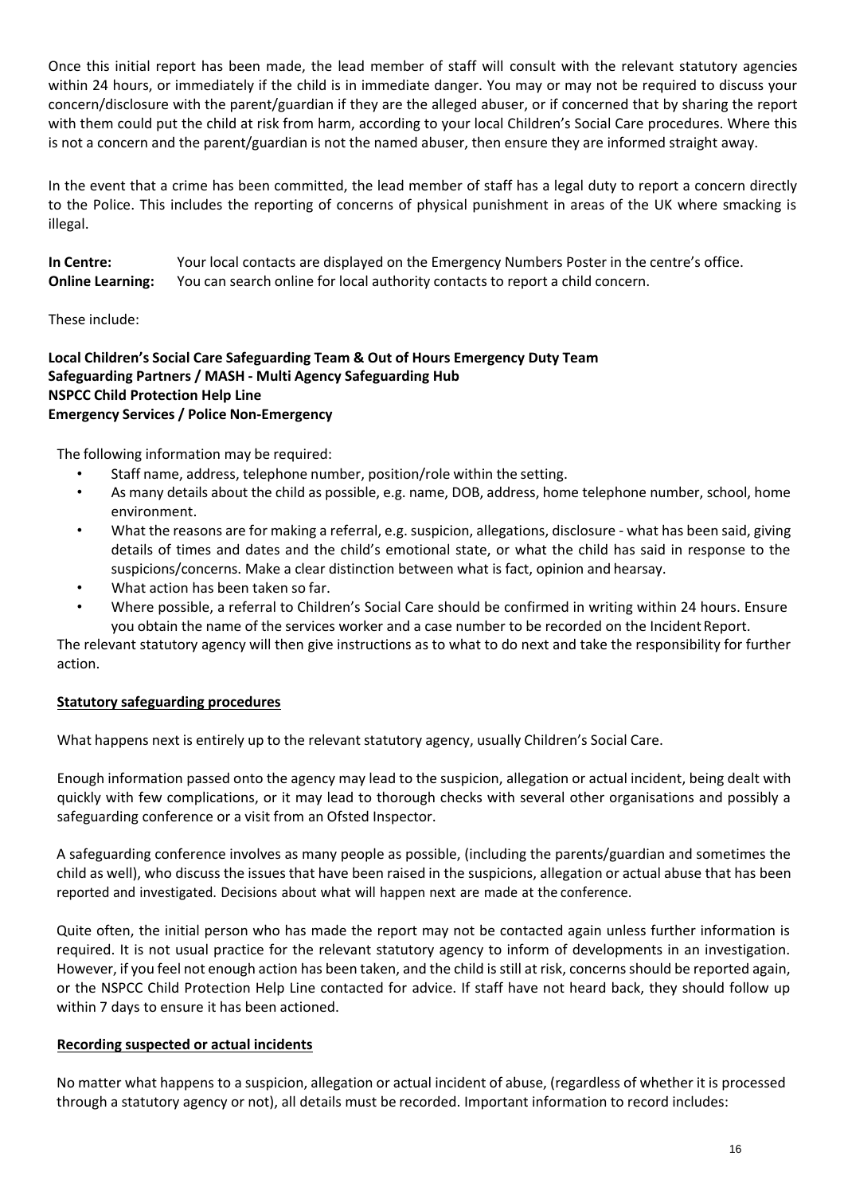Once this initial report has been made, the lead member of staff will consult with the relevant statutory agencies within 24 hours, or immediately if the child is in immediate danger. You may or may not be required to discuss your concern/disclosure with the parent/guardian if they are the alleged abuser, or if concerned that by sharing the report with them could put the child at risk from harm, according to your local Children's Social Care procedures. Where this is not a concern and the parent/guardian is not the named abuser, then ensure they are informed straight away.

In the event that a crime has been committed, the lead member of staff has a legal duty to report a concern directly to the Police. This includes the reporting of concerns of physical punishment in areas of the UK where smacking is illegal.

**In Centre:** Your local contacts are displayed on the Emergency Numbers Poster in the centre's office.
**Online Learning:** You can search online for local authority contacts to report a child concern.

These include:

**Local Children's Social Care Safeguarding Team & Out of Hours Emergency Duty Team**
**Safeguarding Partners / MASH - Multi Agency Safeguarding Hub**
**NSPCC Child Protection Help Line**
**Emergency Services / Police Non-Emergency**

The following information may be required:

- Staff name, address, telephone number, position/role within the setting.
- As many details about the child as possible, e.g. name, DOB, address, home telephone number, school, home environment.
- What the reasons are for making a referral, e.g. suspicion, allegations, disclosure - what has been said, giving details of times and dates and the child's emotional state, or what the child has said in response to the suspicions/concerns. Make a clear distinction between what is fact, opinion and hearsay.
- What action has been taken so far.
- Where possible, a referral to Children's Social Care should be confirmed in writing within 24 hours. Ensure you obtain the name of the services worker and a case number to be recorded on the Incident Report.

The relevant statutory agency will then give instructions as to what to do next and take the responsibility for further action.

**Statutory safeguarding procedures**

What happens next is entirely up to the relevant statutory agency, usually Children's Social Care.

Enough information passed onto the agency may lead to the suspicion, allegation or actual incident, being dealt with quickly with few complications, or it may lead to thorough checks with several other organisations and possibly a safeguarding conference or a visit from an Ofsted Inspector.

A safeguarding conference involves as many people as possible, (including the parents/guardian and sometimes the child as well), who discuss the issues that have been raised in the suspicions, allegation or actual abuse that has been reported and investigated. Decisions about what will happen next are made at the conference.

Quite often, the initial person who has made the report may not be contacted again unless further information is required. It is not usual practice for the relevant statutory agency to inform of developments in an investigation. However, if you feel not enough action has been taken, and the child is still at risk, concerns should be reported again, or the NSPCC Child Protection Help Line contacted for advice. If staff have not heard back, they should follow up within 7 days to ensure it has been actioned.

**Recording suspected or actual incidents**

No matter what happens to a suspicion, allegation or actual incident of abuse, (regardless of whether it is processed through a statutory agency or not), all details must be recorded. Important information to record includes: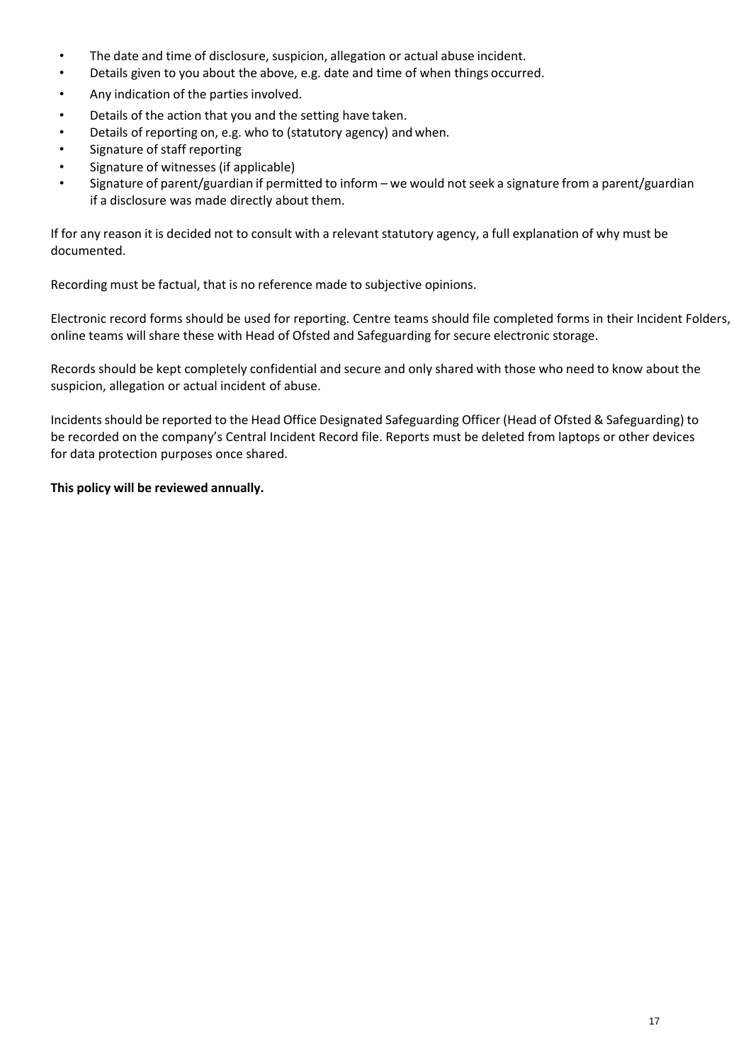- The date and time of disclosure, suspicion, allegation or actual abuse incident.
- Details given to you about the above, e.g. date and time of when things occurred.
- Any indication of the parties involved.
- Details of the action that you and the setting have taken.
- Details of reporting on, e.g. who to (statutory agency) and when.
- Signature of staff reporting
- Signature of witnesses (if applicable)
- Signature of parent/guardian if permitted to inform – we would not seek a signature from a parent/guardian if a disclosure was made directly about them.

If for any reason it is decided not to consult with a relevant statutory agency, a full explanation of why must be documented.

Recording must be factual, that is no reference made to subjective opinions.

Electronic record forms should be used for reporting. Centre teams should file completed forms in their Incident Folders, online teams will share these with Head of Ofsted and Safeguarding for secure electronic storage.

Records should be kept completely confidential and secure and only shared with those who need to know about the suspicion, allegation or actual incident of abuse.

Incidents should be reported to the Head Office Designated Safeguarding Officer (Head of Ofsted & Safeguarding) to be recorded on the company's Central Incident Record file. Reports must be deleted from laptops or other devices for data protection purposes once shared.

**This policy will be reviewed annually.**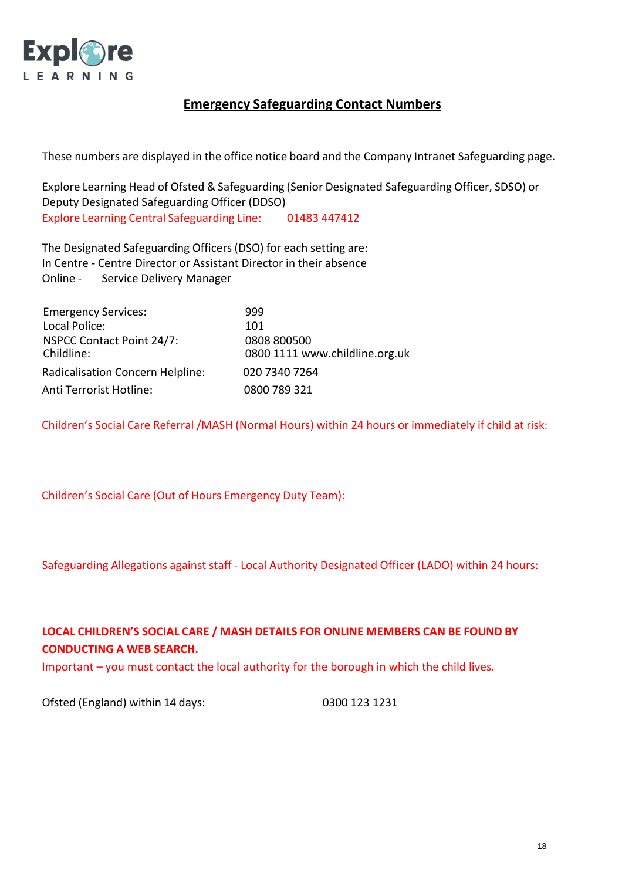Explore LEARNING

## Emergency Safeguarding Contact Numbers

These numbers are displayed in the office notice board and the Company Intranet Safeguarding page.

Explore Learning Head of Ofsted & Safeguarding (Senior Designated Safeguarding Officer, SDSO) or Deputy Designated Safeguarding Officer (DDSO)
Explore Learning Central Safeguarding Line: 01483 447412

The Designated Safeguarding Officers (DSO) for each setting are:
In Centre - Centre Director or Assistant Director in their absence
Online - Service Delivery Manager

| | |
|---|---|
| Emergency Services: | 999 |
| Local Police: | 101 |
| NSPCC Contact Point 24/7: | 0808 800500 |
| Childline: | 0800 1111 www.childline.org.uk |
| Radicalisation Concern Helpline: | 020 7340 7264 |
| Anti Terrorist Hotline: | 0800 789 321 |

Children's Social Care Referral /MASH (Normal Hours) within 24 hours or immediately if child at risk:

Children's Social Care (Out of Hours Emergency Duty Team):

Safeguarding Allegations against staff - Local Authority Designated Officer (LADO) within 24 hours:

**LOCAL CHILDREN'S SOCIAL CARE / MASH DETAILS FOR ONLINE MEMBERS CAN BE FOUND BY CONDUCTING A WEB SEARCH.**
Important – you must contact the local authority for the borough in which the child lives.

Ofsted (England) within 14 days: 0300 123 1231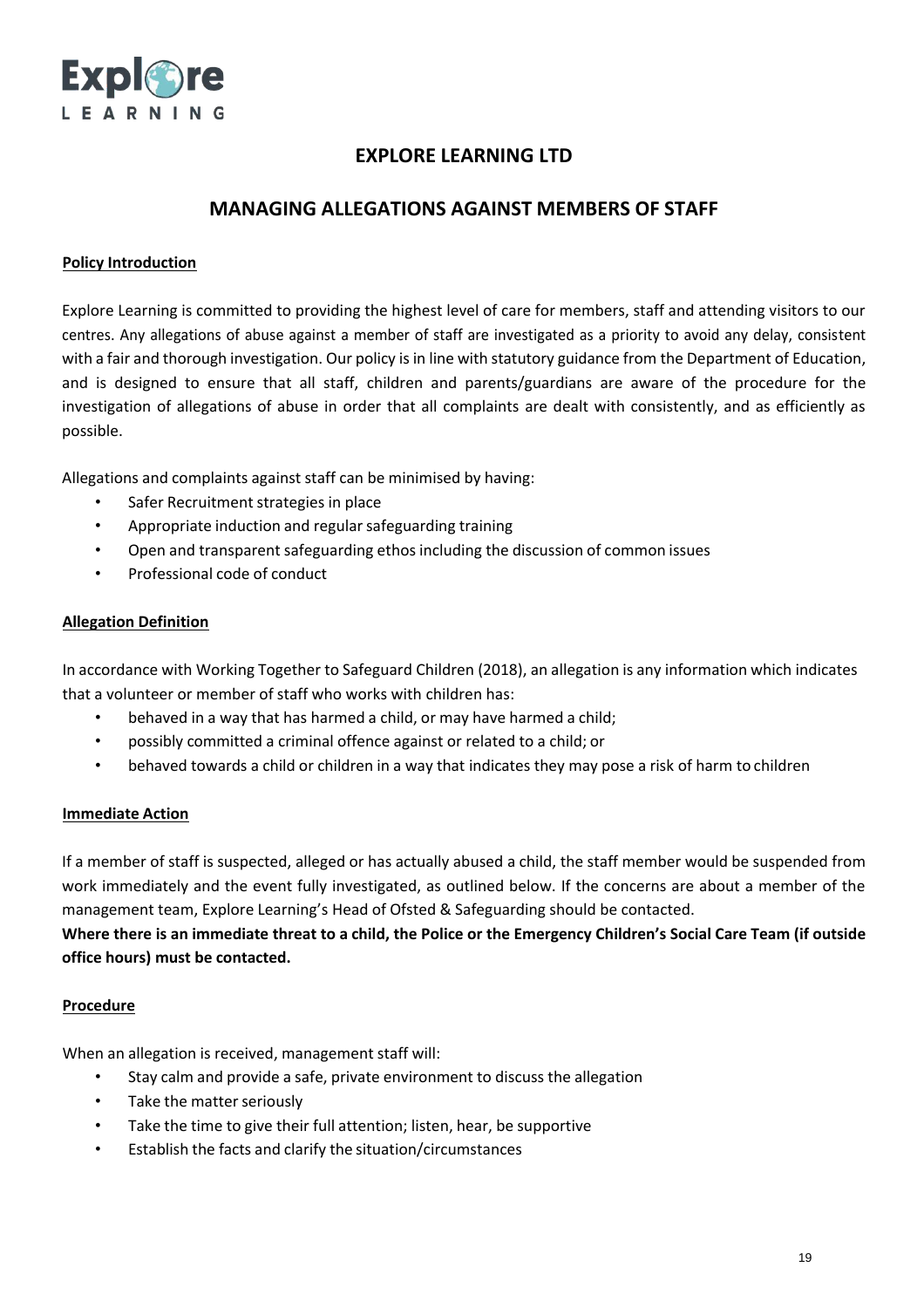# EXPLORE LEARNING LTD

## MANAGING ALLEGATIONS AGAINST MEMBERS OF STAFF

**Policy Introduction**

Explore Learning is committed to providing the highest level of care for members, staff and attending visitors to our centres. Any allegations of abuse against a member of staff are investigated as a priority to avoid any delay, consistent with a fair and thorough investigation. Our policy is in line with statutory guidance from the Department of Education, and is designed to ensure that all staff, children and parents/guardians are aware of the procedure for the investigation of allegations of abuse in order that all complaints are dealt with consistently, and as efficiently as possible.

Allegations and complaints against staff can be minimised by having:

- Safer Recruitment strategies in place
- Appropriate induction and regular safeguarding training
- Open and transparent safeguarding ethos including the discussion of common issues
- Professional code of conduct

**Allegation Definition**

In accordance with Working Together to Safeguard Children (2018), an allegation is any information which indicates that a volunteer or member of staff who works with children has:

- behaved in a way that has harmed a child, or may have harmed a child;
- possibly committed a criminal offence against or related to a child; or
- behaved towards a child or children in a way that indicates they may pose a risk of harm to children

**Immediate Action**

If a member of staff is suspected, alleged or has actually abused a child, the staff member would be suspended from work immediately and the event fully investigated, as outlined below. If the concerns are about a member of the management team, Explore Learning's Head of Ofsted & Safeguarding should be contacted.

**Where there is an immediate threat to a child, the Police or the Emergency Children's Social Care Team (if outside office hours) must be contacted.**

**Procedure**

When an allegation is received, management staff will:

- Stay calm and provide a safe, private environment to discuss the allegation
- Take the matter seriously
- Take the time to give their full attention; listen, hear, be supportive
- Establish the facts and clarify the situation/circumstances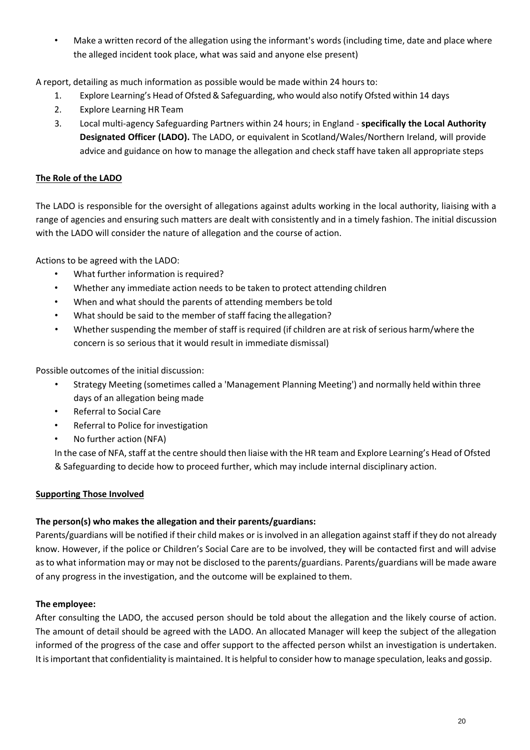- Make a written record of the allegation using the informant's words (including time, date and place where the alleged incident took place, what was said and anyone else present)

A report, detailing as much information as possible would be made within 24 hours to:

1. Explore Learning's Head of Ofsted & Safeguarding, who would also notify Ofsted within 14 days
2. Explore Learning HR Team
3. Local multi-agency Safeguarding Partners within 24 hours; in England - **specifically the Local Authority Designated Officer (LADO).** The LADO, or equivalent in Scotland/Wales/Northern Ireland, will provide advice and guidance on how to manage the allegation and check staff have taken all appropriate steps

**The Role of the LADO**

The LADO is responsible for the oversight of allegations against adults working in the local authority, liaising with a range of agencies and ensuring such matters are dealt with consistently and in a timely fashion. The initial discussion with the LADO will consider the nature of allegation and the course of action.

Actions to be agreed with the LADO:

- What further information is required?
- Whether any immediate action needs to be taken to protect attending children
- When and what should the parents of attending members be told
- What should be said to the member of staff facing the allegation?
- Whether suspending the member of staff is required (if children are at risk of serious harm/where the concern is so serious that it would result in immediate dismissal)

Possible outcomes of the initial discussion:

- Strategy Meeting (sometimes called a 'Management Planning Meeting') and normally held within three days of an allegation being made
- Referral to Social Care
- Referral to Police for investigation
- No further action (NFA)

In the case of NFA, staff at the centre should then liaise with the HR team and Explore Learning's Head of Ofsted & Safeguarding to decide how to proceed further, which may include internal disciplinary action.

**Supporting Those Involved**

**The person(s) who makes the allegation and their parents/guardians:**

Parents/guardians will be notified if their child makes or is involved in an allegation against staff if they do not already know. However, if the police or Children's Social Care are to be involved, they will be contacted first and will advise as to what information may or may not be disclosed to the parents/guardians. Parents/guardians will be made aware of any progress in the investigation, and the outcome will be explained to them.

**The employee:**

After consulting the LADO, the accused person should be told about the allegation and the likely course of action. The amount of detail should be agreed with the LADO. An allocated Manager will keep the subject of the allegation informed of the progress of the case and offer support to the affected person whilst an investigation is undertaken. It is important that confidentiality is maintained. It is helpful to consider how to manage speculation, leaks and gossip.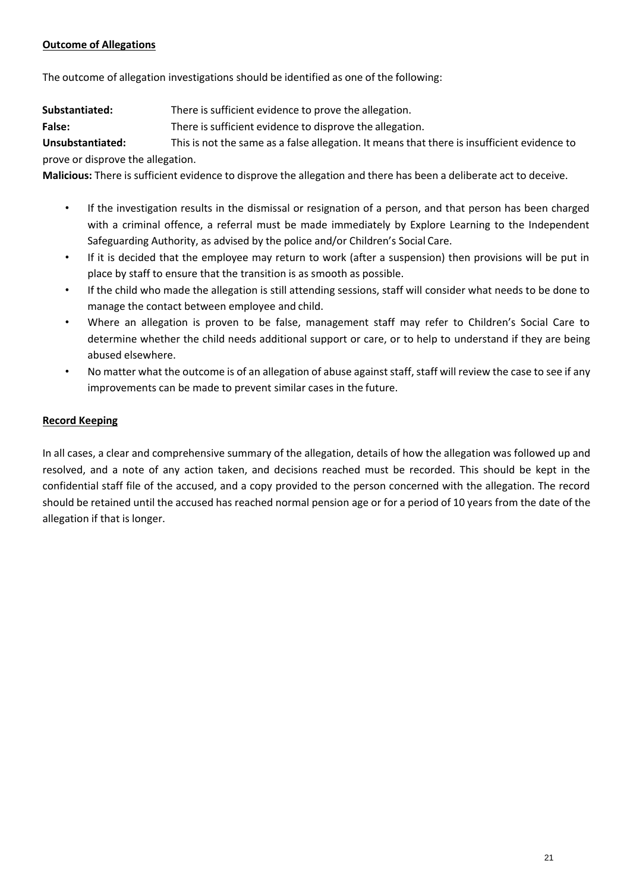**Outcome of Allegations**

The outcome of allegation investigations should be identified as one of the following:

**Substantiated:** There is sufficient evidence to prove the allegation.
**False:** There is sufficient evidence to disprove the allegation.
**Unsubstantiated:** This is not the same as a false allegation. It means that there is insufficient evidence to prove or disprove the allegation.
**Malicious:** There is sufficient evidence to disprove the allegation and there has been a deliberate act to deceive.

- If the investigation results in the dismissal or resignation of a person, and that person has been charged with a criminal offence, a referral must be made immediately by Explore Learning to the Independent Safeguarding Authority, as advised by the police and/or Children's Social Care.
- If it is decided that the employee may return to work (after a suspension) then provisions will be put in place by staff to ensure that the transition is as smooth as possible.
- If the child who made the allegation is still attending sessions, staff will consider what needs to be done to manage the contact between employee and child.
- Where an allegation is proven to be false, management staff may refer to Children's Social Care to determine whether the child needs additional support or care, or to help to understand if they are being abused elsewhere.
- No matter what the outcome is of an allegation of abuse against staff, staff will review the case to see if any improvements can be made to prevent similar cases in the future.

**Record Keeping**

In all cases, a clear and comprehensive summary of the allegation, details of how the allegation was followed up and resolved, and a note of any action taken, and decisions reached must be recorded. This should be kept in the confidential staff file of the accused, and a copy provided to the person concerned with the allegation. The record should be retained until the accused has reached normal pension age or for a period of 10 years from the date of the allegation if that is longer.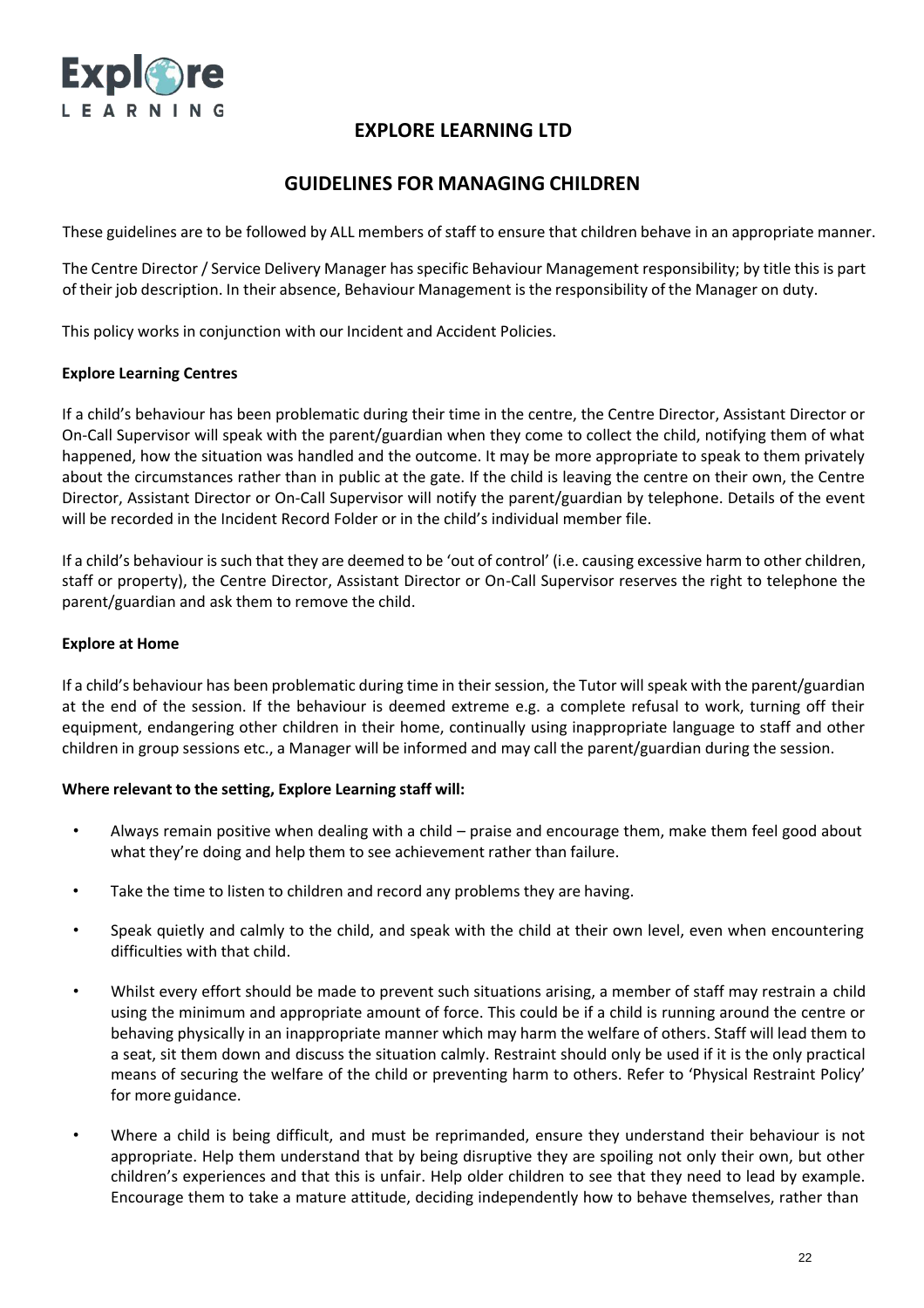# EXPLORE LEARNING LTD

## GUIDELINES FOR MANAGING CHILDREN

These guidelines are to be followed by ALL members of staff to ensure that children behave in an appropriate manner.

The Centre Director / Service Delivery Manager has specific Behaviour Management responsibility; by title this is part of their job description. In their absence, Behaviour Management is the responsibility of the Manager on duty.

This policy works in conjunction with our Incident and Accident Policies.

**Explore Learning Centres**

If a child's behaviour has been problematic during their time in the centre, the Centre Director, Assistant Director or On-Call Supervisor will speak with the parent/guardian when they come to collect the child, notifying them of what happened, how the situation was handled and the outcome. It may be more appropriate to speak to them privately about the circumstances rather than in public at the gate. If the child is leaving the centre on their own, the Centre Director, Assistant Director or On-Call Supervisor will notify the parent/guardian by telephone. Details of the event will be recorded in the Incident Record Folder or in the child's individual member file.

If a child's behaviour is such that they are deemed to be 'out of control' (i.e. causing excessive harm to other children, staff or property), the Centre Director, Assistant Director or On-Call Supervisor reserves the right to telephone the parent/guardian and ask them to remove the child.

**Explore at Home**

If a child's behaviour has been problematic during time in their session, the Tutor will speak with the parent/guardian at the end of the session. If the behaviour is deemed extreme e.g. a complete refusal to work, turning off their equipment, endangering other children in their home, continually using inappropriate language to staff and other children in group sessions etc., a Manager will be informed and may call the parent/guardian during the session.

**Where relevant to the setting, Explore Learning staff will:**

- Always remain positive when dealing with a child – praise and encourage them, make them feel good about what they're doing and help them to see achievement rather than failure.
- Take the time to listen to children and record any problems they are having.
- Speak quietly and calmly to the child, and speak with the child at their own level, even when encountering difficulties with that child.
- Whilst every effort should be made to prevent such situations arising, a member of staff may restrain a child using the minimum and appropriate amount of force. This could be if a child is running around the centre or behaving physically in an inappropriate manner which may harm the welfare of others. Staff will lead them to a seat, sit them down and discuss the situation calmly. Restraint should only be used if it is the only practical means of securing the welfare of the child or preventing harm to others. Refer to 'Physical Restraint Policy' for more guidance.
- Where a child is being difficult, and must be reprimanded, ensure they understand their behaviour is not appropriate. Help them understand that by being disruptive they are spoiling not only their own, but other children's experiences and that this is unfair. Help older children to see that they need to lead by example. Encourage them to take a mature attitude, deciding independently how to behave themselves, rather than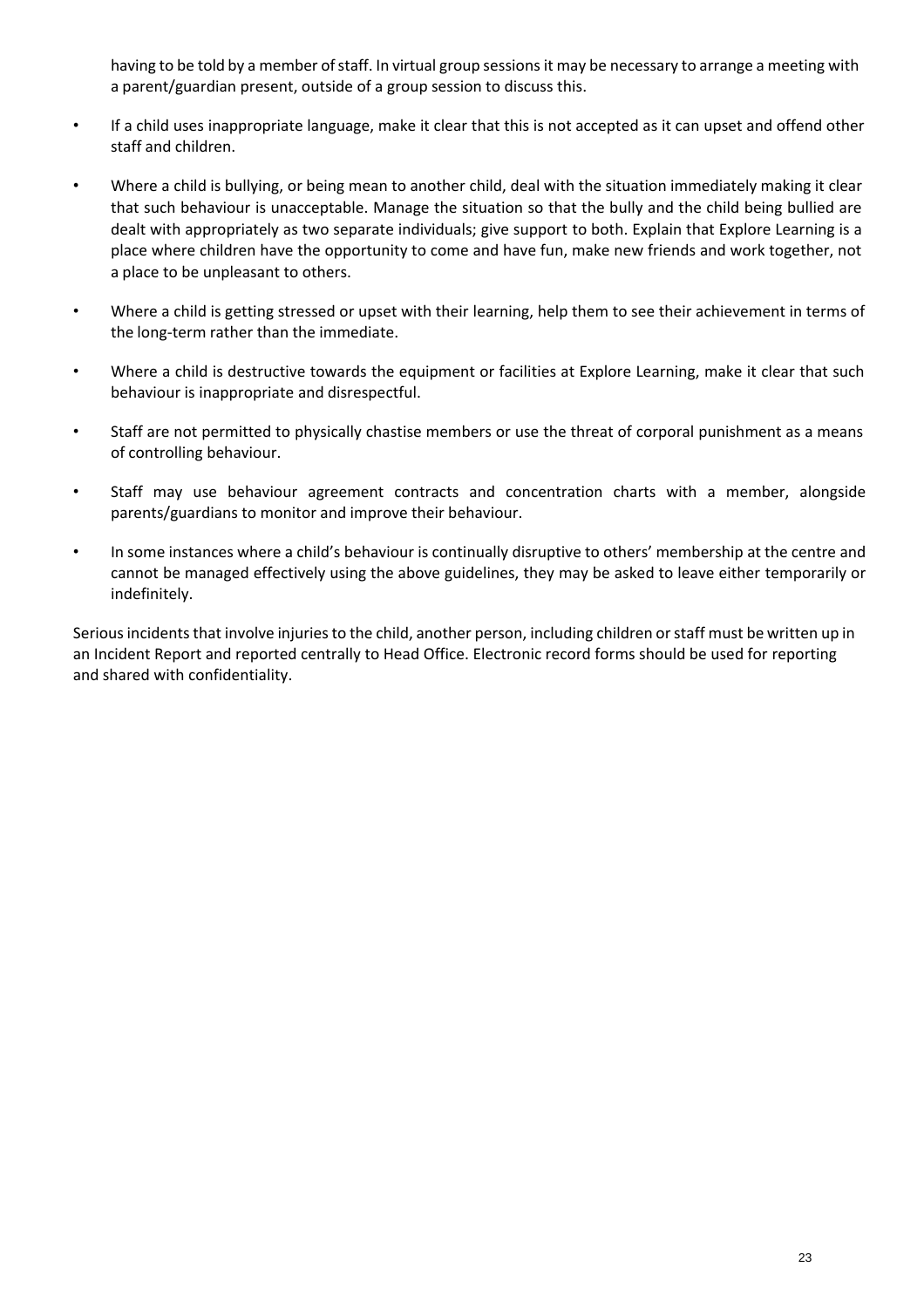having to be told by a member of staff. In virtual group sessions it may be necessary to arrange a meeting with a parent/guardian present, outside of a group session to discuss this.

- If a child uses inappropriate language, make it clear that this is not accepted as it can upset and offend other staff and children.
- Where a child is bullying, or being mean to another child, deal with the situation immediately making it clear that such behaviour is unacceptable. Manage the situation so that the bully and the child being bullied are dealt with appropriately as two separate individuals; give support to both. Explain that Explore Learning is a place where children have the opportunity to come and have fun, make new friends and work together, not a place to be unpleasant to others.
- Where a child is getting stressed or upset with their learning, help them to see their achievement in terms of the long-term rather than the immediate.
- Where a child is destructive towards the equipment or facilities at Explore Learning, make it clear that such behaviour is inappropriate and disrespectful.
- Staff are not permitted to physically chastise members or use the threat of corporal punishment as a means of controlling behaviour.
- Staff may use behaviour agreement contracts and concentration charts with a member, alongside parents/guardians to monitor and improve their behaviour.
- In some instances where a child's behaviour is continually disruptive to others' membership at the centre and cannot be managed effectively using the above guidelines, they may be asked to leave either temporarily or indefinitely.

Serious incidents that involve injuries to the child, another person, including children or staff must be written up in an Incident Report and reported centrally to Head Office. Electronic record forms should be used for reporting and shared with confidentiality.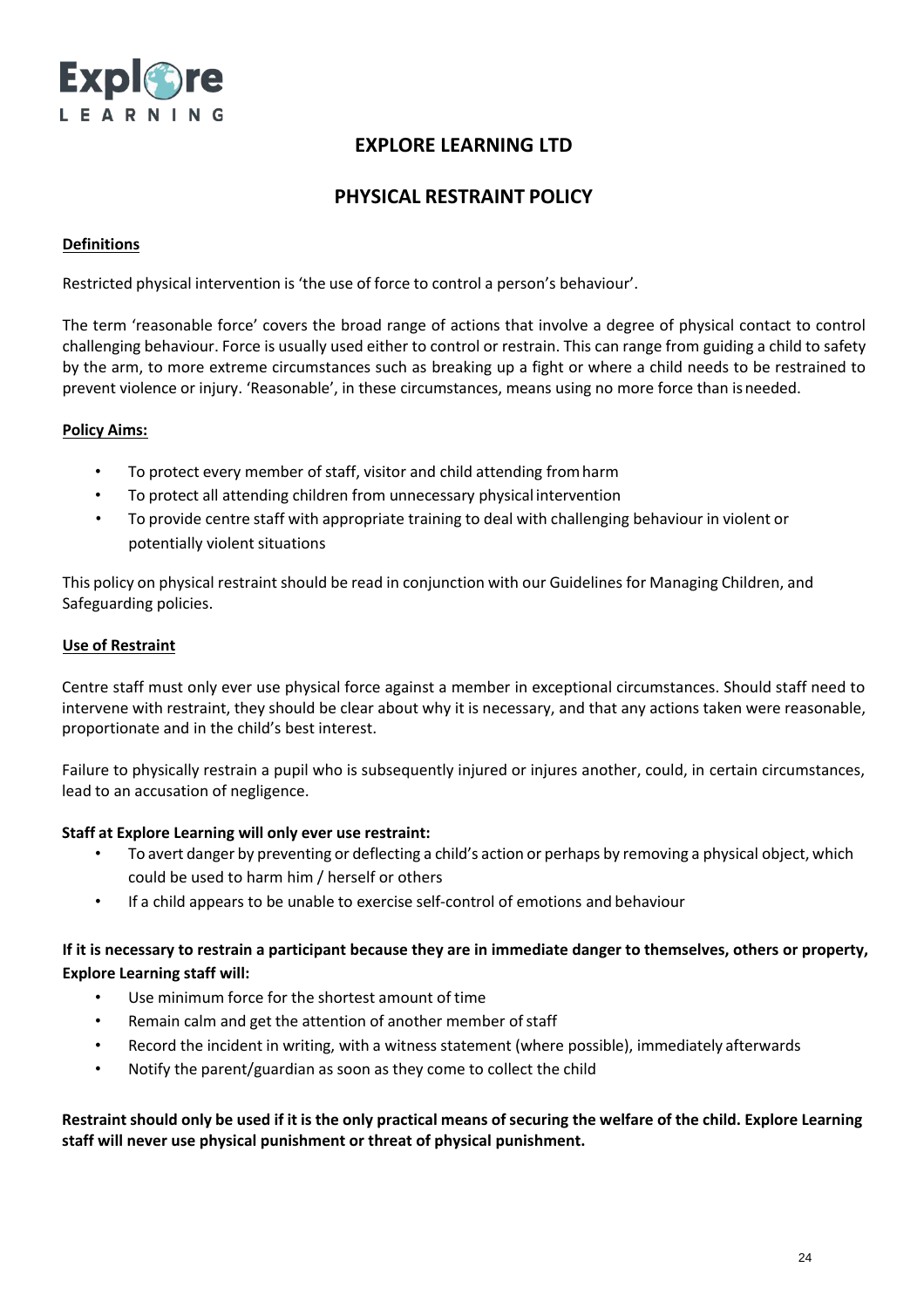## EXPLORE LEARNING LTD

## PHYSICAL RESTRAINT POLICY

**Definitions**

Restricted physical intervention is 'the use of force to control a person's behaviour'.

The term 'reasonable force' covers the broad range of actions that involve a degree of physical contact to control challenging behaviour. Force is usually used either to control or restrain. This can range from guiding a child to safety by the arm, to more extreme circumstances such as breaking up a fight or where a child needs to be restrained to prevent violence or injury. 'Reasonable', in these circumstances, means using no more force than is needed.

**Policy Aims:**

- To protect every member of staff, visitor and child attending from harm
- To protect all attending children from unnecessary physical intervention
- To provide centre staff with appropriate training to deal with challenging behaviour in violent or potentially violent situations

This policy on physical restraint should be read in conjunction with our Guidelines for Managing Children, and Safeguarding policies.

**Use of Restraint**

Centre staff must only ever use physical force against a member in exceptional circumstances. Should staff need to intervene with restraint, they should be clear about why it is necessary, and that any actions taken were reasonable, proportionate and in the child's best interest.

Failure to physically restrain a pupil who is subsequently injured or injures another, could, in certain circumstances, lead to an accusation of negligence.

**Staff at Explore Learning will only ever use restraint:**

- To avert danger by preventing or deflecting a child's action or perhaps by removing a physical object, which could be used to harm him / herself or others
- If a child appears to be unable to exercise self-control of emotions and behaviour

**If it is necessary to restrain a participant because they are in immediate danger to themselves, others or property, Explore Learning staff will:**

- Use minimum force for the shortest amount of time
- Remain calm and get the attention of another member of staff
- Record the incident in writing, with a witness statement (where possible), immediately afterwards
- Notify the parent/guardian as soon as they come to collect the child

**Restraint should only be used if it is the only practical means of securing the welfare of the child. Explore Learning staff will never use physical punishment or threat of physical punishment.**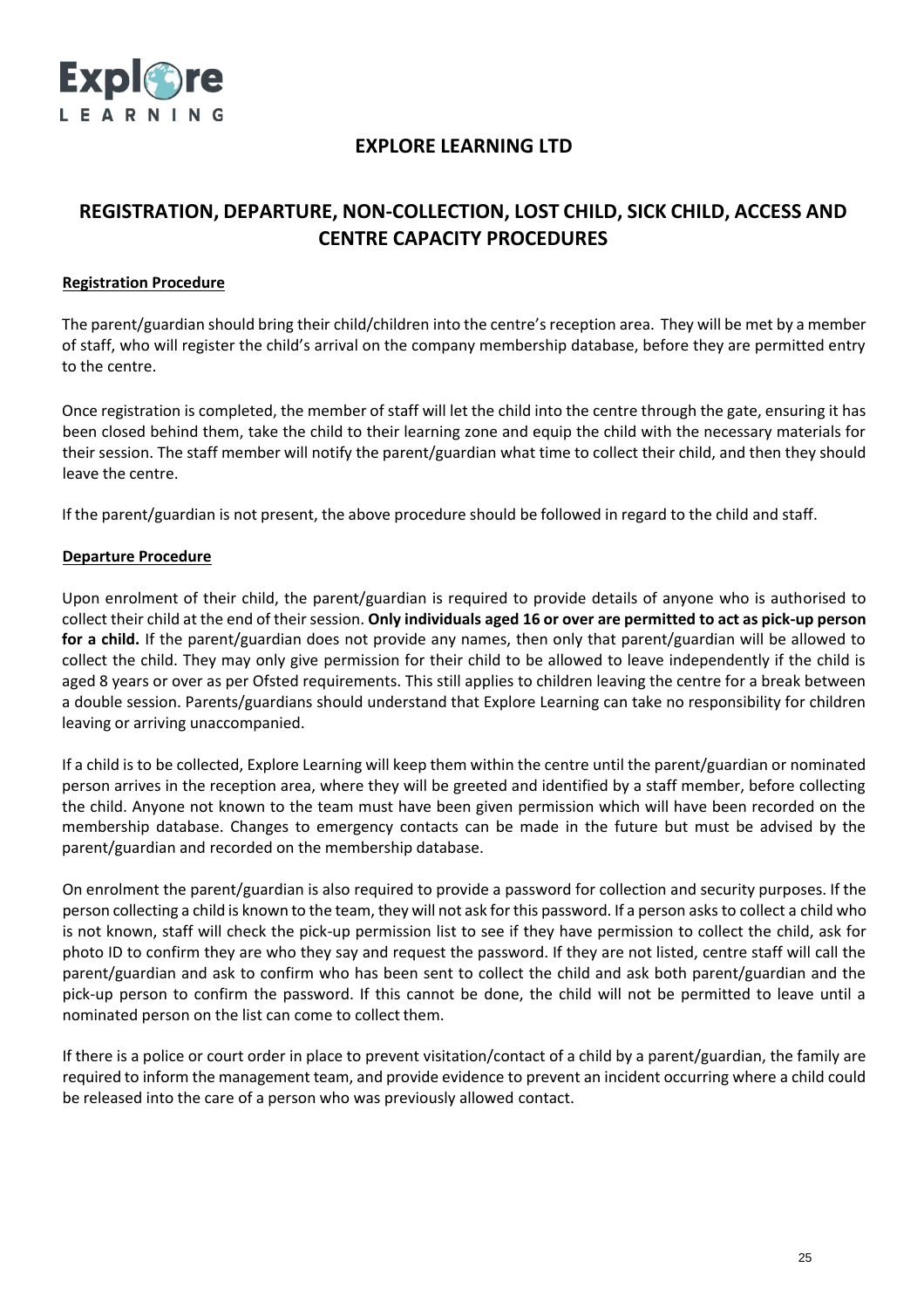## EXPLORE LEARNING LTD

# REGISTRATION, DEPARTURE, NON-COLLECTION, LOST CHILD, SICK CHILD, ACCESS AND CENTRE CAPACITY PROCEDURES

### Registration Procedure

The parent/guardian should bring their child/children into the centre's reception area. They will be met by a member of staff, who will register the child's arrival on the company membership database, before they are permitted entry to the centre.

Once registration is completed, the member of staff will let the child into the centre through the gate, ensuring it has been closed behind them, take the child to their learning zone and equip the child with the necessary materials for their session. The staff member will notify the parent/guardian what time to collect their child, and then they should leave the centre.

If the parent/guardian is not present, the above procedure should be followed in regard to the child and staff.

### Departure Procedure

Upon enrolment of their child, the parent/guardian is required to provide details of anyone who is authorised to collect their child at the end of their session. **Only individuals aged 16 or over are permitted to act as pick-up person for a child.** If the parent/guardian does not provide any names, then only that parent/guardian will be allowed to collect the child. They may only give permission for their child to be allowed to leave independently if the child is aged 8 years or over as per Ofsted requirements. This still applies to children leaving the centre for a break between a double session. Parents/guardians should understand that Explore Learning can take no responsibility for children leaving or arriving unaccompanied.

If a child is to be collected, Explore Learning will keep them within the centre until the parent/guardian or nominated person arrives in the reception area, where they will be greeted and identified by a staff member, before collecting the child. Anyone not known to the team must have been given permission which will have been recorded on the membership database. Changes to emergency contacts can be made in the future but must be advised by the parent/guardian and recorded on the membership database.

On enrolment the parent/guardian is also required to provide a password for collection and security purposes. If the person collecting a child is known to the team, they will not ask for this password. If a person asks to collect a child who is not known, staff will check the pick-up permission list to see if they have permission to collect the child, ask for photo ID to confirm they are who they say and request the password. If they are not listed, centre staff will call the parent/guardian and ask to confirm who has been sent to collect the child and ask both parent/guardian and the pick-up person to confirm the password. If this cannot be done, the child will not be permitted to leave until a nominated person on the list can come to collect them.

If there is a police or court order in place to prevent visitation/contact of a child by a parent/guardian, the family are required to inform the management team, and provide evidence to prevent an incident occurring where a child could be released into the care of a person who was previously allowed contact.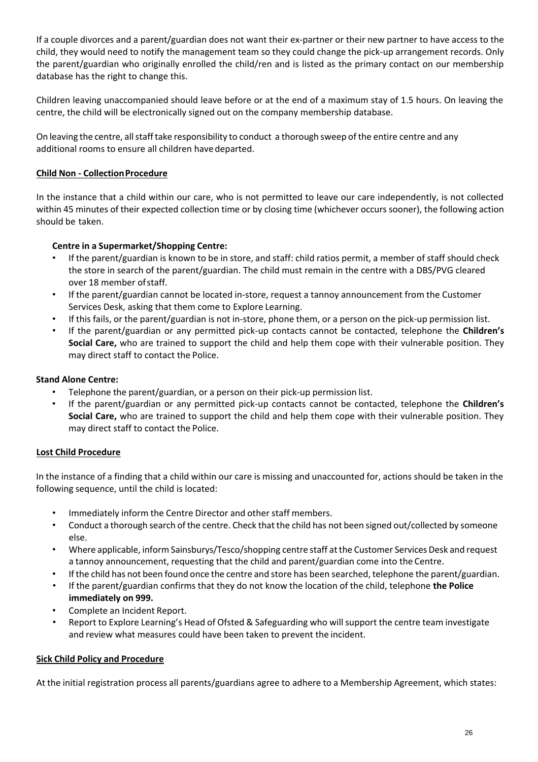If a couple divorces and a parent/guardian does not want their ex-partner or their new partner to have access to the child, they would need to notify the management team so they could change the pick-up arrangement records. Only the parent/guardian who originally enrolled the child/ren and is listed as the primary contact on our membership database has the right to change this.

Children leaving unaccompanied should leave before or at the end of a maximum stay of 1.5 hours. On leaving the centre, the child will be electronically signed out on the company membership database.

On leaving the centre, all staff take responsibility to conduct a thorough sweep of the entire centre and any additional rooms to ensure all children have departed.

## Child Non - Collection Procedure

In the instance that a child within our care, who is not permitted to leave our care independently, is not collected within 45 minutes of their expected collection time or by closing time (whichever occurs sooner), the following action should be taken.

### Centre in a Supermarket/Shopping Centre:

- If the parent/guardian is known to be in store, and staff: child ratios permit, a member of staff should check the store in search of the parent/guardian. The child must remain in the centre with a DBS/PVG cleared over 18 member of staff.
- If the parent/guardian cannot be located in-store, request a tannoy announcement from the Customer Services Desk, asking that them come to Explore Learning.
- If this fails, or the parent/guardian is not in-store, phone them, or a person on the pick-up permission list.
- If the parent/guardian or any permitted pick-up contacts cannot be contacted, telephone the **Children's Social Care,** who are trained to support the child and help them cope with their vulnerable position. They may direct staff to contact the Police.

### Stand Alone Centre:

- Telephone the parent/guardian, or a person on their pick-up permission list.
- If the parent/guardian or any permitted pick-up contacts cannot be contacted, telephone the **Children's Social Care,** who are trained to support the child and help them cope with their vulnerable position. They may direct staff to contact the Police.

## Lost Child Procedure

In the instance of a finding that a child within our care is missing and unaccounted for, actions should be taken in the following sequence, until the child is located:

- Immediately inform the Centre Director and other staff members.
- Conduct a thorough search of the centre. Check that the child has not been signed out/collected by someone else.
- Where applicable, inform Sainsburys/Tesco/shopping centre staff at the Customer Services Desk and request a tannoy announcement, requesting that the child and parent/guardian come into the Centre.
- If the child has not been found once the centre and store has been searched, telephone the parent/guardian.
- If the parent/guardian confirms that they do not know the location of the child, telephone **the Police immediately on 999.**
- Complete an Incident Report.
- Report to Explore Learning's Head of Ofsted & Safeguarding who will support the centre team investigate and review what measures could have been taken to prevent the incident.

## Sick Child Policy and Procedure

At the initial registration process all parents/guardians agree to adhere to a Membership Agreement, which states: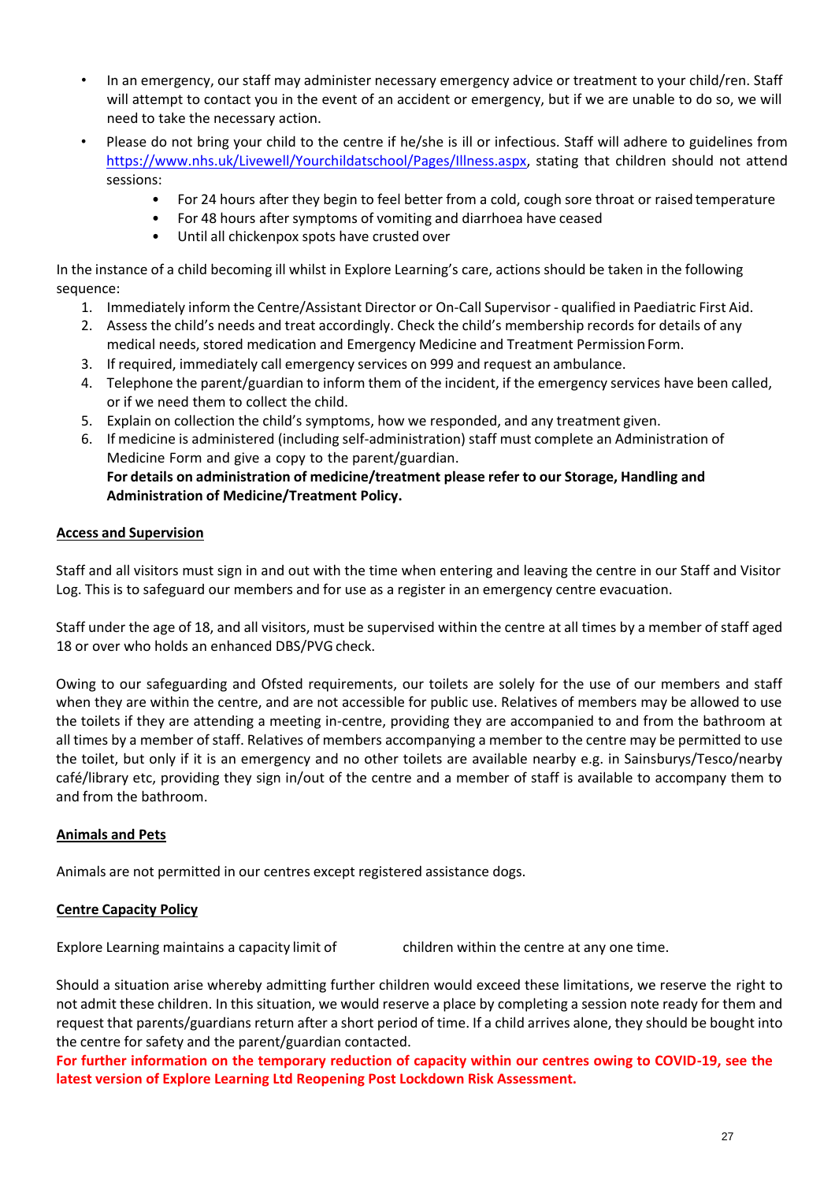- In an emergency, our staff may administer necessary emergency advice or treatment to your child/ren. Staff will attempt to contact you in the event of an accident or emergency, but if we are unable to do so, we will need to take the necessary action.
- Please do not bring your child to the centre if he/she is ill or infectious. Staff will adhere to guidelines from https://www.nhs.uk/Livewell/Yourchildatschool/Pages/Illness.aspx, stating that children should not attend sessions:
  - For 24 hours after they begin to feel better from a cold, cough sore throat or raised temperature
  - For 48 hours after symptoms of vomiting and diarrhoea have ceased
  - Until all chickenpox spots have crusted over

In the instance of a child becoming ill whilst in Explore Learning's care, actions should be taken in the following sequence:

1. Immediately inform the Centre/Assistant Director or On-Call Supervisor - qualified in Paediatric First Aid.
2. Assess the child's needs and treat accordingly. Check the child's membership records for details of any medical needs, stored medication and Emergency Medicine and Treatment Permission Form.
3. If required, immediately call emergency services on 999 and request an ambulance.
4. Telephone the parent/guardian to inform them of the incident, if the emergency services have been called, or if we need them to collect the child.
5. Explain on collection the child's symptoms, how we responded, and any treatment given.
6. If medicine is administered (including self-administration) staff must complete an Administration of Medicine Form and give a copy to the parent/guardian.
   **For details on administration of medicine/treatment please refer to our Storage, Handling and Administration of Medicine/Treatment Policy.**

## Access and Supervision

Staff and all visitors must sign in and out with the time when entering and leaving the centre in our Staff and Visitor Log. This is to safeguard our members and for use as a register in an emergency centre evacuation.

Staff under the age of 18, and all visitors, must be supervised within the centre at all times by a member of staff aged 18 or over who holds an enhanced DBS/PVG check.

Owing to our safeguarding and Ofsted requirements, our toilets are solely for the use of our members and staff when they are within the centre, and are not accessible for public use. Relatives of members may be allowed to use the toilets if they are attending a meeting in-centre, providing they are accompanied to and from the bathroom at all times by a member of staff. Relatives of members accompanying a member to the centre may be permitted to use the toilet, but only if it is an emergency and no other toilets are available nearby e.g. in Sainsburys/Tesco/nearby café/library etc, providing they sign in/out of the centre and a member of staff is available to accompany them to and from the bathroom.

## Animals and Pets

Animals are not permitted in our centres except registered assistance dogs.

## Centre Capacity Policy

Explore Learning maintains a capacity limit of            children within the centre at any one time.

Should a situation arise whereby admitting further children would exceed these limitations, we reserve the right to not admit these children. In this situation, we would reserve a place by completing a session note ready for them and request that parents/guardians return after a short period of time. If a child arrives alone, they should be bought into the centre for safety and the parent/guardian contacted.

**For further information on the temporary reduction of capacity within our centres owing to COVID-19, see the latest version of Explore Learning Ltd Reopening Post Lockdown Risk Assessment.**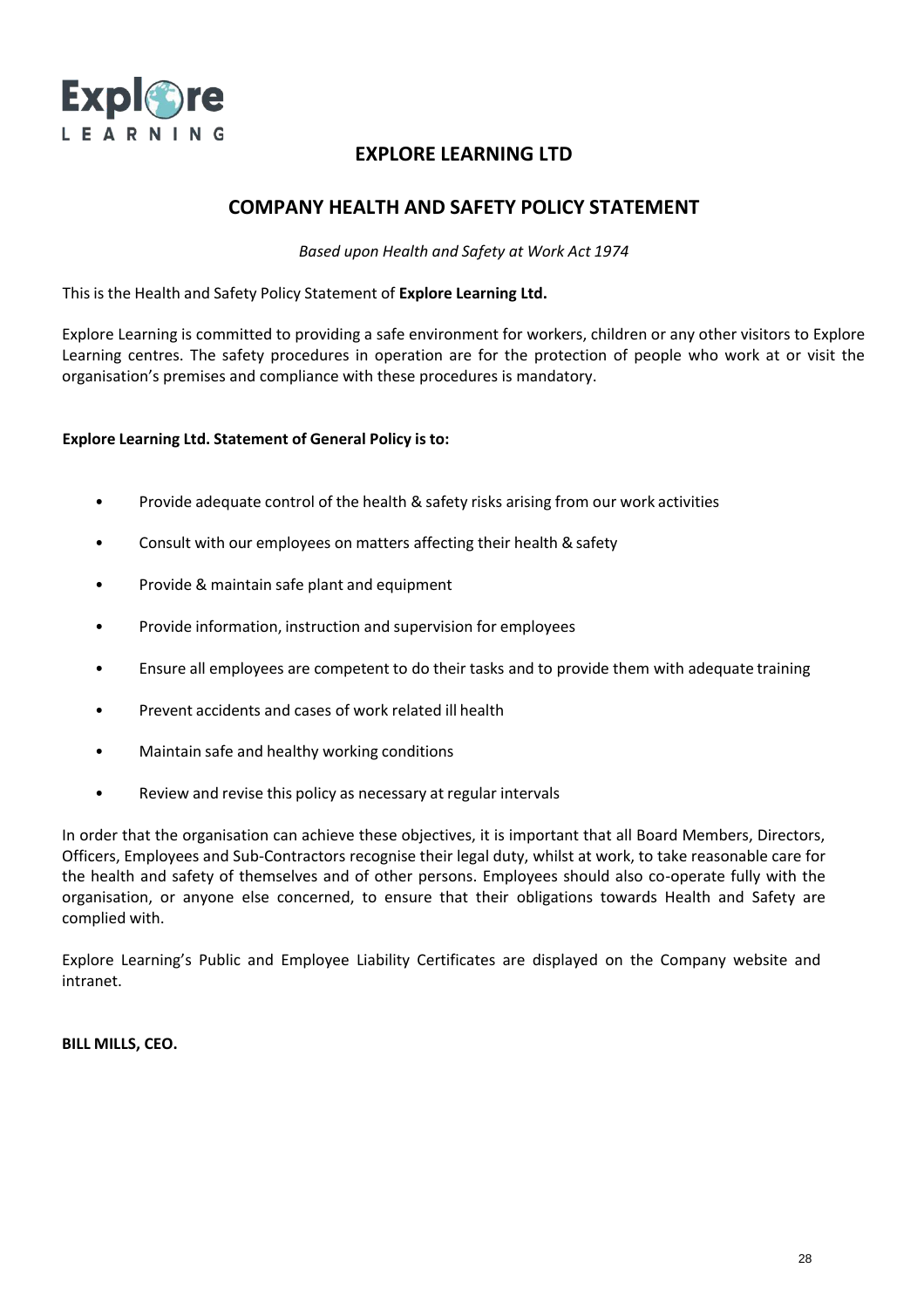# EXPLORE LEARNING LTD

## COMPANY HEALTH AND SAFETY POLICY STATEMENT

*Based upon Health and Safety at Work Act 1974*

This is the Health and Safety Policy Statement of **Explore Learning Ltd.**

Explore Learning is committed to providing a safe environment for workers, children or any other visitors to Explore Learning centres. The safety procedures in operation are for the protection of people who work at or visit the organisation's premises and compliance with these procedures is mandatory.

**Explore Learning Ltd. Statement of General Policy is to:**

- Provide adequate control of the health & safety risks arising from our work activities
- Consult with our employees on matters affecting their health & safety
- Provide & maintain safe plant and equipment
- Provide information, instruction and supervision for employees
- Ensure all employees are competent to do their tasks and to provide them with adequate training
- Prevent accidents and cases of work related ill health
- Maintain safe and healthy working conditions
- Review and revise this policy as necessary at regular intervals

In order that the organisation can achieve these objectives, it is important that all Board Members, Directors, Officers, Employees and Sub-Contractors recognise their legal duty, whilst at work, to take reasonable care for the health and safety of themselves and of other persons. Employees should also co-operate fully with the organisation, or anyone else concerned, to ensure that their obligations towards Health and Safety are complied with.

Explore Learning's Public and Employee Liability Certificates are displayed on the Company website and intranet.

**BILL MILLS, CEO.**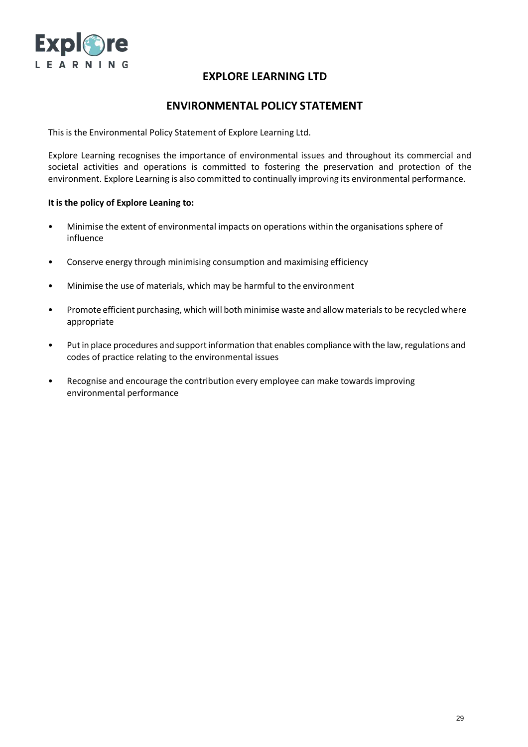# EXPLORE LEARNING LTD

## ENVIRONMENTAL POLICY STATEMENT

This is the Environmental Policy Statement of Explore Learning Ltd.

Explore Learning recognises the importance of environmental issues and throughout its commercial and societal activities and operations is committed to fostering the preservation and protection of the environment. Explore Learning is also committed to continually improving its environmental performance.

**It is the policy of Explore Leaning to:**

- Minimise the extent of environmental impacts on operations within the organisations sphere of influence
- Conserve energy through minimising consumption and maximising efficiency
- Minimise the use of materials, which may be harmful to the environment
- Promote efficient purchasing, which will both minimise waste and allow materials to be recycled where appropriate
- Put in place procedures and support information that enables compliance with the law, regulations and codes of practice relating to the environmental issues
- Recognise and encourage the contribution every employee can make towards improving environmental performance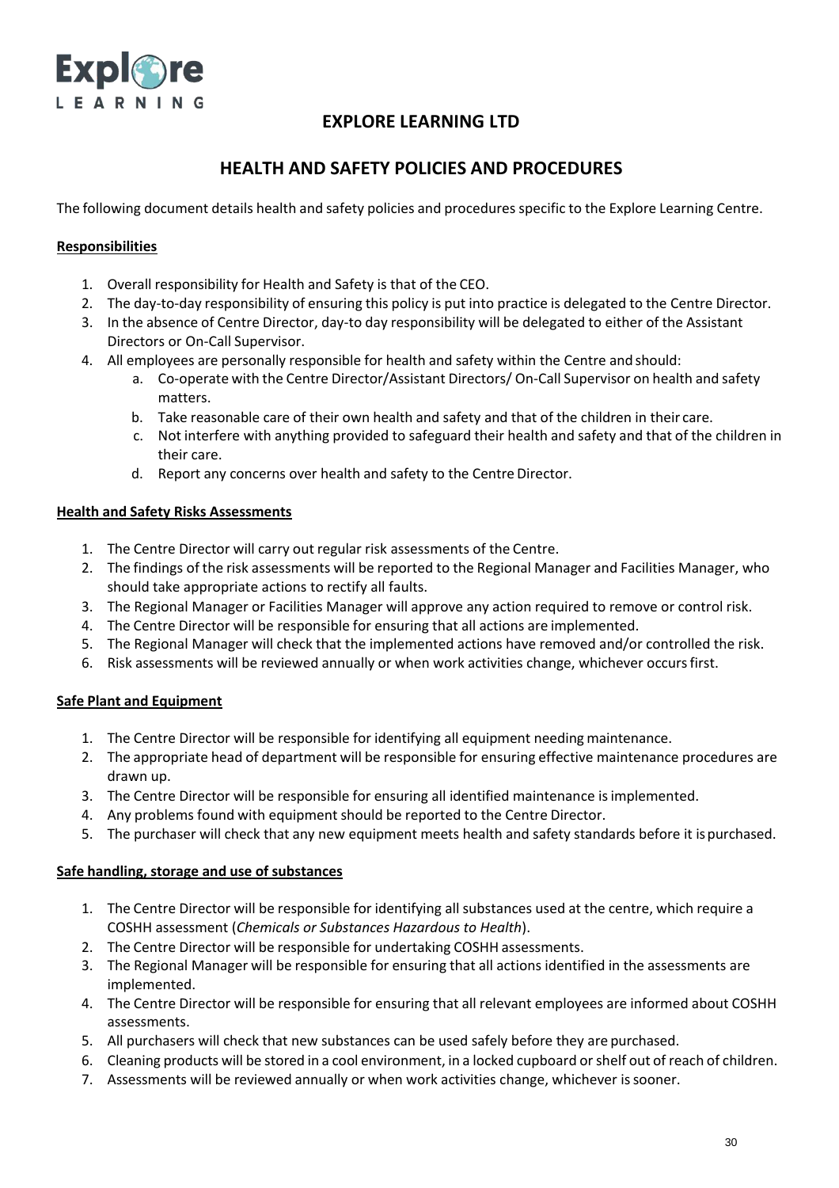# EXPLORE LEARNING LTD

## HEALTH AND SAFETY POLICIES AND PROCEDURES

The following document details health and safety policies and procedures specific to the Explore Learning Centre.

### Responsibilities

1. Overall responsibility for Health and Safety is that of the CEO.
2. The day-to-day responsibility of ensuring this policy is put into practice is delegated to the Centre Director.
3. In the absence of Centre Director, day-to day responsibility will be delegated to either of the Assistant Directors or On-Call Supervisor.
4. All employees are personally responsible for health and safety within the Centre and should:
   a. Co-operate with the Centre Director/Assistant Directors/ On-Call Supervisor on health and safety matters.
   b. Take reasonable care of their own health and safety and that of the children in their care.
   c. Not interfere with anything provided to safeguard their health and safety and that of the children in their care.
   d. Report any concerns over health and safety to the Centre Director.

### Health and Safety Risks Assessments

1. The Centre Director will carry out regular risk assessments of the Centre.
2. The findings of the risk assessments will be reported to the Regional Manager and Facilities Manager, who should take appropriate actions to rectify all faults.
3. The Regional Manager or Facilities Manager will approve any action required to remove or control risk.
4. The Centre Director will be responsible for ensuring that all actions are implemented.
5. The Regional Manager will check that the implemented actions have removed and/or controlled the risk.
6. Risk assessments will be reviewed annually or when work activities change, whichever occurs first.

### Safe Plant and Equipment

1. The Centre Director will be responsible for identifying all equipment needing maintenance.
2. The appropriate head of department will be responsible for ensuring effective maintenance procedures are drawn up.
3. The Centre Director will be responsible for ensuring all identified maintenance is implemented.
4. Any problems found with equipment should be reported to the Centre Director.
5. The purchaser will check that any new equipment meets health and safety standards before it is purchased.

### Safe handling, storage and use of substances

1. The Centre Director will be responsible for identifying all substances used at the centre, which require a COSHH assessment (*Chemicals or Substances Hazardous to Health*).
2. The Centre Director will be responsible for undertaking COSHH assessments.
3. The Regional Manager will be responsible for ensuring that all actions identified in the assessments are implemented.
4. The Centre Director will be responsible for ensuring that all relevant employees are informed about COSHH assessments.
5. All purchasers will check that new substances can be used safely before they are purchased.
6. Cleaning products will be stored in a cool environment, in a locked cupboard or shelf out of reach of children.
7. Assessments will be reviewed annually or when work activities change, whichever is sooner.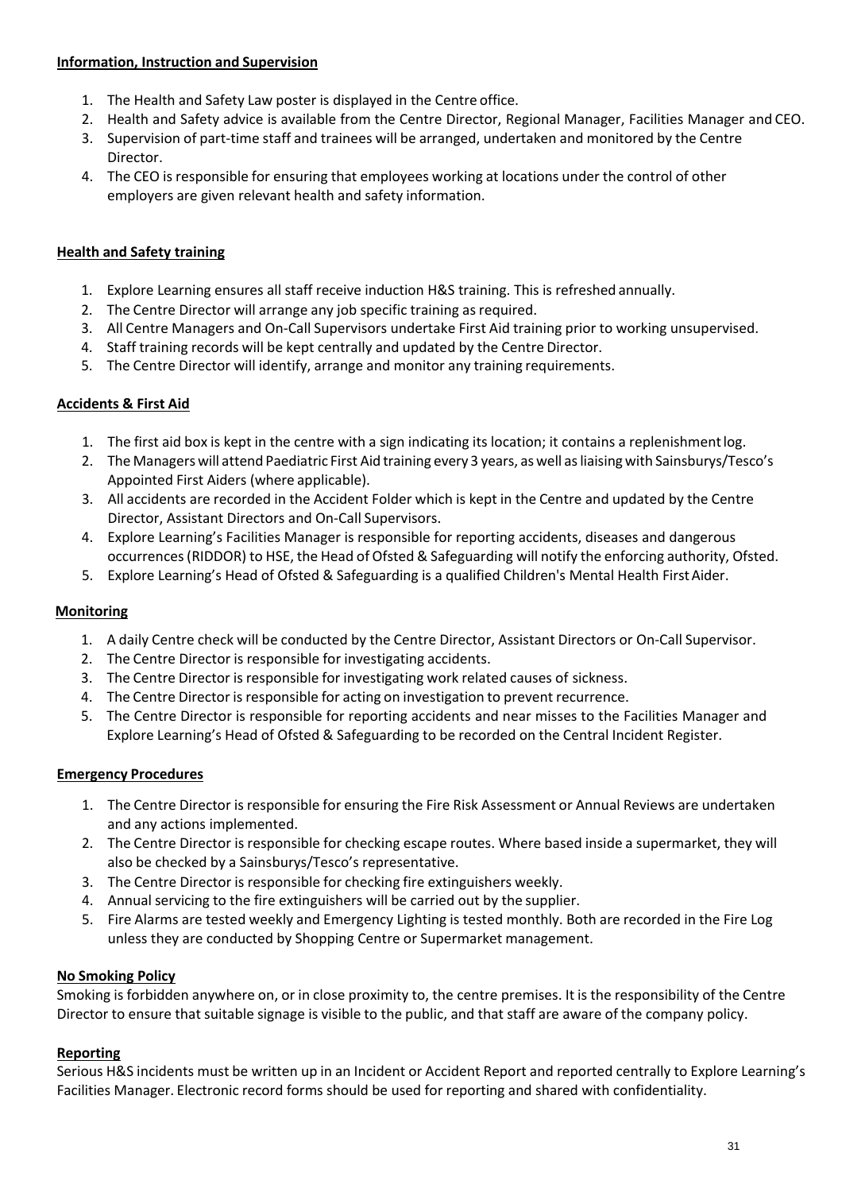**Information, Instruction and Supervision**

1. The Health and Safety Law poster is displayed in the Centre office.
2. Health and Safety advice is available from the Centre Director, Regional Manager, Facilities Manager and CEO.
3. Supervision of part-time staff and trainees will be arranged, undertaken and monitored by the Centre Director.
4. The CEO is responsible for ensuring that employees working at locations under the control of other employers are given relevant health and safety information.

**Health and Safety training**

1. Explore Learning ensures all staff receive induction H&S training. This is refreshed annually.
2. The Centre Director will arrange any job specific training as required.
3. All Centre Managers and On-Call Supervisors undertake First Aid training prior to working unsupervised.
4. Staff training records will be kept centrally and updated by the Centre Director.
5. The Centre Director will identify, arrange and monitor any training requirements.

**Accidents & First Aid**

1. The first aid box is kept in the centre with a sign indicating its location; it contains a replenishment log.
2. The Managers will attend Paediatric First Aid training every 3 years, as well as liaising with Sainsburys/Tesco's Appointed First Aiders (where applicable).
3. All accidents are recorded in the Accident Folder which is kept in the Centre and updated by the Centre Director, Assistant Directors and On-Call Supervisors.
4. Explore Learning's Facilities Manager is responsible for reporting accidents, diseases and dangerous occurrences (RIDDOR) to HSE, the Head of Ofsted & Safeguarding will notify the enforcing authority, Ofsted.
5. Explore Learning's Head of Ofsted & Safeguarding is a qualified Children's Mental Health First Aider.

**Monitoring**

1. A daily Centre check will be conducted by the Centre Director, Assistant Directors or On-Call Supervisor.
2. The Centre Director is responsible for investigating accidents.
3. The Centre Director is responsible for investigating work related causes of sickness.
4. The Centre Director is responsible for acting on investigation to prevent recurrence.
5. The Centre Director is responsible for reporting accidents and near misses to the Facilities Manager and Explore Learning's Head of Ofsted & Safeguarding to be recorded on the Central Incident Register.

**Emergency Procedures**

1. The Centre Director is responsible for ensuring the Fire Risk Assessment or Annual Reviews are undertaken and any actions implemented.
2. The Centre Director is responsible for checking escape routes. Where based inside a supermarket, they will also be checked by a Sainsburys/Tesco's representative.
3. The Centre Director is responsible for checking fire extinguishers weekly.
4. Annual servicing to the fire extinguishers will be carried out by the supplier.
5. Fire Alarms are tested weekly and Emergency Lighting is tested monthly. Both are recorded in the Fire Log unless they are conducted by Shopping Centre or Supermarket management.

**No Smoking Policy**

Smoking is forbidden anywhere on, or in close proximity to, the centre premises. It is the responsibility of the Centre Director to ensure that suitable signage is visible to the public, and that staff are aware of the company policy.

**Reporting**

Serious H&S incidents must be written up in an Incident or Accident Report and reported centrally to Explore Learning's Facilities Manager. Electronic record forms should be used for reporting and shared with confidentiality.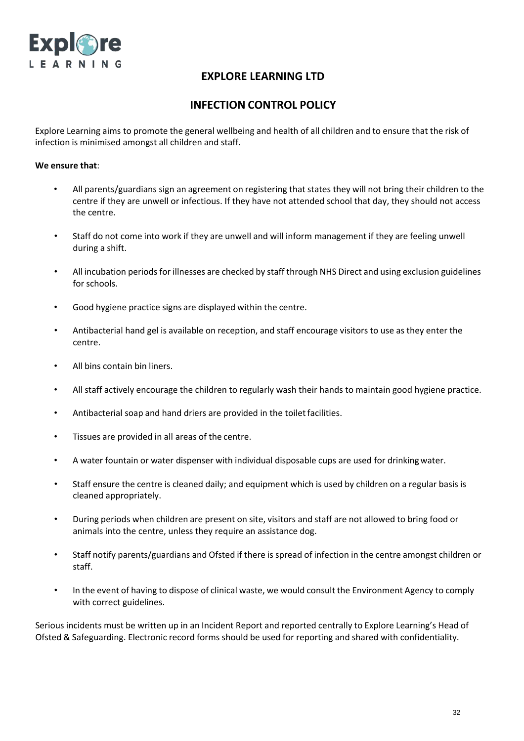# EXPLORE LEARNING LTD

## INFECTION CONTROL POLICY

Explore Learning aims to promote the general wellbeing and health of all children and to ensure that the risk of infection is minimised amongst all children and staff.

**We ensure that**:

- All parents/guardians sign an agreement on registering that states they will not bring their children to the centre if they are unwell or infectious. If they have not attended school that day, they should not access the centre.
- Staff do not come into work if they are unwell and will inform management if they are feeling unwell during a shift.
- All incubation periods for illnesses are checked by staff through NHS Direct and using exclusion guidelines for schools.
- Good hygiene practice signs are displayed within the centre.
- Antibacterial hand gel is available on reception, and staff encourage visitors to use as they enter the centre.
- All bins contain bin liners.
- All staff actively encourage the children to regularly wash their hands to maintain good hygiene practice.
- Antibacterial soap and hand driers are provided in the toilet facilities.
- Tissues are provided in all areas of the centre.
- A water fountain or water dispenser with individual disposable cups are used for drinking water.
- Staff ensure the centre is cleaned daily; and equipment which is used by children on a regular basis is cleaned appropriately.
- During periods when children are present on site, visitors and staff are not allowed to bring food or animals into the centre, unless they require an assistance dog.
- Staff notify parents/guardians and Ofsted if there is spread of infection in the centre amongst children or staff.
- In the event of having to dispose of clinical waste, we would consult the Environment Agency to comply with correct guidelines.

Serious incidents must be written up in an Incident Report and reported centrally to Explore Learning's Head of Ofsted & Safeguarding. Electronic record forms should be used for reporting and shared with confidentiality.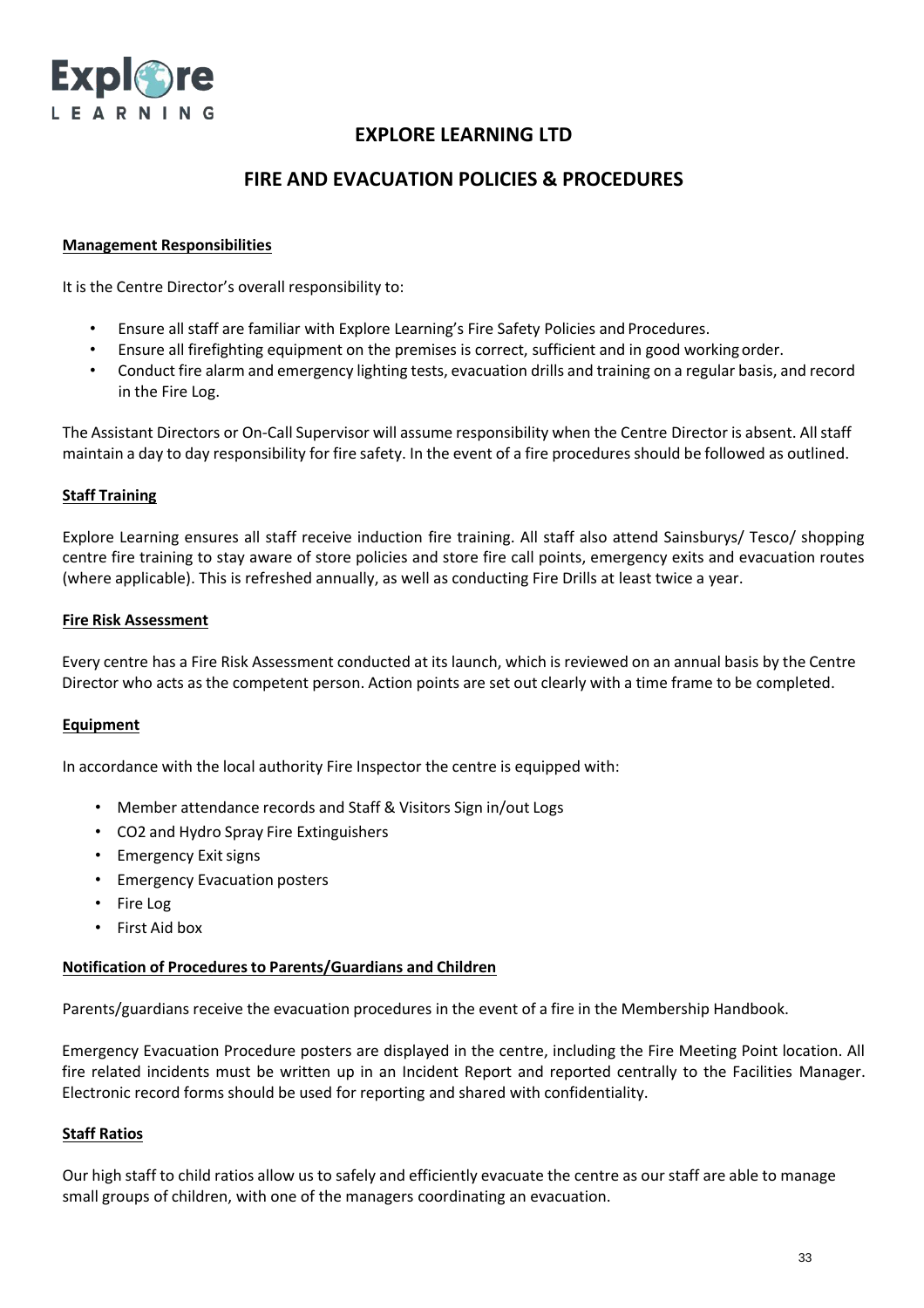# EXPLORE LEARNING LTD

## FIRE AND EVACUATION POLICIES & PROCEDURES

**Management Responsibilities**

It is the Centre Director's overall responsibility to:

- Ensure all staff are familiar with Explore Learning's Fire Safety Policies and Procedures.
- Ensure all firefighting equipment on the premises is correct, sufficient and in good working order.
- Conduct fire alarm and emergency lighting tests, evacuation drills and training on a regular basis, and record in the Fire Log.

The Assistant Directors or On-Call Supervisor will assume responsibility when the Centre Director is absent. All staff maintain a day to day responsibility for fire safety. In the event of a fire procedures should be followed as outlined.

**Staff Training**

Explore Learning ensures all staff receive induction fire training. All staff also attend Sainsburys/ Tesco/ shopping centre fire training to stay aware of store policies and store fire call points, emergency exits and evacuation routes (where applicable). This is refreshed annually, as well as conducting Fire Drills at least twice a year.

**Fire Risk Assessment**

Every centre has a Fire Risk Assessment conducted at its launch, which is reviewed on an annual basis by the Centre Director who acts as the competent person. Action points are set out clearly with a time frame to be completed.

**Equipment**

In accordance with the local authority Fire Inspector the centre is equipped with:

- Member attendance records and Staff & Visitors Sign in/out Logs
- CO2 and Hydro Spray Fire Extinguishers
- Emergency Exit signs
- Emergency Evacuation posters
- Fire Log
- First Aid box

**Notification of Procedures to Parents/Guardians and Children**

Parents/guardians receive the evacuation procedures in the event of a fire in the Membership Handbook.

Emergency Evacuation Procedure posters are displayed in the centre, including the Fire Meeting Point location. All fire related incidents must be written up in an Incident Report and reported centrally to the Facilities Manager. Electronic record forms should be used for reporting and shared with confidentiality.

**Staff Ratios**

Our high staff to child ratios allow us to safely and efficiently evacuate the centre as our staff are able to manage small groups of children, with one of the managers coordinating an evacuation.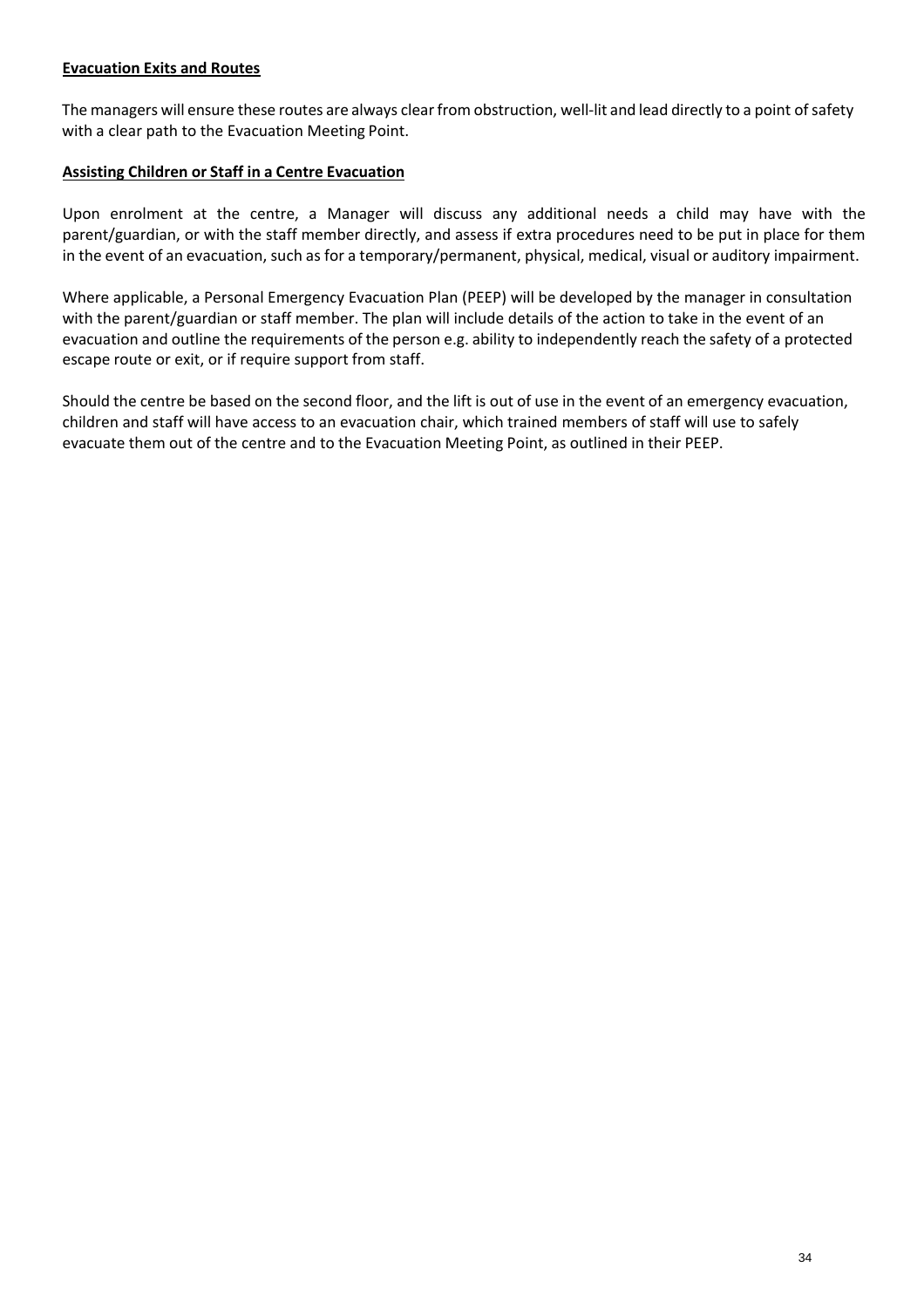**Evacuation Exits and Routes**

The managers will ensure these routes are always clear from obstruction, well-lit and lead directly to a point of safety with a clear path to the Evacuation Meeting Point.

**Assisting Children or Staff in a Centre Evacuation**

Upon enrolment at the centre, a Manager will discuss any additional needs a child may have with the parent/guardian, or with the staff member directly, and assess if extra procedures need to be put in place for them in the event of an evacuation, such as for a temporary/permanent, physical, medical, visual or auditory impairment.

Where applicable, a Personal Emergency Evacuation Plan (PEEP) will be developed by the manager in consultation with the parent/guardian or staff member. The plan will include details of the action to take in the event of an evacuation and outline the requirements of the person e.g. ability to independently reach the safety of a protected escape route or exit, or if require support from staff.

Should the centre be based on the second floor, and the lift is out of use in the event of an emergency evacuation, children and staff will have access to an evacuation chair, which trained members of staff will use to safely evacuate them out of the centre and to the Evacuation Meeting Point, as outlined in their PEEP.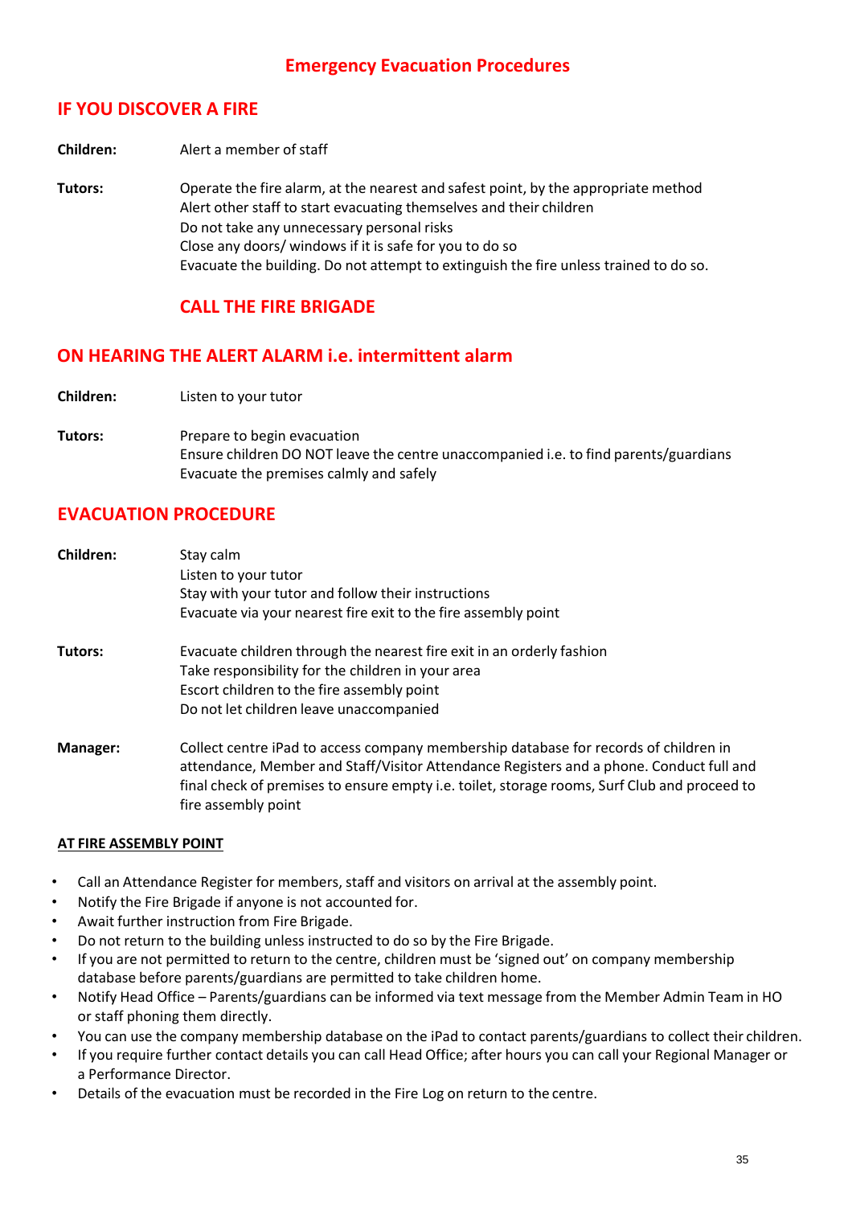# Emergency Evacuation Procedures

## IF YOU DISCOVER A FIRE

**Children:** Alert a member of staff

**Tutors:** Operate the fire alarm, at the nearest and safest point, by the appropriate method
Alert other staff to start evacuating themselves and their children
Do not take any unnecessary personal risks
Close any doors/ windows if it is safe for you to do so
Evacuate the building. Do not attempt to extinguish the fire unless trained to do so.

### CALL THE FIRE BRIGADE

## ON HEARING THE ALERT ALARM i.e. intermittent alarm

**Children:** Listen to your tutor

**Tutors:** Prepare to begin evacuation
Ensure children DO NOT leave the centre unaccompanied i.e. to find parents/guardians
Evacuate the premises calmly and safely

## EVACUATION PROCEDURE

**Children:** Stay calm
Listen to your tutor
Stay with your tutor and follow their instructions
Evacuate via your nearest fire exit to the fire assembly point

**Tutors:** Evacuate children through the nearest fire exit in an orderly fashion
Take responsibility for the children in your area
Escort children to the fire assembly point
Do not let children leave unaccompanied

**Manager:** Collect centre iPad to access company membership database for records of children in attendance, Member and Staff/Visitor Attendance Registers and a phone. Conduct full and final check of premises to ensure empty i.e. toilet, storage rooms, Surf Club and proceed to fire assembly point

**AT FIRE ASSEMBLY POINT**

- Call an Attendance Register for members, staff and visitors on arrival at the assembly point.
- Notify the Fire Brigade if anyone is not accounted for.
- Await further instruction from Fire Brigade.
- Do not return to the building unless instructed to do so by the Fire Brigade.
- If you are not permitted to return to the centre, children must be 'signed out' on company membership database before parents/guardians are permitted to take children home.
- Notify Head Office – Parents/guardians can be informed via text message from the Member Admin Team in HO or staff phoning them directly.
- You can use the company membership database on the iPad to contact parents/guardians to collect their children.
- If you require further contact details you can call Head Office; after hours you can call your Regional Manager or a Performance Director.
- Details of the evacuation must be recorded in the Fire Log on return to the centre.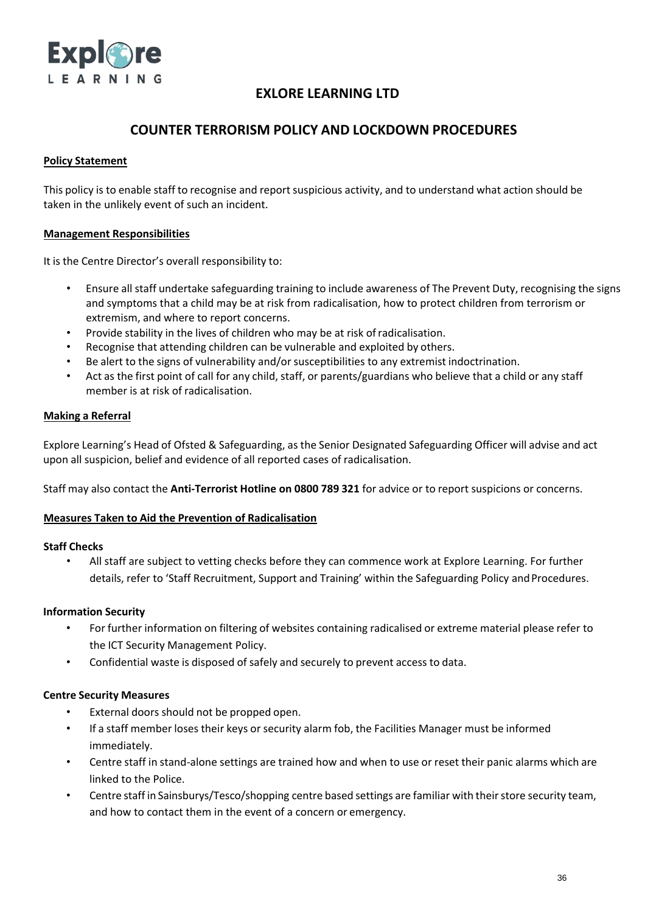# EXLORE LEARNING LTD

## COUNTER TERRORISM POLICY AND LOCKDOWN PROCEDURES

**Policy Statement**

This policy is to enable staff to recognise and report suspicious activity, and to understand what action should be taken in the unlikely event of such an incident.

**Management Responsibilities**

It is the Centre Director's overall responsibility to:

- Ensure all staff undertake safeguarding training to include awareness of The Prevent Duty, recognising the signs and symptoms that a child may be at risk from radicalisation, how to protect children from terrorism or extremism, and where to report concerns.
- Provide stability in the lives of children who may be at risk of radicalisation.
- Recognise that attending children can be vulnerable and exploited by others.
- Be alert to the signs of vulnerability and/or susceptibilities to any extremist indoctrination.
- Act as the first point of call for any child, staff, or parents/guardians who believe that a child or any staff member is at risk of radicalisation.

**Making a Referral**

Explore Learning's Head of Ofsted & Safeguarding, as the Senior Designated Safeguarding Officer will advise and act upon all suspicion, belief and evidence of all reported cases of radicalisation.

Staff may also contact the **Anti-Terrorist Hotline on 0800 789 321** for advice or to report suspicions or concerns.

**Measures Taken to Aid the Prevention of Radicalisation**

**Staff Checks**

- All staff are subject to vetting checks before they can commence work at Explore Learning. For further details, refer to 'Staff Recruitment, Support and Training' within the Safeguarding Policy and Procedures.

**Information Security**

- For further information on filtering of websites containing radicalised or extreme material please refer to the ICT Security Management Policy.
- Confidential waste is disposed of safely and securely to prevent access to data.

**Centre Security Measures**

- External doors should not be propped open.
- If a staff member loses their keys or security alarm fob, the Facilities Manager must be informed immediately.
- Centre staff in stand-alone settings are trained how and when to use or reset their panic alarms which are linked to the Police.
- Centre staff in Sainsburys/Tesco/shopping centre based settings are familiar with their store security team, and how to contact them in the event of a concern or emergency.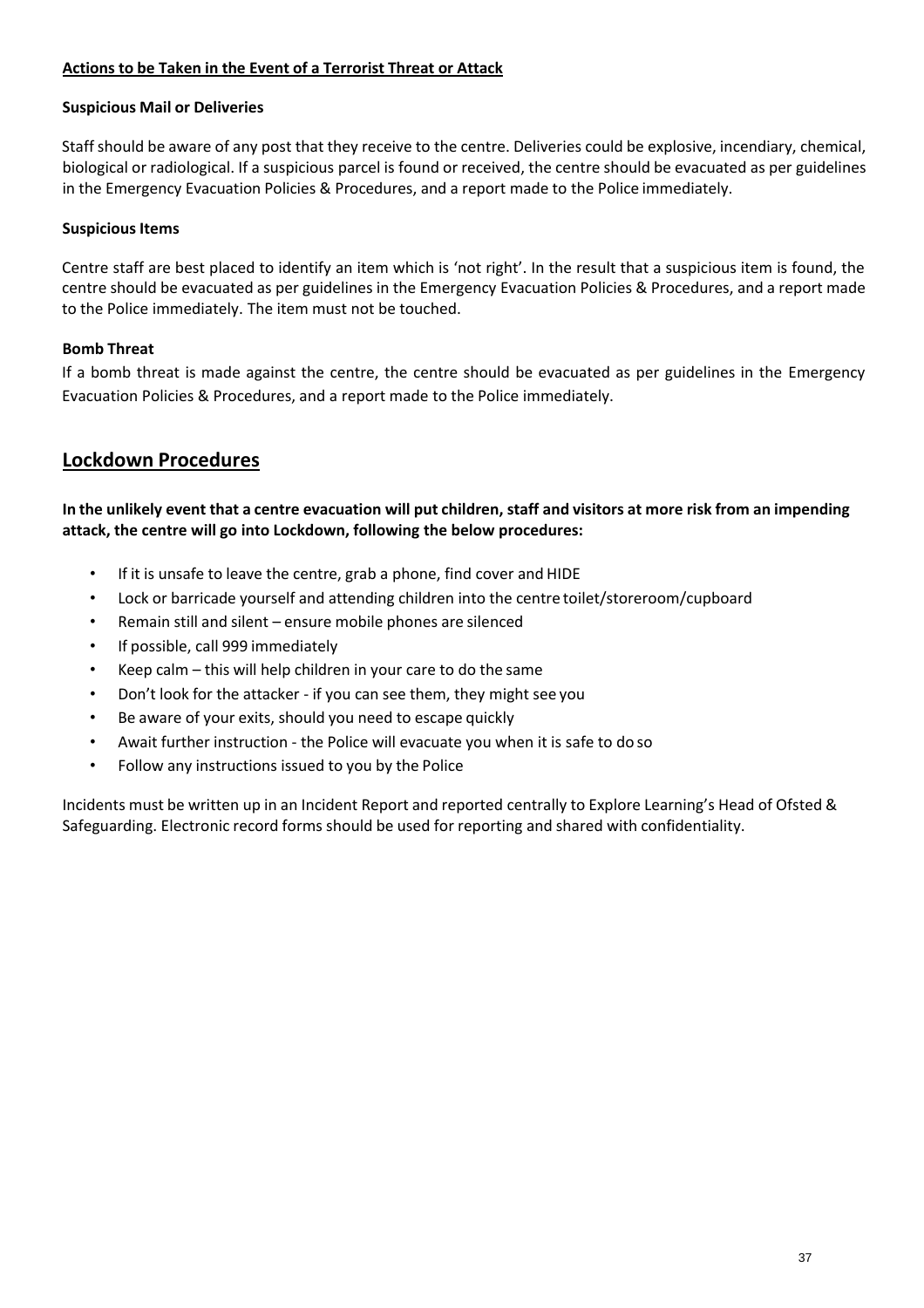**Actions to be Taken in the Event of a Terrorist Threat or Attack**

**Suspicious Mail or Deliveries**

Staff should be aware of any post that they receive to the centre. Deliveries could be explosive, incendiary, chemical, biological or radiological. If a suspicious parcel is found or received, the centre should be evacuated as per guidelines in the Emergency Evacuation Policies & Procedures, and a report made to the Police immediately.

**Suspicious Items**

Centre staff are best placed to identify an item which is 'not right'. In the result that a suspicious item is found, the centre should be evacuated as per guidelines in the Emergency Evacuation Policies & Procedures, and a report made to the Police immediately. The item must not be touched.

**Bomb Threat**

If a bomb threat is made against the centre, the centre should be evacuated as per guidelines in the Emergency Evacuation Policies & Procedures, and a report made to the Police immediately.

## Lockdown Procedures

**In the unlikely event that a centre evacuation will put children, staff and visitors at more risk from an impending attack, the centre will go into Lockdown, following the below procedures:**

- If it is unsafe to leave the centre, grab a phone, find cover and HIDE
- Lock or barricade yourself and attending children into the centre toilet/storeroom/cupboard
- Remain still and silent – ensure mobile phones are silenced
- If possible, call 999 immediately
- Keep calm – this will help children in your care to do the same
- Don't look for the attacker - if you can see them, they might see you
- Be aware of your exits, should you need to escape quickly
- Await further instruction - the Police will evacuate you when it is safe to do so
- Follow any instructions issued to you by the Police

Incidents must be written up in an Incident Report and reported centrally to Explore Learning's Head of Ofsted & Safeguarding. Electronic record forms should be used for reporting and shared with confidentiality.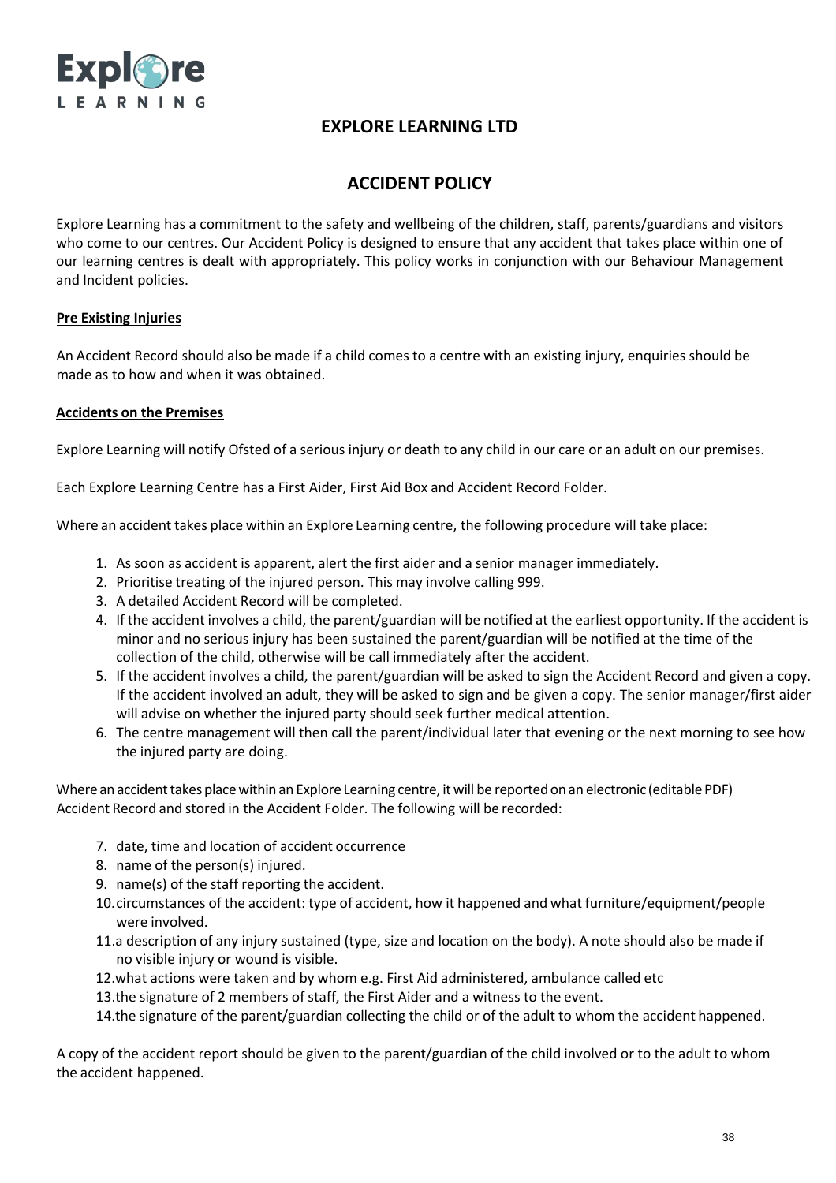# EXPLORE LEARNING LTD

## ACCIDENT POLICY

Explore Learning has a commitment to the safety and wellbeing of the children, staff, parents/guardians and visitors who come to our centres. Our Accident Policy is designed to ensure that any accident that takes place within one of our learning centres is dealt with appropriately. This policy works in conjunction with our Behaviour Management and Incident policies.

### Pre Existing Injuries

An Accident Record should also be made if a child comes to a centre with an existing injury, enquiries should be made as to how and when it was obtained.

### Accidents on the Premises

Explore Learning will notify Ofsted of a serious injury or death to any child in our care or an adult on our premises.

Each Explore Learning Centre has a First Aider, First Aid Box and Accident Record Folder.

Where an accident takes place within an Explore Learning centre, the following procedure will take place:

1. As soon as accident is apparent, alert the first aider and a senior manager immediately.
2. Prioritise treating of the injured person. This may involve calling 999.
3. A detailed Accident Record will be completed.
4. If the accident involves a child, the parent/guardian will be notified at the earliest opportunity. If the accident is minor and no serious injury has been sustained the parent/guardian will be notified at the time of the collection of the child, otherwise will be call immediately after the accident.
5. If the accident involves a child, the parent/guardian will be asked to sign the Accident Record and given a copy. If the accident involved an adult, they will be asked to sign and be given a copy. The senior manager/first aider will advise on whether the injured party should seek further medical attention.
6. The centre management will then call the parent/individual later that evening or the next morning to see how the injured party are doing.

Where an accident takes place within an Explore Learning centre, it will be reported on an electronic (editable PDF) Accident Record and stored in the Accident Folder. The following will be recorded:

7. date, time and location of accident occurrence
8. name of the person(s) injured.
9. name(s) of the staff reporting the accident.
10. circumstances of the accident: type of accident, how it happened and what furniture/equipment/people were involved.
11. a description of any injury sustained (type, size and location on the body). A note should also be made if no visible injury or wound is visible.
12. what actions were taken and by whom e.g. First Aid administered, ambulance called etc
13. the signature of 2 members of staff, the First Aider and a witness to the event.
14. the signature of the parent/guardian collecting the child or of the adult to whom the accident happened.

A copy of the accident report should be given to the parent/guardian of the child involved or to the adult to whom the accident happened.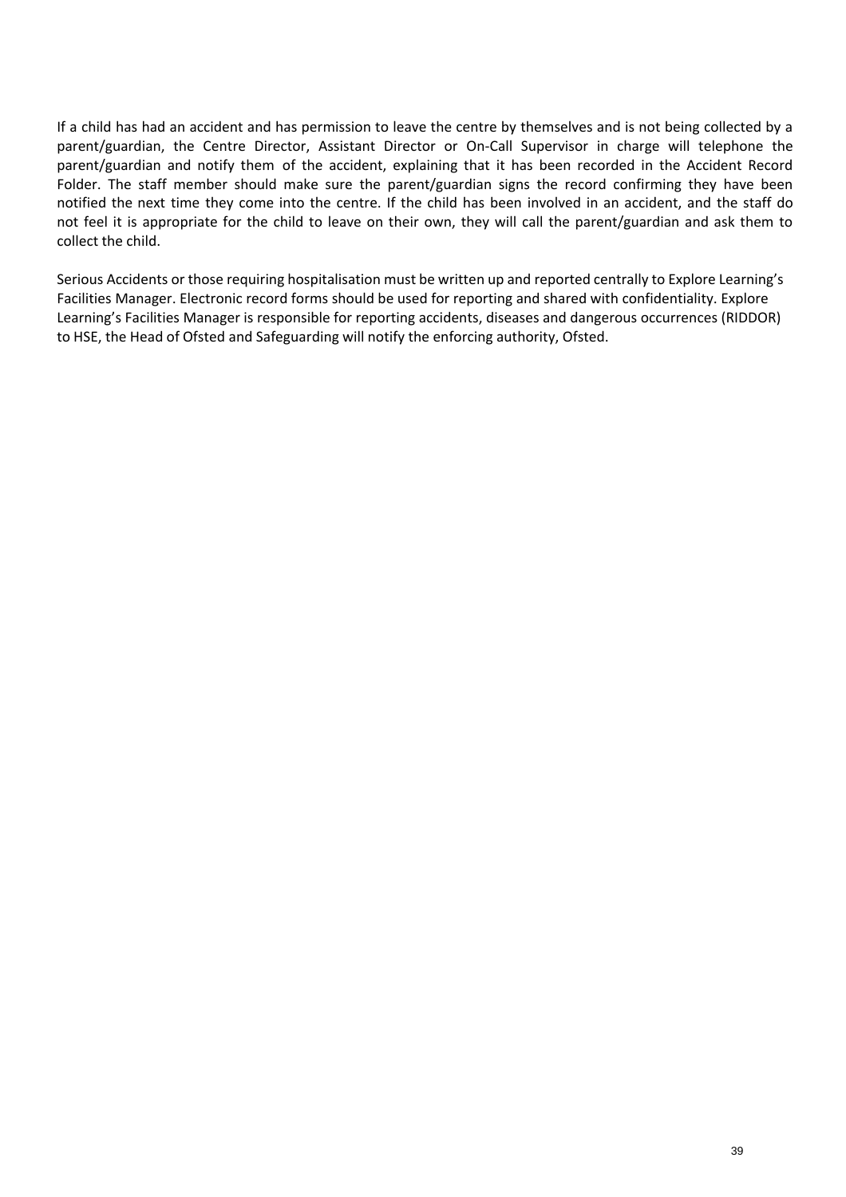If a child has had an accident and has permission to leave the centre by themselves and is not being collected by a parent/guardian, the Centre Director, Assistant Director or On-Call Supervisor in charge will telephone the parent/guardian and notify them of the accident, explaining that it has been recorded in the Accident Record Folder. The staff member should make sure the parent/guardian signs the record confirming they have been notified the next time they come into the centre. If the child has been involved in an accident, and the staff do not feel it is appropriate for the child to leave on their own, they will call the parent/guardian and ask them to collect the child.

Serious Accidents or those requiring hospitalisation must be written up and reported centrally to Explore Learning's Facilities Manager. Electronic record forms should be used for reporting and shared with confidentiality. Explore Learning's Facilities Manager is responsible for reporting accidents, diseases and dangerous occurrences (RIDDOR) to HSE, the Head of Ofsted and Safeguarding will notify the enforcing authority, Ofsted.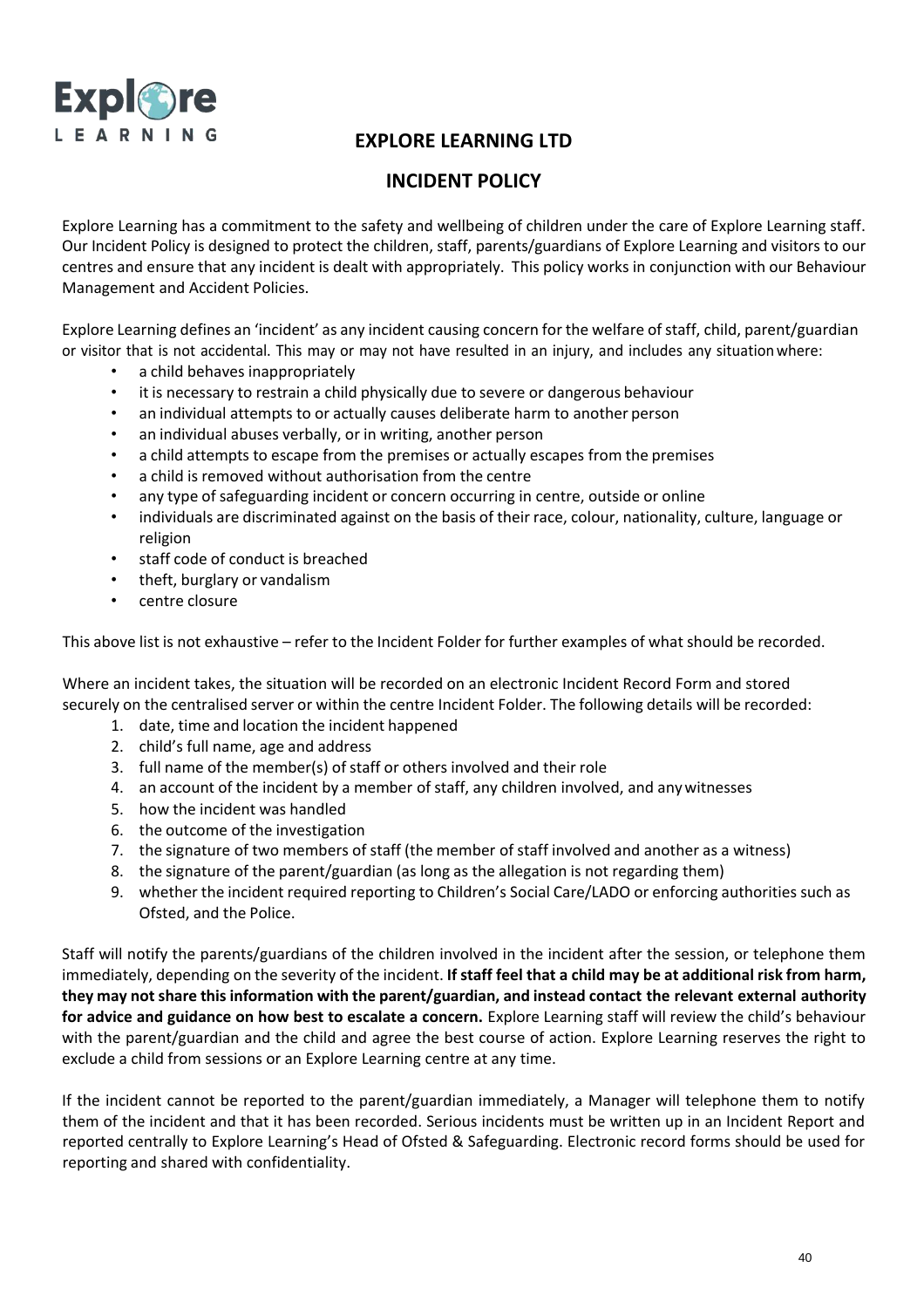# EXPLORE LEARNING LTD

## INCIDENT POLICY

Explore Learning has a commitment to the safety and wellbeing of children under the care of Explore Learning staff. Our Incident Policy is designed to protect the children, staff, parents/guardians of Explore Learning and visitors to our centres and ensure that any incident is dealt with appropriately. This policy works in conjunction with our Behaviour Management and Accident Policies.

Explore Learning defines an 'incident' as any incident causing concern for the welfare of staff, child, parent/guardian or visitor that is not accidental. This may or may not have resulted in an injury, and includes any situation where:

- a child behaves inappropriately
- it is necessary to restrain a child physically due to severe or dangerous behaviour
- an individual attempts to or actually causes deliberate harm to another person
- an individual abuses verbally, or in writing, another person
- a child attempts to escape from the premises or actually escapes from the premises
- a child is removed without authorisation from the centre
- any type of safeguarding incident or concern occurring in centre, outside or online
- individuals are discriminated against on the basis of their race, colour, nationality, culture, language or religion
- staff code of conduct is breached
- theft, burglary or vandalism
- centre closure

This above list is not exhaustive – refer to the Incident Folder for further examples of what should be recorded.

Where an incident takes, the situation will be recorded on an electronic Incident Record Form and stored securely on the centralised server or within the centre Incident Folder. The following details will be recorded:

1. date, time and location the incident happened
2. child's full name, age and address
3. full name of the member(s) of staff or others involved and their role
4. an account of the incident by a member of staff, any children involved, and any witnesses
5. how the incident was handled
6. the outcome of the investigation
7. the signature of two members of staff (the member of staff involved and another as a witness)
8. the signature of the parent/guardian (as long as the allegation is not regarding them)
9. whether the incident required reporting to Children's Social Care/LADO or enforcing authorities such as Ofsted, and the Police.

Staff will notify the parents/guardians of the children involved in the incident after the session, or telephone them immediately, depending on the severity of the incident. **If staff feel that a child may be at additional risk from harm, they may not share this information with the parent/guardian, and instead contact the relevant external authority for advice and guidance on how best to escalate a concern.** Explore Learning staff will review the child's behaviour with the parent/guardian and the child and agree the best course of action. Explore Learning reserves the right to exclude a child from sessions or an Explore Learning centre at any time.

If the incident cannot be reported to the parent/guardian immediately, a Manager will telephone them to notify them of the incident and that it has been recorded. Serious incidents must be written up in an Incident Report and reported centrally to Explore Learning's Head of Ofsted & Safeguarding. Electronic record forms should be used for reporting and shared with confidentiality.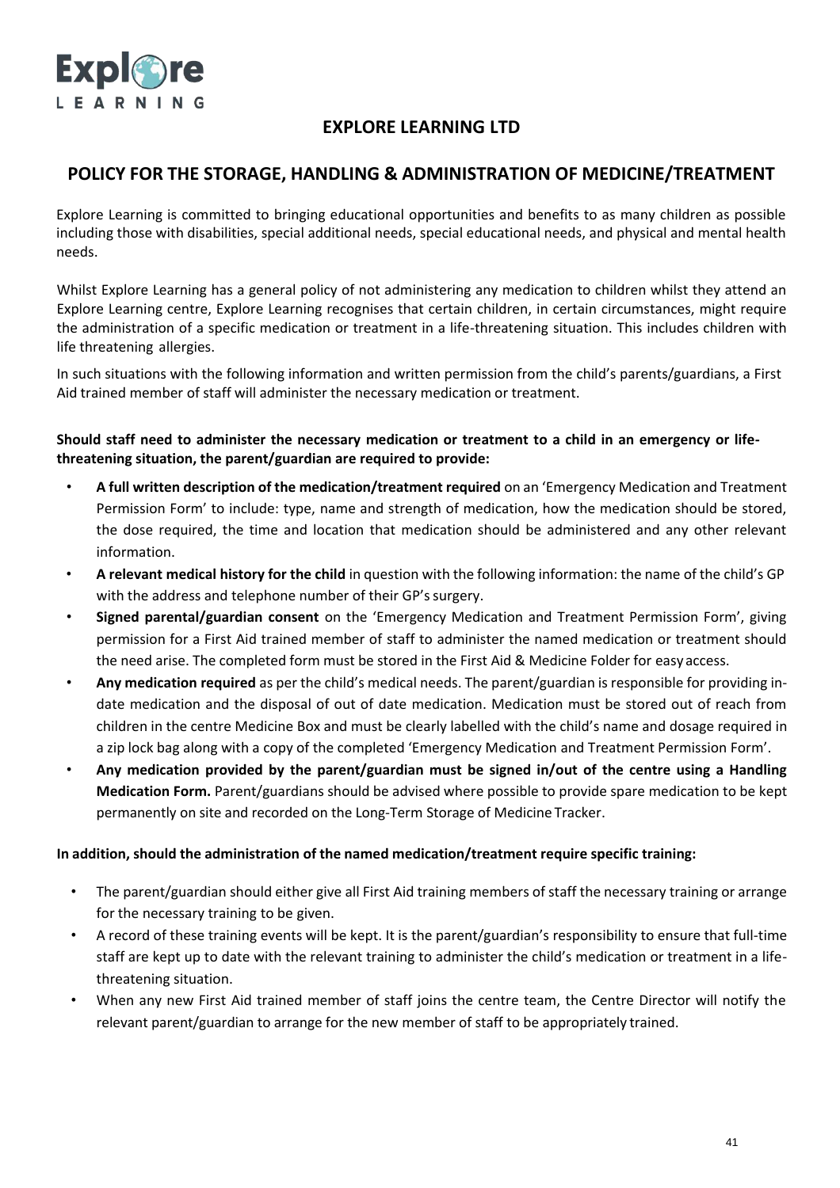# EXPLORE LEARNING LTD

## POLICY FOR THE STORAGE, HANDLING & ADMINISTRATION OF MEDICINE/TREATMENT

Explore Learning is committed to bringing educational opportunities and benefits to as many children as possible including those with disabilities, special additional needs, special educational needs, and physical and mental health needs.

Whilst Explore Learning has a general policy of not administering any medication to children whilst they attend an Explore Learning centre, Explore Learning recognises that certain children, in certain circumstances, might require the administration of a specific medication or treatment in a life-threatening situation. This includes children with life threatening allergies.

In such situations with the following information and written permission from the child's parents/guardians, a First Aid trained member of staff will administer the necessary medication or treatment.

**Should staff need to administer the necessary medication or treatment to a child in an emergency or life-threatening situation, the parent/guardian are required to provide:**

- **A full written description of the medication/treatment required** on an 'Emergency Medication and Treatment Permission Form' to include: type, name and strength of medication, how the medication should be stored, the dose required, the time and location that medication should be administered and any other relevant information.
- **A relevant medical history for the child** in question with the following information: the name of the child's GP with the address and telephone number of their GP's surgery.
- **Signed parental/guardian consent** on the 'Emergency Medication and Treatment Permission Form', giving permission for a First Aid trained member of staff to administer the named medication or treatment should the need arise. The completed form must be stored in the First Aid & Medicine Folder for easy access.
- **Any medication required** as per the child's medical needs. The parent/guardian is responsible for providing in-date medication and the disposal of out of date medication. Medication must be stored out of reach from children in the centre Medicine Box and must be clearly labelled with the child's name and dosage required in a zip lock bag along with a copy of the completed 'Emergency Medication and Treatment Permission Form'.
- **Any medication provided by the parent/guardian must be signed in/out of the centre using a Handling Medication Form.** Parent/guardians should be advised where possible to provide spare medication to be kept permanently on site and recorded on the Long-Term Storage of Medicine Tracker.

**In addition, should the administration of the named medication/treatment require specific training:**

- The parent/guardian should either give all First Aid training members of staff the necessary training or arrange for the necessary training to be given.
- A record of these training events will be kept. It is the parent/guardian's responsibility to ensure that full-time staff are kept up to date with the relevant training to administer the child's medication or treatment in a life-threatening situation.
- When any new First Aid trained member of staff joins the centre team, the Centre Director will notify the relevant parent/guardian to arrange for the new member of staff to be appropriately trained.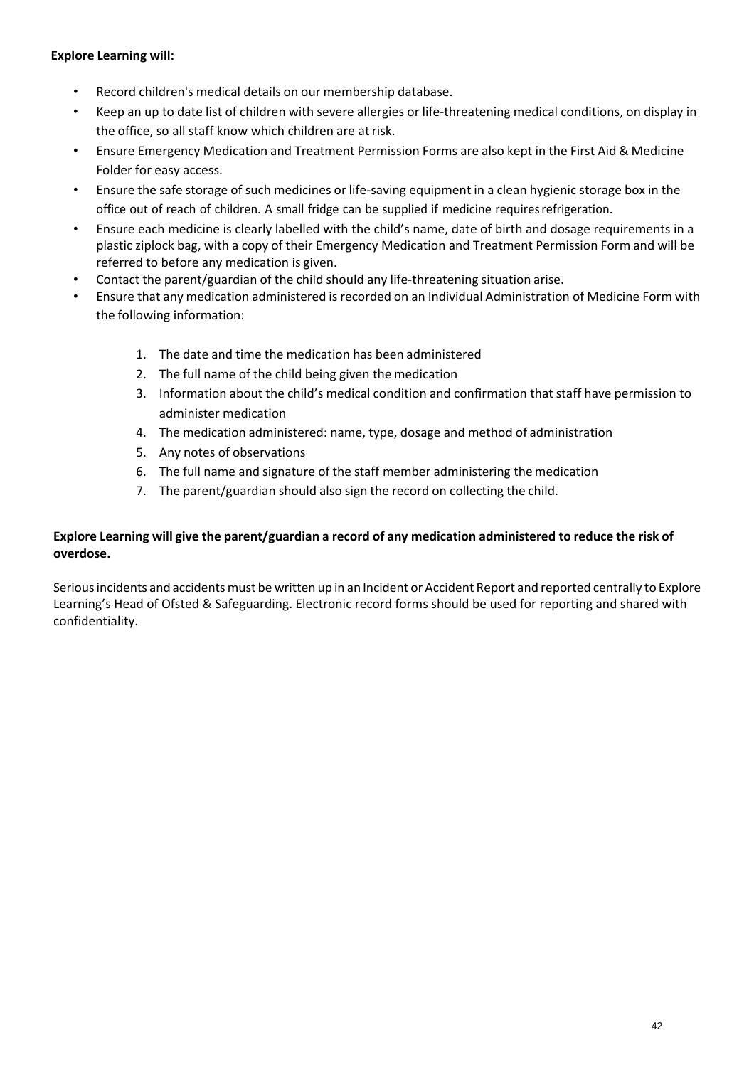**Explore Learning will:**

- Record children's medical details on our membership database.
- Keep an up to date list of children with severe allergies or life-threatening medical conditions, on display in the office, so all staff know which children are at risk.
- Ensure Emergency Medication and Treatment Permission Forms are also kept in the First Aid & Medicine Folder for easy access.
- Ensure the safe storage of such medicines or life-saving equipment in a clean hygienic storage box in the office out of reach of children. A small fridge can be supplied if medicine requires refrigeration.
- Ensure each medicine is clearly labelled with the child's name, date of birth and dosage requirements in a plastic ziplock bag, with a copy of their Emergency Medication and Treatment Permission Form and will be referred to before any medication is given.
- Contact the parent/guardian of the child should any life-threatening situation arise.
- Ensure that any medication administered is recorded on an Individual Administration of Medicine Form with the following information:

  1. The date and time the medication has been administered
  2. The full name of the child being given the medication
  3. Information about the child's medical condition and confirmation that staff have permission to administer medication
  4. The medication administered: name, type, dosage and method of administration
  5. Any notes of observations
  6. The full name and signature of the staff member administering the medication
  7. The parent/guardian should also sign the record on collecting the child.

**Explore Learning will give the parent/guardian a record of any medication administered to reduce the risk of overdose.**

Serious incidents and accidents must be written up in an Incident or Accident Report and reported centrally to Explore Learning's Head of Ofsted & Safeguarding. Electronic record forms should be used for reporting and shared with confidentiality.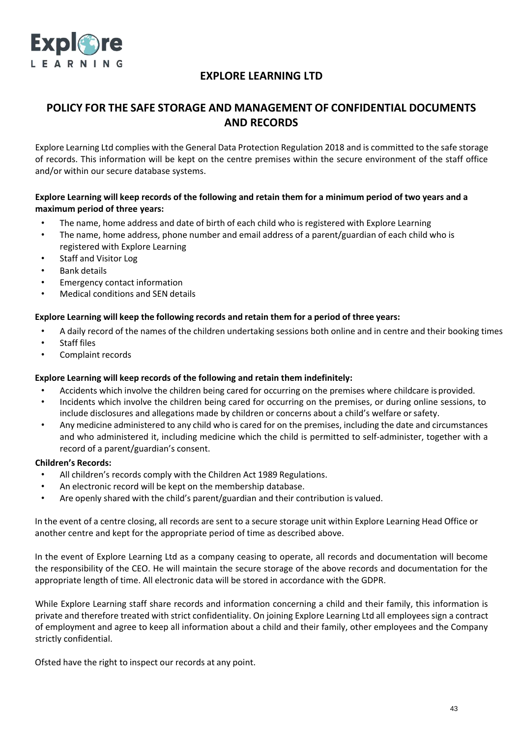## EXPLORE LEARNING LTD

## POLICY FOR THE SAFE STORAGE AND MANAGEMENT OF CONFIDENTIAL DOCUMENTS AND RECORDS

Explore Learning Ltd complies with the General Data Protection Regulation 2018 and is committed to the safe storage of records. This information will be kept on the centre premises within the secure environment of the staff office and/or within our secure database systems.

**Explore Learning will keep records of the following and retain them for a minimum period of two years and a maximum period of three years:**

- The name, home address and date of birth of each child who is registered with Explore Learning
- The name, home address, phone number and email address of a parent/guardian of each child who is registered with Explore Learning
- Staff and Visitor Log
- Bank details
- Emergency contact information
- Medical conditions and SEN details

**Explore Learning will keep the following records and retain them for a period of three years:**

- A daily record of the names of the children undertaking sessions both online and in centre and their booking times
- Staff files
- Complaint records

**Explore Learning will keep records of the following and retain them indefinitely:**

- Accidents which involve the children being cared for occurring on the premises where childcare is provided.
- Incidents which involve the children being cared for occurring on the premises, or during online sessions, to include disclosures and allegations made by children or concerns about a child's welfare or safety.
- Any medicine administered to any child who is cared for on the premises, including the date and circumstances and who administered it, including medicine which the child is permitted to self-administer, together with a record of a parent/guardian's consent.

**Children's Records:**

- All children's records comply with the Children Act 1989 Regulations.
- An electronic record will be kept on the membership database.
- Are openly shared with the child's parent/guardian and their contribution is valued.

In the event of a centre closing, all records are sent to a secure storage unit within Explore Learning Head Office or another centre and kept for the appropriate period of time as described above.

In the event of Explore Learning Ltd as a company ceasing to operate, all records and documentation will become the responsibility of the CEO. He will maintain the secure storage of the above records and documentation for the appropriate length of time. All electronic data will be stored in accordance with the GDPR.

While Explore Learning staff share records and information concerning a child and their family, this information is private and therefore treated with strict confidentiality. On joining Explore Learning Ltd all employees sign a contract of employment and agree to keep all information about a child and their family, other employees and the Company strictly confidential.

Ofsted have the right to inspect our records at any point.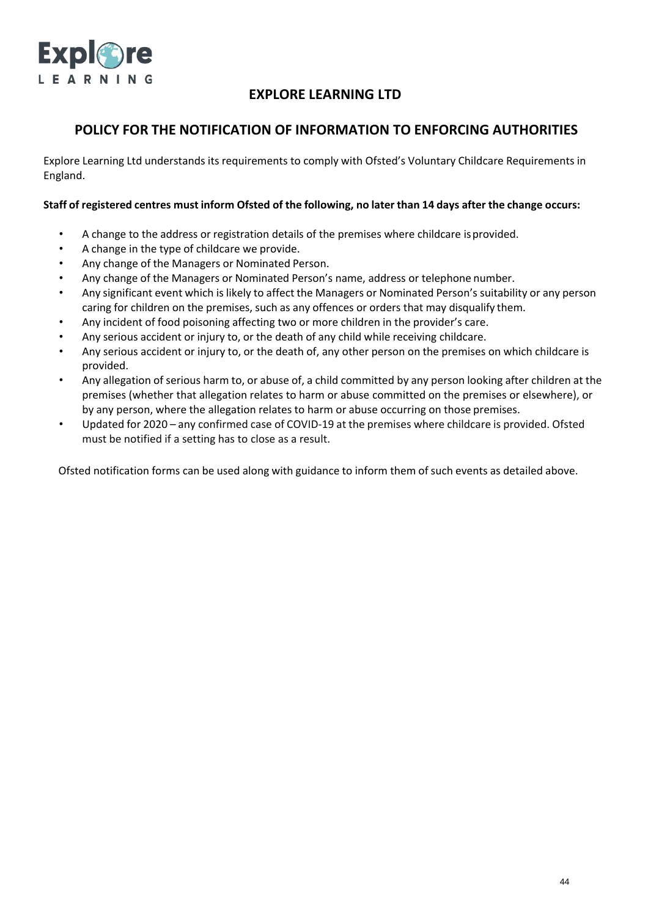# EXPLORE LEARNING LTD

## POLICY FOR THE NOTIFICATION OF INFORMATION TO ENFORCING AUTHORITIES

Explore Learning Ltd understands its requirements to comply with Ofsted's Voluntary Childcare Requirements in England.

**Staff of registered centres must inform Ofsted of the following, no later than 14 days after the change occurs:**

- A change to the address or registration details of the premises where childcare is provided.
- A change in the type of childcare we provide.
- Any change of the Managers or Nominated Person.
- Any change of the Managers or Nominated Person's name, address or telephone number.
- Any significant event which is likely to affect the Managers or Nominated Person's suitability or any person caring for children on the premises, such as any offences or orders that may disqualify them.
- Any incident of food poisoning affecting two or more children in the provider's care.
- Any serious accident or injury to, or the death of any child while receiving childcare.
- Any serious accident or injury to, or the death of, any other person on the premises on which childcare is provided.
- Any allegation of serious harm to, or abuse of, a child committed by any person looking after children at the premises (whether that allegation relates to harm or abuse committed on the premises or elsewhere), or by any person, where the allegation relates to harm or abuse occurring on those premises.
- Updated for 2020 – any confirmed case of COVID-19 at the premises where childcare is provided. Ofsted must be notified if a setting has to close as a result.

Ofsted notification forms can be used along with guidance to inform them of such events as detailed above.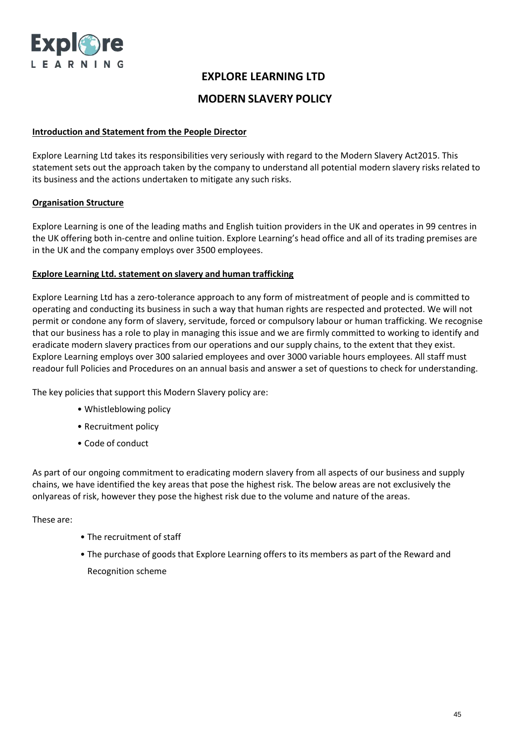# EXPLORE LEARNING LTD

## MODERN SLAVERY POLICY

**Introduction and Statement from the People Director**

Explore Learning Ltd takes its responsibilities very seriously with regard to the Modern Slavery Act2015. This statement sets out the approach taken by the company to understand all potential modern slavery risks related to its business and the actions undertaken to mitigate any such risks.

**Organisation Structure**

Explore Learning is one of the leading maths and English tuition providers in the UK and operates in 99 centres in the UK offering both in-centre and online tuition. Explore Learning's head office and all of its trading premises are in the UK and the company employs over 3500 employees.

**Explore Learning Ltd. statement on slavery and human trafficking**

Explore Learning Ltd has a zero-tolerance approach to any form of mistreatment of people and is committed to operating and conducting its business in such a way that human rights are respected and protected. We will not permit or condone any form of slavery, servitude, forced or compulsory labour or human trafficking. We recognise that our business has a role to play in managing this issue and we are firmly committed to working to identify and eradicate modern slavery practices from our operations and our supply chains, to the extent that they exist. Explore Learning employs over 300 salaried employees and over 3000 variable hours employees. All staff must readour full Policies and Procedures on an annual basis and answer a set of questions to check for understanding.

The key policies that support this Modern Slavery policy are:

- Whistleblowing policy
- Recruitment policy
- Code of conduct

As part of our ongoing commitment to eradicating modern slavery from all aspects of our business and supply chains, we have identified the key areas that pose the highest risk. The below areas are not exclusively the onlyareas of risk, however they pose the highest risk due to the volume and nature of the areas.

These are:

- The recruitment of staff
- The purchase of goods that Explore Learning offers to its members as part of the Reward and Recognition scheme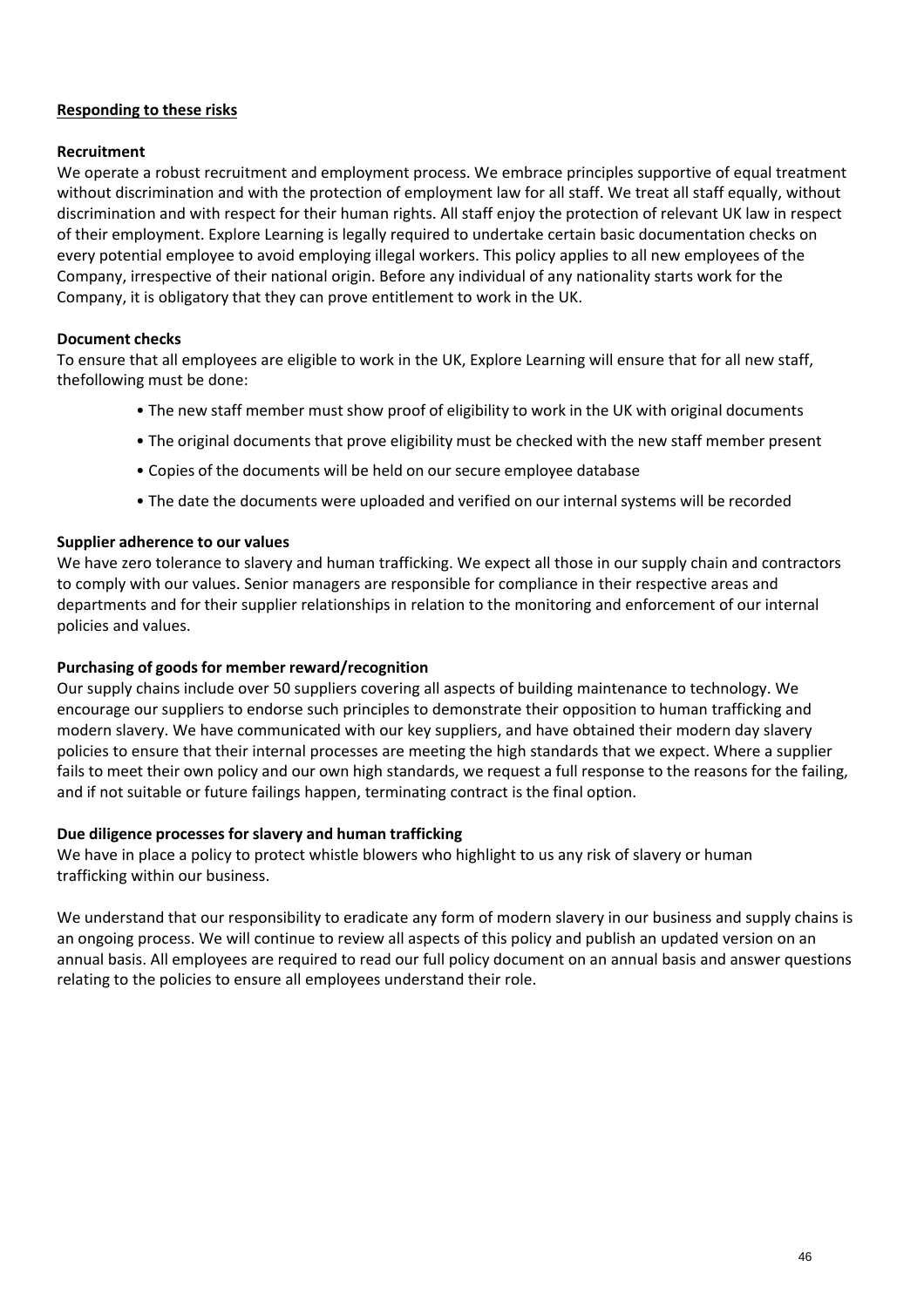**Responding to these risks**

**Recruitment**

We operate a robust recruitment and employment process. We embrace principles supportive of equal treatment without discrimination and with the protection of employment law for all staff. We treat all staff equally, without discrimination and with respect for their human rights. All staff enjoy the protection of relevant UK law in respect of their employment. Explore Learning is legally required to undertake certain basic documentation checks on every potential employee to avoid employing illegal workers. This policy applies to all new employees of the Company, irrespective of their national origin. Before any individual of any nationality starts work for the Company, it is obligatory that they can prove entitlement to work in the UK.

**Document checks**

To ensure that all employees are eligible to work in the UK, Explore Learning will ensure that for all new staff, thefollowing must be done:

- The new staff member must show proof of eligibility to work in the UK with original documents
- The original documents that prove eligibility must be checked with the new staff member present
- Copies of the documents will be held on our secure employee database
- The date the documents were uploaded and verified on our internal systems will be recorded

**Supplier adherence to our values**

We have zero tolerance to slavery and human trafficking. We expect all those in our supply chain and contractors to comply with our values. Senior managers are responsible for compliance in their respective areas and departments and for their supplier relationships in relation to the monitoring and enforcement of our internal policies and values.

**Purchasing of goods for member reward/recognition**

Our supply chains include over 50 suppliers covering all aspects of building maintenance to technology. We encourage our suppliers to endorse such principles to demonstrate their opposition to human trafficking and modern slavery. We have communicated with our key suppliers, and have obtained their modern day slavery policies to ensure that their internal processes are meeting the high standards that we expect. Where a supplier fails to meet their own policy and our own high standards, we request a full response to the reasons for the failing, and if not suitable or future failings happen, terminating contract is the final option.

**Due diligence processes for slavery and human trafficking**

We have in place a policy to protect whistle blowers who highlight to us any risk of slavery or human trafficking within our business.

We understand that our responsibility to eradicate any form of modern slavery in our business and supply chains is an ongoing process. We will continue to review all aspects of this policy and publish an updated version on an annual basis. All employees are required to read our full policy document on an annual basis and answer questions relating to the policies to ensure all employees understand their role.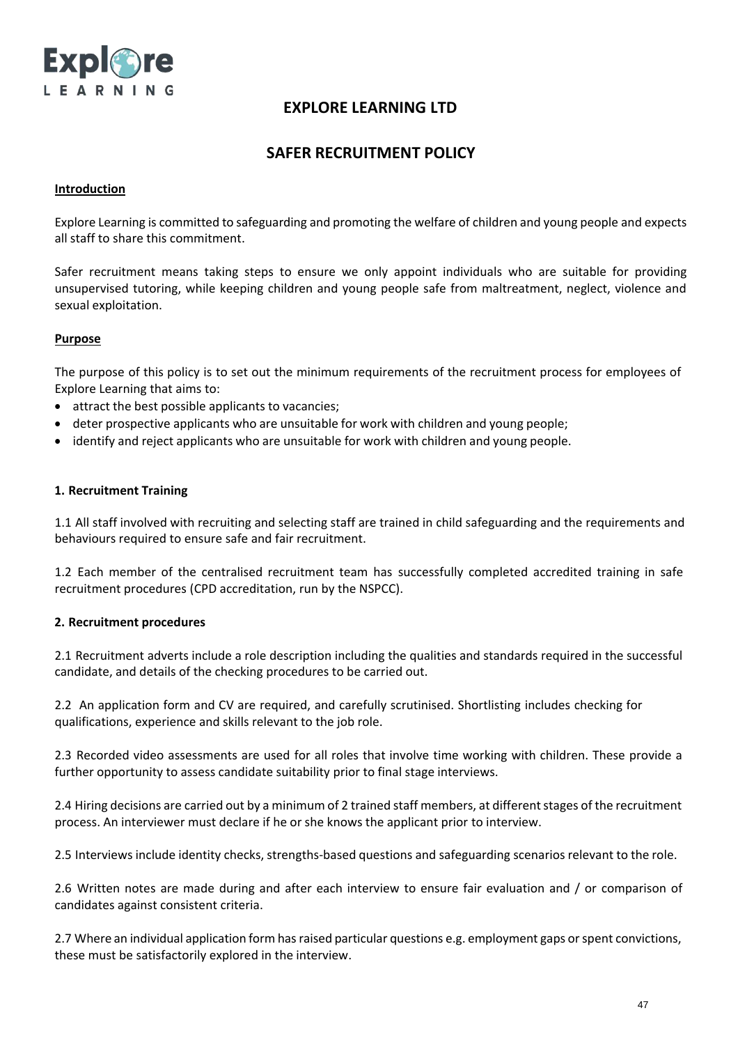# EXPLORE LEARNING LTD

## SAFER RECRUITMENT POLICY

**Introduction**

Explore Learning is committed to safeguarding and promoting the welfare of children and young people and expects all staff to share this commitment.

Safer recruitment means taking steps to ensure we only appoint individuals who are suitable for providing unsupervised tutoring, while keeping children and young people safe from maltreatment, neglect, violence and sexual exploitation.

**Purpose**

The purpose of this policy is to set out the minimum requirements of the recruitment process for employees of Explore Learning that aims to:

- attract the best possible applicants to vacancies;
- deter prospective applicants who are unsuitable for work with children and young people;
- identify and reject applicants who are unsuitable for work with children and young people.

**1. Recruitment Training**

1.1 All staff involved with recruiting and selecting staff are trained in child safeguarding and the requirements and behaviours required to ensure safe and fair recruitment.

1.2 Each member of the centralised recruitment team has successfully completed accredited training in safe recruitment procedures (CPD accreditation, run by the NSPCC).

**2. Recruitment procedures**

2.1 Recruitment adverts include a role description including the qualities and standards required in the successful candidate, and details of the checking procedures to be carried out.

2.2 An application form and CV are required, and carefully scrutinised. Shortlisting includes checking for qualifications, experience and skills relevant to the job role.

2.3 Recorded video assessments are used for all roles that involve time working with children. These provide a further opportunity to assess candidate suitability prior to final stage interviews.

2.4 Hiring decisions are carried out by a minimum of 2 trained staff members, at different stages of the recruitment process. An interviewer must declare if he or she knows the applicant prior to interview.

2.5 Interviews include identity checks, strengths-based questions and safeguarding scenarios relevant to the role.

2.6 Written notes are made during and after each interview to ensure fair evaluation and / or comparison of candidates against consistent criteria.

2.7 Where an individual application form has raised particular questions e.g. employment gaps or spent convictions, these must be satisfactorily explored in the interview.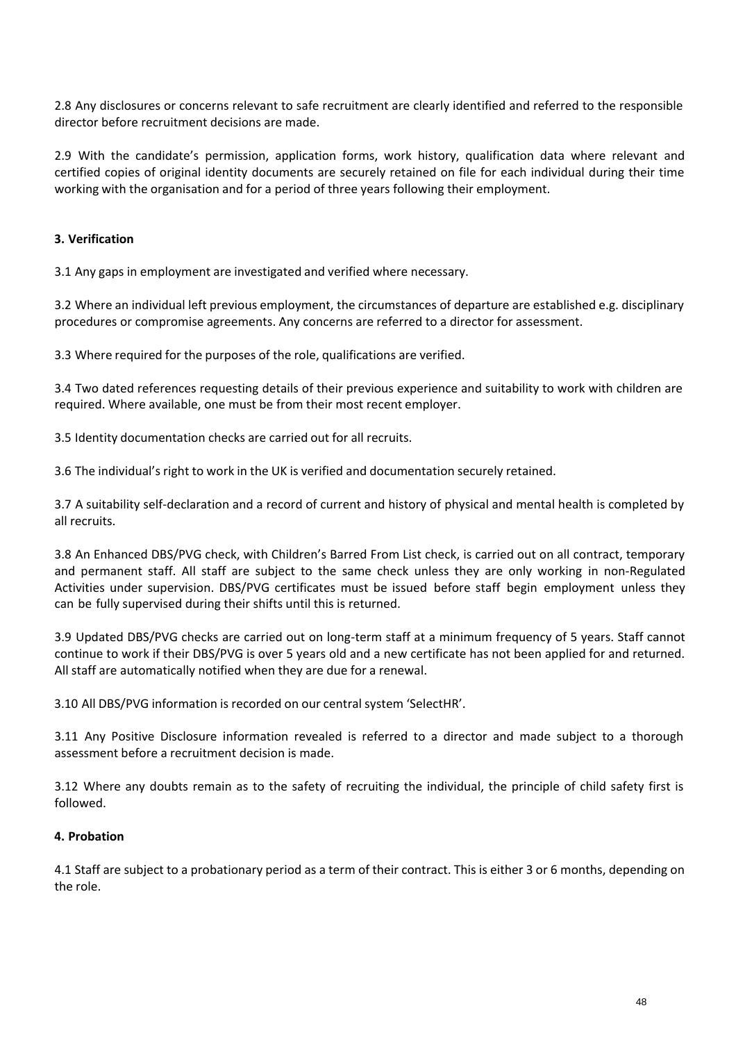2.8 Any disclosures or concerns relevant to safe recruitment are clearly identified and referred to the responsible director before recruitment decisions are made.

2.9 With the candidate's permission, application forms, work history, qualification data where relevant and certified copies of original identity documents are securely retained on file for each individual during their time working with the organisation and for a period of three years following their employment.

**3. Verification**

3.1 Any gaps in employment are investigated and verified where necessary.

3.2 Where an individual left previous employment, the circumstances of departure are established e.g. disciplinary procedures or compromise agreements. Any concerns are referred to a director for assessment.

3.3 Where required for the purposes of the role, qualifications are verified.

3.4 Two dated references requesting details of their previous experience and suitability to work with children are required. Where available, one must be from their most recent employer.

3.5 Identity documentation checks are carried out for all recruits.

3.6 The individual's right to work in the UK is verified and documentation securely retained.

3.7 A suitability self-declaration and a record of current and history of physical and mental health is completed by all recruits.

3.8 An Enhanced DBS/PVG check, with Children's Barred From List check, is carried out on all contract, temporary and permanent staff. All staff are subject to the same check unless they are only working in non-Regulated Activities under supervision. DBS/PVG certificates must be issued before staff begin employment unless they can be fully supervised during their shifts until this is returned.

3.9 Updated DBS/PVG checks are carried out on long-term staff at a minimum frequency of 5 years. Staff cannot continue to work if their DBS/PVG is over 5 years old and a new certificate has not been applied for and returned. All staff are automatically notified when they are due for a renewal.

3.10 All DBS/PVG information is recorded on our central system 'SelectHR'.

3.11 Any Positive Disclosure information revealed is referred to a director and made subject to a thorough assessment before a recruitment decision is made.

3.12 Where any doubts remain as to the safety of recruiting the individual, the principle of child safety first is followed.

**4. Probation**

4.1 Staff are subject to a probationary period as a term of their contract. This is either 3 or 6 months, depending on the role.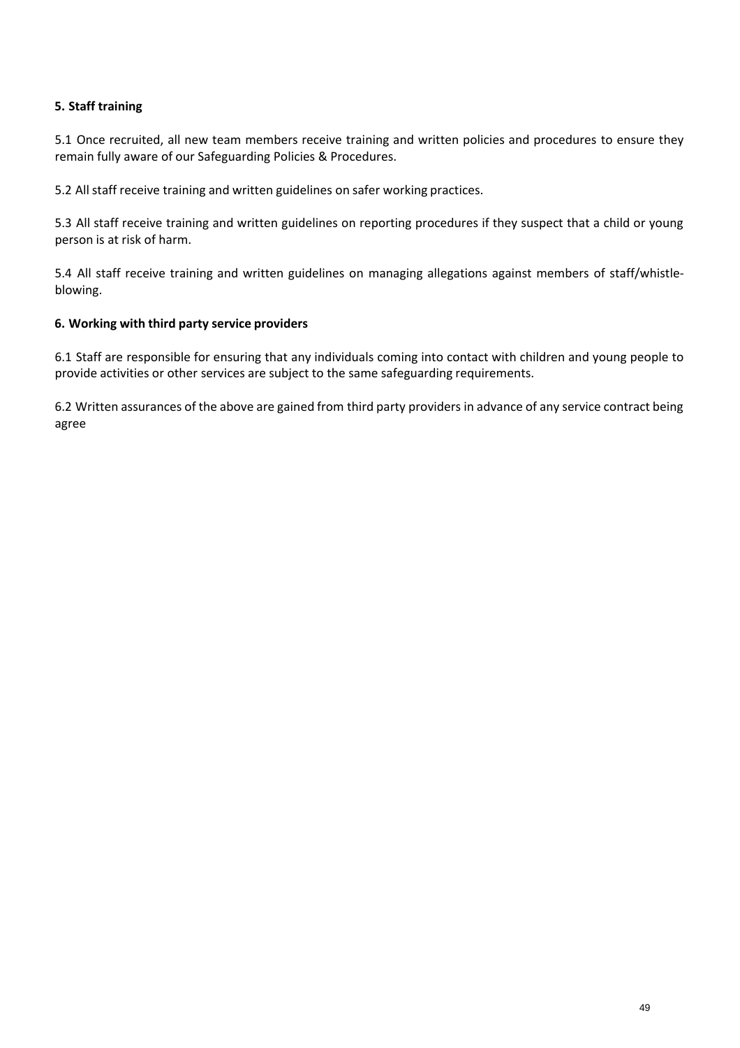**5. Staff training**

5.1 Once recruited, all new team members receive training and written policies and procedures to ensure they remain fully aware of our Safeguarding Policies & Procedures.

5.2 All staff receive training and written guidelines on safer working practices.

5.3 All staff receive training and written guidelines on reporting procedures if they suspect that a child or young person is at risk of harm.

5.4 All staff receive training and written guidelines on managing allegations against members of staff/whistle-blowing.

**6. Working with third party service providers**

6.1 Staff are responsible for ensuring that any individuals coming into contact with children and young people to provide activities or other services are subject to the same safeguarding requirements.

6.2 Written assurances of the above are gained from third party providers in advance of any service contract being agree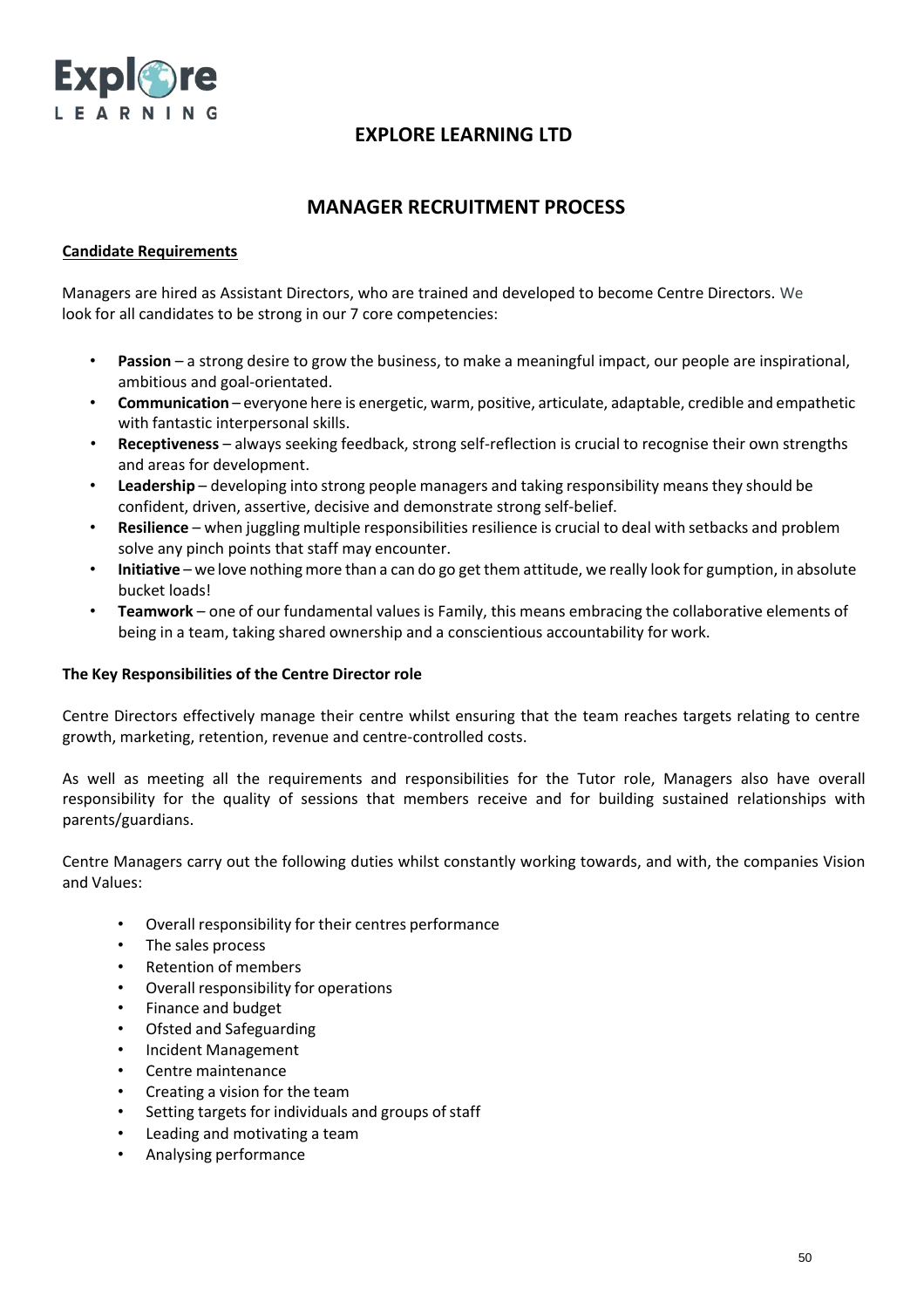# EXPLORE LEARNING LTD

## MANAGER RECRUITMENT PROCESS

**Candidate Requirements**

Managers are hired as Assistant Directors, who are trained and developed to become Centre Directors. We look for all candidates to be strong in our 7 core competencies:

- **Passion** – a strong desire to grow the business, to make a meaningful impact, our people are inspirational, ambitious and goal-orientated.
- **Communication** – everyone here is energetic, warm, positive, articulate, adaptable, credible and empathetic with fantastic interpersonal skills.
- **Receptiveness** – always seeking feedback, strong self-reflection is crucial to recognise their own strengths and areas for development.
- **Leadership** – developing into strong people managers and taking responsibility means they should be confident, driven, assertive, decisive and demonstrate strong self-belief.
- **Resilience** – when juggling multiple responsibilities resilience is crucial to deal with setbacks and problem solve any pinch points that staff may encounter.
- **Initiative** – we love nothing more than a can do go get them attitude, we really look for gumption, in absolute bucket loads!
- **Teamwork** – one of our fundamental values is Family, this means embracing the collaborative elements of being in a team, taking shared ownership and a conscientious accountability for work.

**The Key Responsibilities of the Centre Director role**

Centre Directors effectively manage their centre whilst ensuring that the team reaches targets relating to centre growth, marketing, retention, revenue and centre-controlled costs.

As well as meeting all the requirements and responsibilities for the Tutor role, Managers also have overall responsibility for the quality of sessions that members receive and for building sustained relationships with parents/guardians.

Centre Managers carry out the following duties whilst constantly working towards, and with, the companies Vision and Values:

- Overall responsibility for their centres performance
- The sales process
- Retention of members
- Overall responsibility for operations
- Finance and budget
- Ofsted and Safeguarding
- Incident Management
- Centre maintenance
- Creating a vision for the team
- Setting targets for individuals and groups of staff
- Leading and motivating a team
- Analysing performance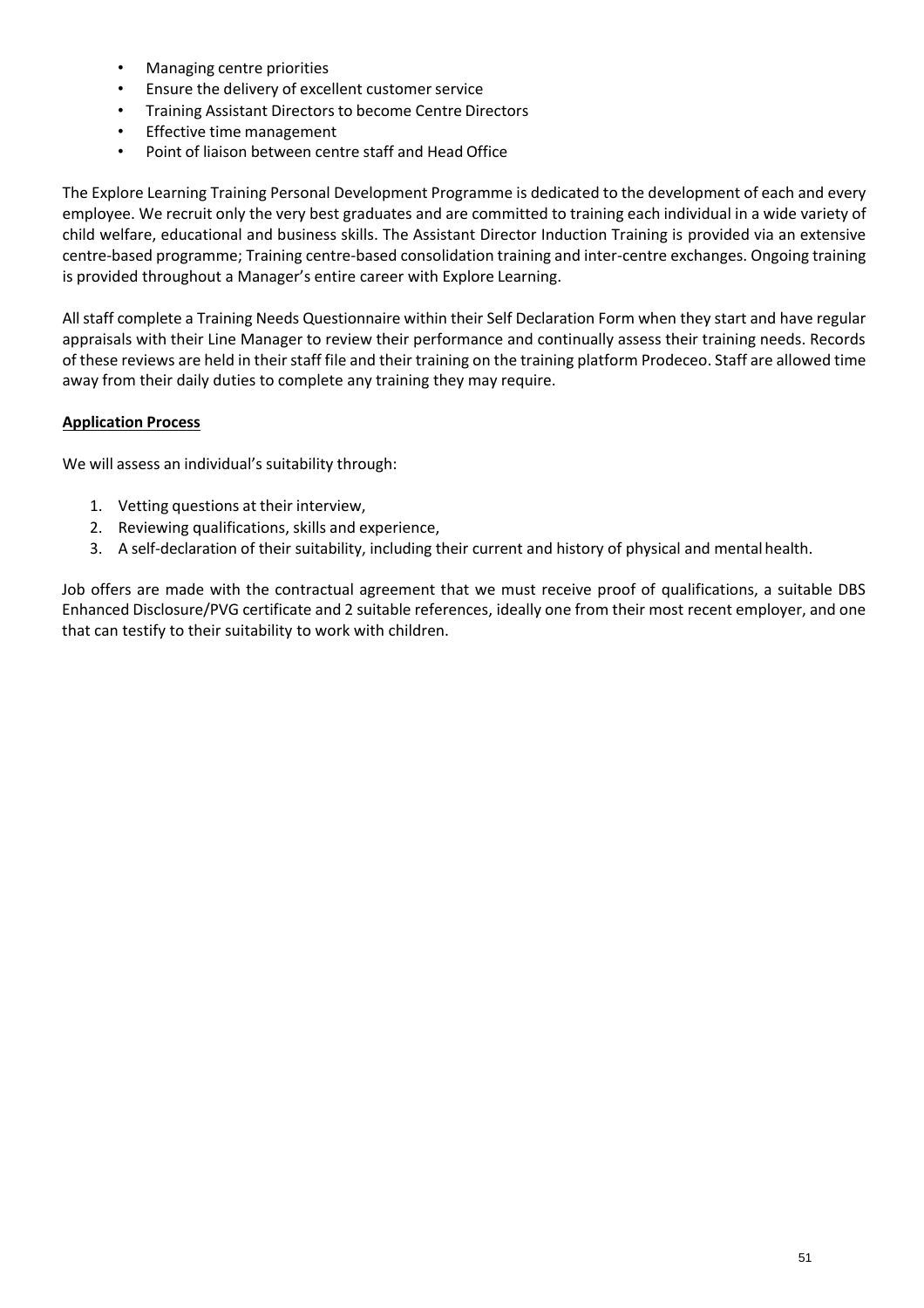- Managing centre priorities
- Ensure the delivery of excellent customer service
- Training Assistant Directors to become Centre Directors
- Effective time management
- Point of liaison between centre staff and Head Office

The Explore Learning Training Personal Development Programme is dedicated to the development of each and every employee. We recruit only the very best graduates and are committed to training each individual in a wide variety of child welfare, educational and business skills. The Assistant Director Induction Training is provided via an extensive centre-based programme; Training centre-based consolidation training and inter-centre exchanges. Ongoing training is provided throughout a Manager's entire career with Explore Learning.

All staff complete a Training Needs Questionnaire within their Self Declaration Form when they start and have regular appraisals with their Line Manager to review their performance and continually assess their training needs. Records of these reviews are held in their staff file and their training on the training platform Prodeceo. Staff are allowed time away from their daily duties to complete any training they may require.

**Application Process**

We will assess an individual's suitability through:

1. Vetting questions at their interview,
2. Reviewing qualifications, skills and experience,
3. A self-declaration of their suitability, including their current and history of physical and mental health.

Job offers are made with the contractual agreement that we must receive proof of qualifications, a suitable DBS Enhanced Disclosure/PVG certificate and 2 suitable references, ideally one from their most recent employer, and one that can testify to their suitability to work with children.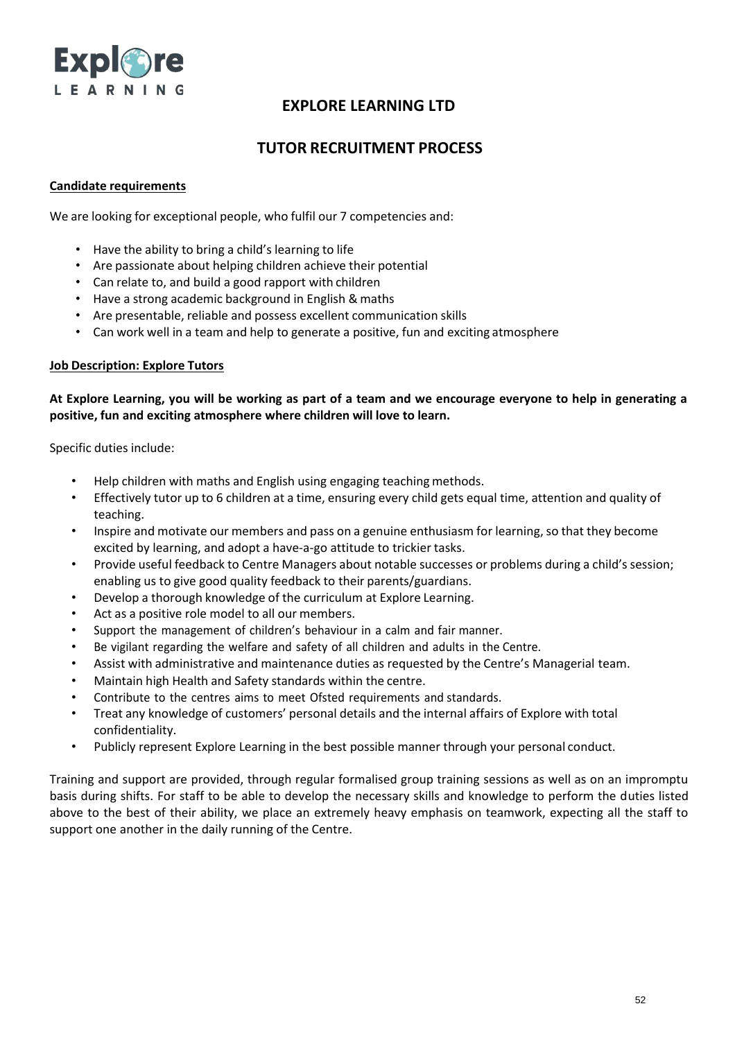# EXPLORE LEARNING LTD

## TUTOR RECRUITMENT PROCESS

**Candidate requirements**

We are looking for exceptional people, who fulfil our 7 competencies and:

- Have the ability to bring a child's learning to life
- Are passionate about helping children achieve their potential
- Can relate to, and build a good rapport with children
- Have a strong academic background in English & maths
- Are presentable, reliable and possess excellent communication skills
- Can work well in a team and help to generate a positive, fun and exciting atmosphere

**Job Description: Explore Tutors**

**At Explore Learning, you will be working as part of a team and we encourage everyone to help in generating a positive, fun and exciting atmosphere where children will love to learn.**

Specific duties include:

- Help children with maths and English using engaging teaching methods.
- Effectively tutor up to 6 children at a time, ensuring every child gets equal time, attention and quality of teaching.
- Inspire and motivate our members and pass on a genuine enthusiasm for learning, so that they become excited by learning, and adopt a have-a-go attitude to trickier tasks.
- Provide useful feedback to Centre Managers about notable successes or problems during a child's session; enabling us to give good quality feedback to their parents/guardians.
- Develop a thorough knowledge of the curriculum at Explore Learning.
- Act as a positive role model to all our members.
- Support the management of children's behaviour in a calm and fair manner.
- Be vigilant regarding the welfare and safety of all children and adults in the Centre.
- Assist with administrative and maintenance duties as requested by the Centre's Managerial team.
- Maintain high Health and Safety standards within the centre.
- Contribute to the centres aims to meet Ofsted requirements and standards.
- Treat any knowledge of customers' personal details and the internal affairs of Explore with total confidentiality.
- Publicly represent Explore Learning in the best possible manner through your personal conduct.

Training and support are provided, through regular formalised group training sessions as well as on an impromptu basis during shifts. For staff to be able to develop the necessary skills and knowledge to perform the duties listed above to the best of their ability, we place an extremely heavy emphasis on teamwork, expecting all the staff to support one another in the daily running of the Centre.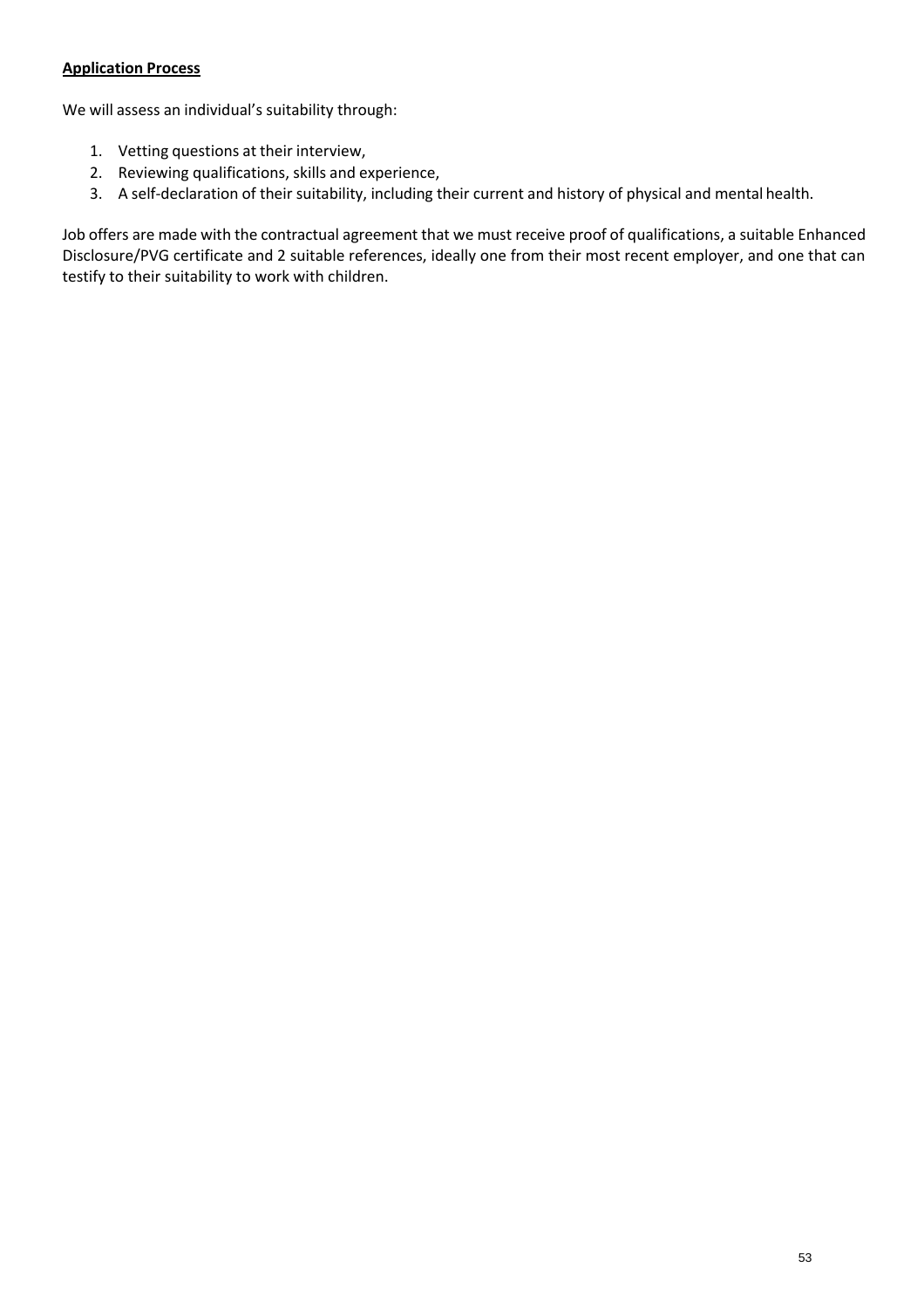**Application Process**

We will assess an individual's suitability through:

1. Vetting questions at their interview,
2. Reviewing qualifications, skills and experience,
3. A self-declaration of their suitability, including their current and history of physical and mental health.

Job offers are made with the contractual agreement that we must receive proof of qualifications, a suitable Enhanced Disclosure/PVG certificate and 2 suitable references, ideally one from their most recent employer, and one that can testify to their suitability to work with children.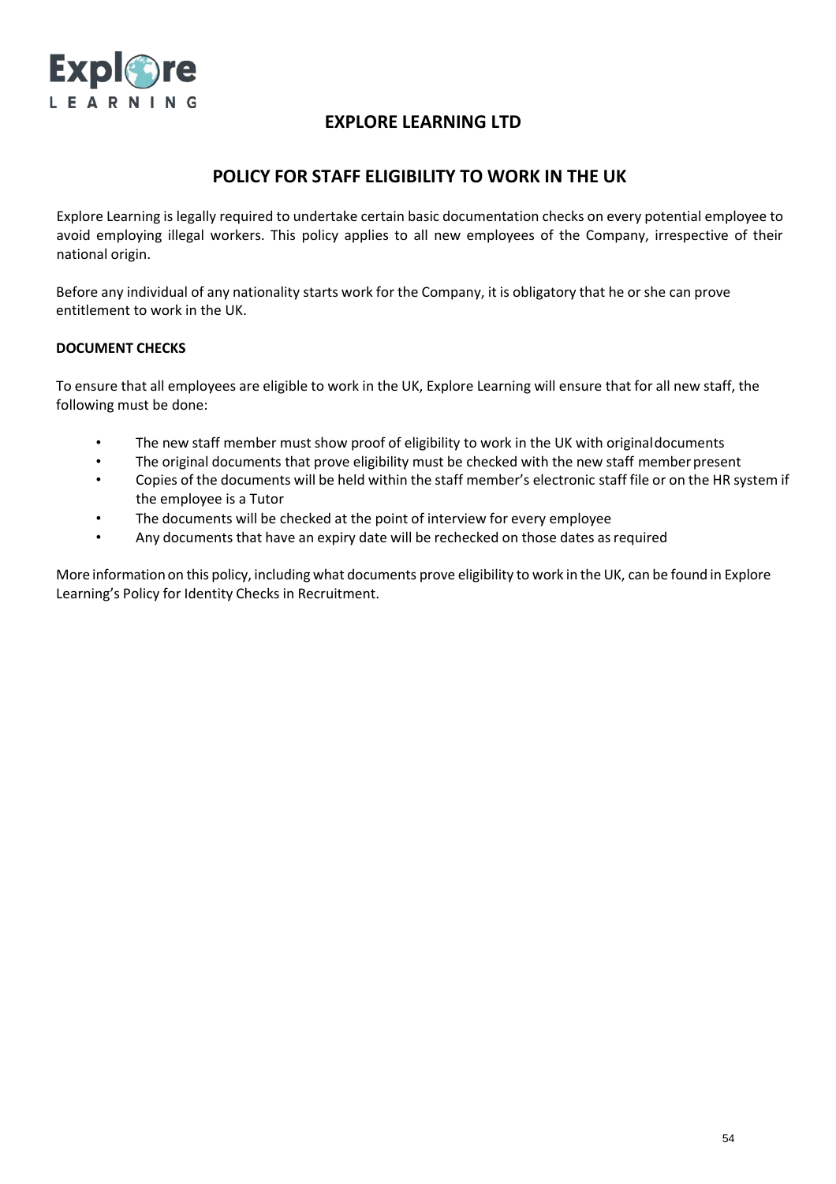# EXPLORE LEARNING LTD

## POLICY FOR STAFF ELIGIBILITY TO WORK IN THE UK

Explore Learning is legally required to undertake certain basic documentation checks on every potential employee to avoid employing illegal workers. This policy applies to all new employees of the Company, irrespective of their national origin.

Before any individual of any nationality starts work for the Company, it is obligatory that he or she can prove entitlement to work in the UK.

**DOCUMENT CHECKS**

To ensure that all employees are eligible to work in the UK, Explore Learning will ensure that for all new staff, the following must be done:

- The new staff member must show proof of eligibility to work in the UK with original documents
- The original documents that prove eligibility must be checked with the new staff member present
- Copies of the documents will be held within the staff member's electronic staff file or on the HR system if the employee is a Tutor
- The documents will be checked at the point of interview for every employee
- Any documents that have an expiry date will be rechecked on those dates as required

More information on this policy, including what documents prove eligibility to work in the UK, can be found in Explore Learning's Policy for Identity Checks in Recruitment.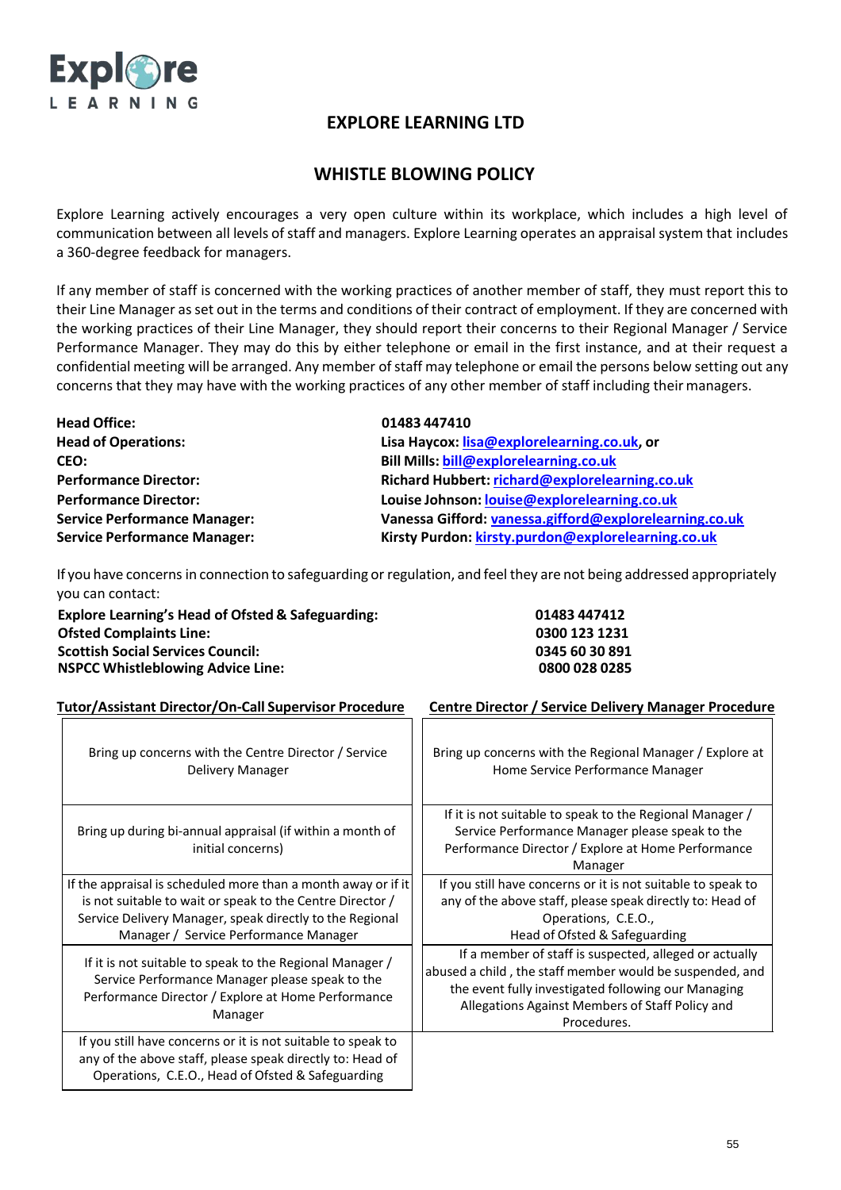# EXPLORE LEARNING LTD

## WHISTLE BLOWING POLICY

Explore Learning actively encourages a very open culture within its workplace, which includes a high level of communication between all levels of staff and managers. Explore Learning operates an appraisal system that includes a 360-degree feedback for managers.

If any member of staff is concerned with the working practices of another member of staff, they must report this to their Line Manager as set out in the terms and conditions of their contract of employment. If they are concerned with the working practices of their Line Manager, they should report their concerns to their Regional Manager / Service Performance Manager. They may do this by either telephone or email in the first instance, and at their request a confidential meeting will be arranged. Any member of staff may telephone or email the persons below setting out any concerns that they may have with the working practices of any other member of staff including their managers.

| | |
|---|---|
| **Head Office:** | **01483 447410** |
| **Head of Operations:** | **Lisa Haycox: lisa@explorelearning.co.uk, or** |
| **CEO:** | **Bill Mills: bill@explorelearning.co.uk** |
| **Performance Director:** | **Richard Hubbert: richard@explorelearning.co.uk** |
| **Performance Director:** | **Louise Johnson: louise@explorelearning.co.uk** |
| **Service Performance Manager:** | **Vanessa Gifford: vanessa.gifford@explorelearning.co.uk** |
| **Service Performance Manager:** | **Kirsty Purdon: kirsty.purdon@explorelearning.co.uk** |

If you have concerns in connection to safeguarding or regulation, and feel they are not being addressed appropriately you can contact:

| | |
|---|---|
| **Explore Learning's Head of Ofsted & Safeguarding:** | **01483 447412** |
| **Ofsted Complaints Line:** | **0300 123 1231** |
| **Scottish Social Services Council:** | **0345 60 30 891** |
| **NSPCC Whistleblowing Advice Line:** | **0800 028 0285** |

| Tutor/Assistant Director/On-Call Supervisor Procedure | Centre Director / Service Delivery Manager Procedure |
|---|---|
| Bring up concerns with the Centre Director / Service Delivery Manager | Bring up concerns with the Regional Manager / Explore at Home Service Performance Manager |
| Bring up during bi-annual appraisal (if within a month of initial concerns) | If it is not suitable to speak to the Regional Manager / Service Performance Manager please speak to the Performance Director / Explore at Home Performance Manager |
| If the appraisal is scheduled more than a month away or if it is not suitable to wait or speak to the Centre Director / Service Delivery Manager, speak directly to the Regional Manager / Service Performance Manager | If you still have concerns or it is not suitable to speak to any of the above staff, please speak directly to: Head of Operations, C.E.O., Head of Ofsted & Safeguarding |
| If it is not suitable to speak to the Regional Manager / Service Performance Manager please speak to the Performance Director / Explore at Home Performance Manager | If a member of staff is suspected, alleged or actually abused a child , the staff member would be suspended, and the event fully investigated following our Managing Allegations Against Members of Staff Policy and Procedures. |
| If you still have concerns or it is not suitable to speak to any of the above staff, please speak directly to: Head of Operations, C.E.O., Head of Ofsted & Safeguarding | |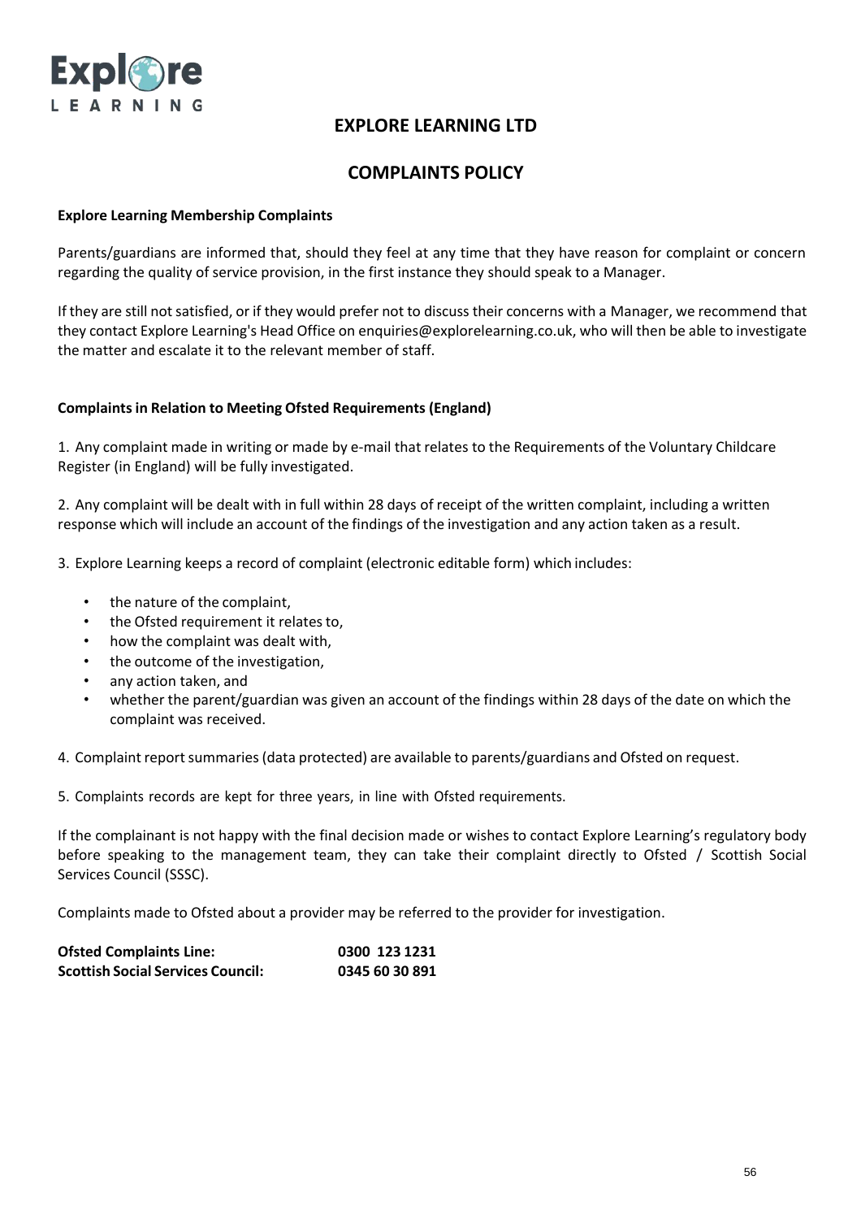# EXPLORE LEARNING LTD

## COMPLAINTS POLICY

**Explore Learning Membership Complaints**

Parents/guardians are informed that, should they feel at any time that they have reason for complaint or concern regarding the quality of service provision, in the first instance they should speak to a Manager.

If they are still not satisfied, or if they would prefer not to discuss their concerns with a Manager, we recommend that they contact Explore Learning's Head Office on enquiries@explorelearning.co.uk, who will then be able to investigate the matter and escalate it to the relevant member of staff.

**Complaints in Relation to Meeting Ofsted Requirements (England)**

1. Any complaint made in writing or made by e-mail that relates to the Requirements of the Voluntary Childcare Register (in England) will be fully investigated.

2. Any complaint will be dealt with in full within 28 days of receipt of the written complaint, including a written response which will include an account of the findings of the investigation and any action taken as a result.

3. Explore Learning keeps a record of complaint (electronic editable form) which includes:

- the nature of the complaint,
- the Ofsted requirement it relates to,
- how the complaint was dealt with,
- the outcome of the investigation,
- any action taken, and
- whether the parent/guardian was given an account of the findings within 28 days of the date on which the complaint was received.

4. Complaint report summaries (data protected) are available to parents/guardians and Ofsted on request.

5. Complaints records are kept for three years, in line with Ofsted requirements.

If the complainant is not happy with the final decision made or wishes to contact Explore Learning's regulatory body before speaking to the management team, they can take their complaint directly to Ofsted / Scottish Social Services Council (SSSC).

Complaints made to Ofsted about a provider may be referred to the provider for investigation.

**Ofsted Complaints Line:** **0300 123 1231**
**Scottish Social Services Council:** **0345 60 30 891**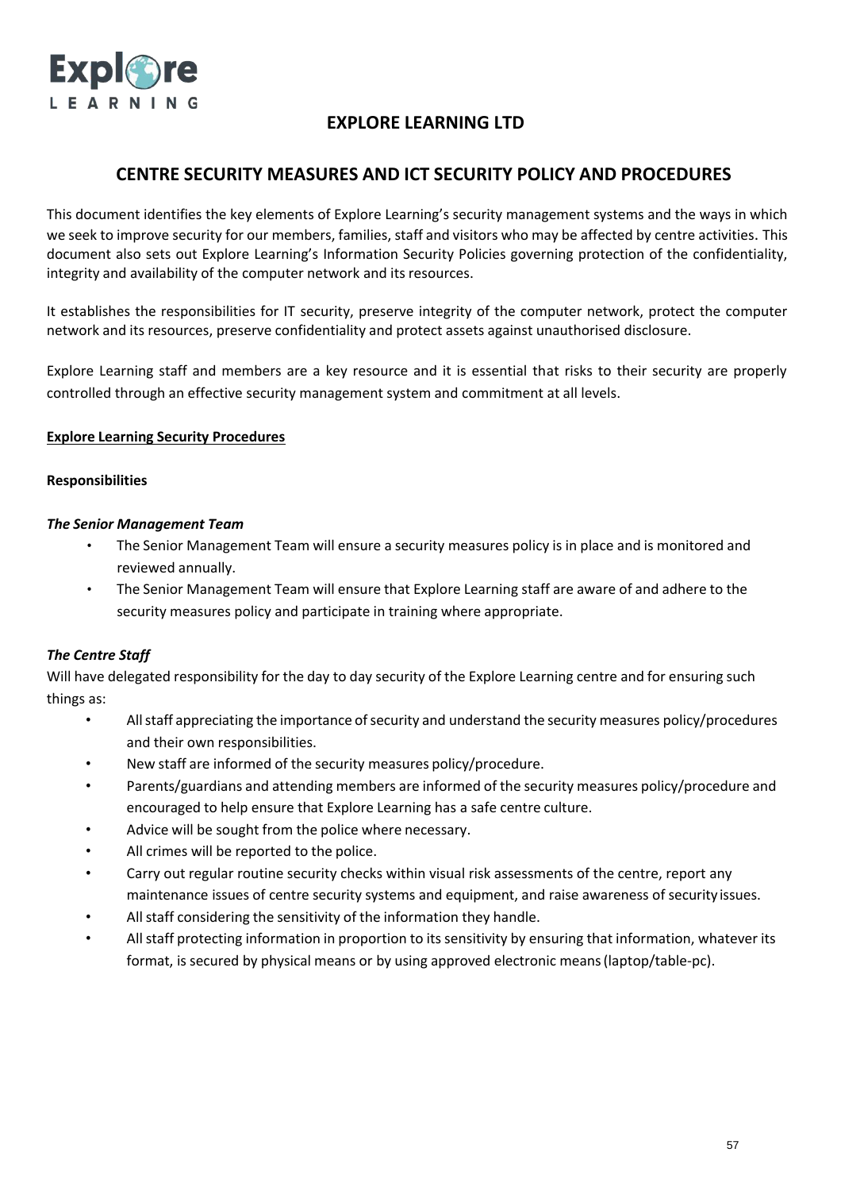# EXPLORE LEARNING LTD

## CENTRE SECURITY MEASURES AND ICT SECURITY POLICY AND PROCEDURES

This document identifies the key elements of Explore Learning's security management systems and the ways in which we seek to improve security for our members, families, staff and visitors who may be affected by centre activities. This document also sets out Explore Learning's Information Security Policies governing protection of the confidentiality, integrity and availability of the computer network and its resources.

It establishes the responsibilities for IT security, preserve integrity of the computer network, protect the computer network and its resources, preserve confidentiality and protect assets against unauthorised disclosure.

Explore Learning staff and members are a key resource and it is essential that risks to their security are properly controlled through an effective security management system and commitment at all levels.

**Explore Learning Security Procedures**

**Responsibilities**

***The Senior Management Team***

- The Senior Management Team will ensure a security measures policy is in place and is monitored and reviewed annually.
- The Senior Management Team will ensure that Explore Learning staff are aware of and adhere to the security measures policy and participate in training where appropriate.

***The Centre Staff***

Will have delegated responsibility for the day to day security of the Explore Learning centre and for ensuring such things as:

- All staff appreciating the importance of security and understand the security measures policy/procedures and their own responsibilities.
- New staff are informed of the security measures policy/procedure.
- Parents/guardians and attending members are informed of the security measures policy/procedure and encouraged to help ensure that Explore Learning has a safe centre culture.
- Advice will be sought from the police where necessary.
- All crimes will be reported to the police.
- Carry out regular routine security checks within visual risk assessments of the centre, report any maintenance issues of centre security systems and equipment, and raise awareness of security issues.
- All staff considering the sensitivity of the information they handle.
- All staff protecting information in proportion to its sensitivity by ensuring that information, whatever its format, is secured by physical means or by using approved electronic means (laptop/table-pc).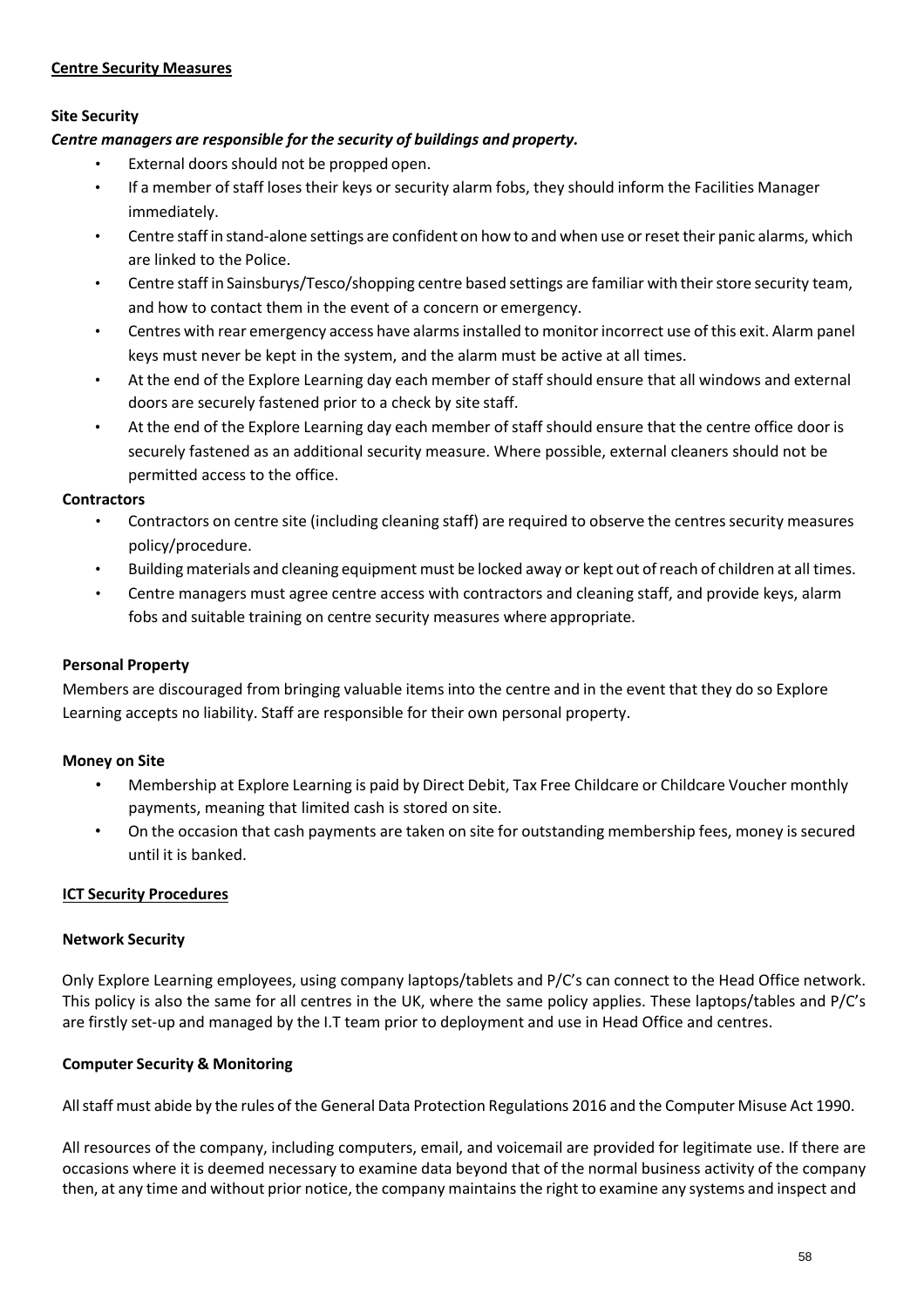**<u>Centre Security Measures</u>**

**Site Security**

***Centre managers are responsible for the security of buildings and property.***

- External doors should not be propped open.
- If a member of staff loses their keys or security alarm fobs, they should inform the Facilities Manager immediately.
- Centre staff in stand-alone settings are confident on how to and when use or reset their panic alarms, which are linked to the Police.
- Centre staff in Sainsburys/Tesco/shopping centre based settings are familiar with their store security team, and how to contact them in the event of a concern or emergency.
- Centres with rear emergency access have alarms installed to monitor incorrect use of this exit. Alarm panel keys must never be kept in the system, and the alarm must be active at all times.
- At the end of the Explore Learning day each member of staff should ensure that all windows and external doors are securely fastened prior to a check by site staff.
- At the end of the Explore Learning day each member of staff should ensure that the centre office door is securely fastened as an additional security measure. Where possible, external cleaners should not be permitted access to the office.

**Contractors**

- Contractors on centre site (including cleaning staff) are required to observe the centres security measures policy/procedure.
- Building materials and cleaning equipment must be locked away or kept out of reach of children at all times.
- Centre managers must agree centre access with contractors and cleaning staff, and provide keys, alarm fobs and suitable training on centre security measures where appropriate.

**Personal Property**

Members are discouraged from bringing valuable items into the centre and in the event that they do so Explore Learning accepts no liability. Staff are responsible for their own personal property.

**Money on Site**

- Membership at Explore Learning is paid by Direct Debit, Tax Free Childcare or Childcare Voucher monthly payments, meaning that limited cash is stored on site.
- On the occasion that cash payments are taken on site for outstanding membership fees, money is secured until it is banked.

**<u>ICT Security Procedures</u>**

**Network Security**

Only Explore Learning employees, using company laptops/tablets and P/C's can connect to the Head Office network. This policy is also the same for all centres in the UK, where the same policy applies. These laptops/tables and P/C's are firstly set-up and managed by the I.T team prior to deployment and use in Head Office and centres.

**Computer Security & Monitoring**

All staff must abide by the rules of the General Data Protection Regulations 2016 and the Computer Misuse Act 1990.

All resources of the company, including computers, email, and voicemail are provided for legitimate use. If there are occasions where it is deemed necessary to examine data beyond that of the normal business activity of the company then, at any time and without prior notice, the company maintains the right to examine any systems and inspect and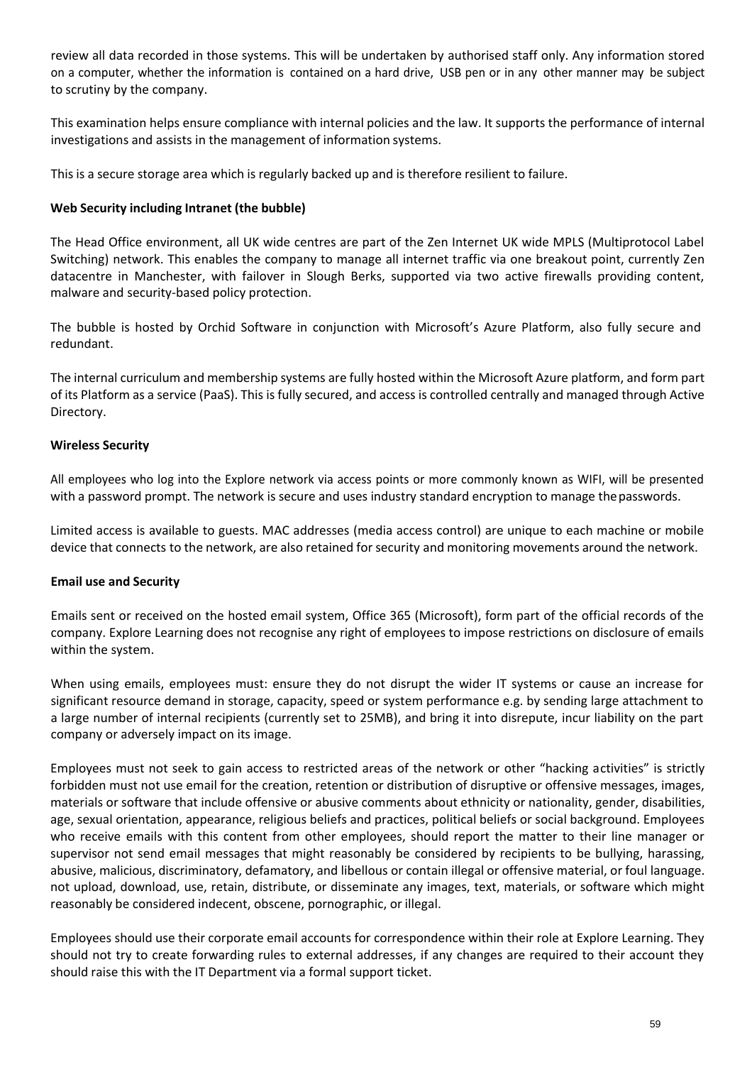review all data recorded in those systems. This will be undertaken by authorised staff only. Any information stored on a computer, whether the information is contained on a hard drive, USB pen or in any other manner may be subject to scrutiny by the company.

This examination helps ensure compliance with internal policies and the law. It supports the performance of internal investigations and assists in the management of information systems.

This is a secure storage area which is regularly backed up and is therefore resilient to failure.

**Web Security including Intranet (the bubble)**

The Head Office environment, all UK wide centres are part of the Zen Internet UK wide MPLS (Multiprotocol Label Switching) network. This enables the company to manage all internet traffic via one breakout point, currently Zen datacentre in Manchester, with failover in Slough Berks, supported via two active firewalls providing content, malware and security-based policy protection.

The bubble is hosted by Orchid Software in conjunction with Microsoft's Azure Platform, also fully secure and redundant.

The internal curriculum and membership systems are fully hosted within the Microsoft Azure platform, and form part of its Platform as a service (PaaS). This is fully secured, and access is controlled centrally and managed through Active Directory.

**Wireless Security**

All employees who log into the Explore network via access points or more commonly known as WIFI, will be presented with a password prompt. The network is secure and uses industry standard encryption to manage the passwords.

Limited access is available to guests. MAC addresses (media access control) are unique to each machine or mobile device that connects to the network, are also retained for security and monitoring movements around the network.

**Email use and Security**

Emails sent or received on the hosted email system, Office 365 (Microsoft), form part of the official records of the company. Explore Learning does not recognise any right of employees to impose restrictions on disclosure of emails within the system.

When using emails, employees must: ensure they do not disrupt the wider IT systems or cause an increase for significant resource demand in storage, capacity, speed or system performance e.g. by sending large attachment to a large number of internal recipients (currently set to 25MB), and bring it into disrepute, incur liability on the part company or adversely impact on its image.

Employees must not seek to gain access to restricted areas of the network or other "hacking activities" is strictly forbidden must not use email for the creation, retention or distribution of disruptive or offensive messages, images, materials or software that include offensive or abusive comments about ethnicity or nationality, gender, disabilities, age, sexual orientation, appearance, religious beliefs and practices, political beliefs or social background. Employees who receive emails with this content from other employees, should report the matter to their line manager or supervisor not send email messages that might reasonably be considered by recipients to be bullying, harassing, abusive, malicious, discriminatory, defamatory, and libellous or contain illegal or offensive material, or foul language. not upload, download, use, retain, distribute, or disseminate any images, text, materials, or software which might reasonably be considered indecent, obscene, pornographic, or illegal.

Employees should use their corporate email accounts for correspondence within their role at Explore Learning. They should not try to create forwarding rules to external addresses, if any changes are required to their account they should raise this with the IT Department via a formal support ticket.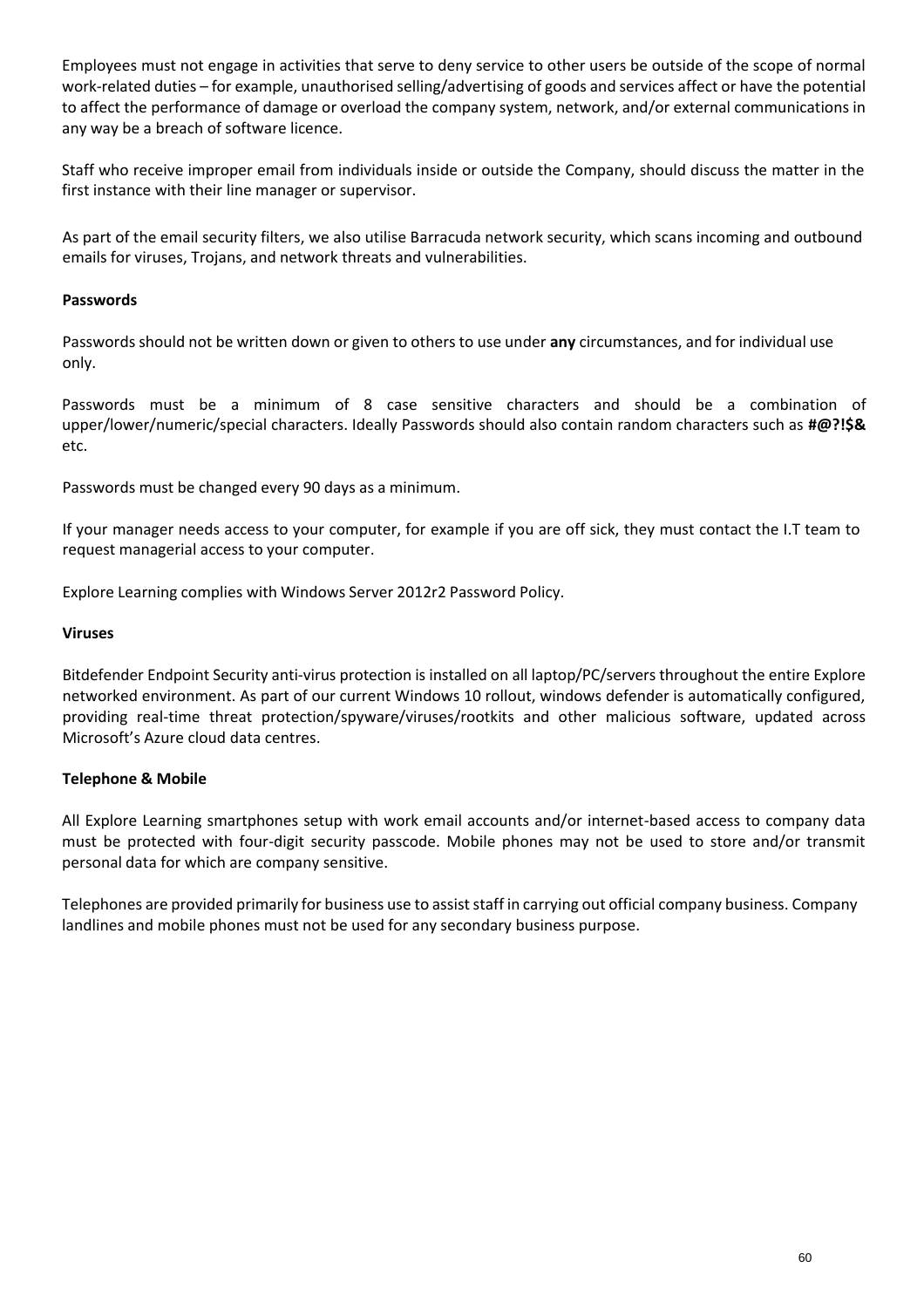Employees must not engage in activities that serve to deny service to other users be outside of the scope of normal work-related duties – for example, unauthorised selling/advertising of goods and services affect or have the potential to affect the performance of damage or overload the company system, network, and/or external communications in any way be a breach of software licence.

Staff who receive improper email from individuals inside or outside the Company, should discuss the matter in the first instance with their line manager or supervisor.

As part of the email security filters, we also utilise Barracuda network security, which scans incoming and outbound emails for viruses, Trojans, and network threats and vulnerabilities.

**Passwords**

Passwords should not be written down or given to others to use under **any** circumstances, and for individual use only.

Passwords must be a minimum of 8 case sensitive characters and should be a combination of upper/lower/numeric/special characters. Ideally Passwords should also contain random characters such as **#@?!$&** etc.

Passwords must be changed every 90 days as a minimum.

If your manager needs access to your computer, for example if you are off sick, they must contact the I.T team to request managerial access to your computer.

Explore Learning complies with Windows Server 2012r2 Password Policy.

**Viruses**

Bitdefender Endpoint Security anti-virus protection is installed on all laptop/PC/servers throughout the entire Explore networked environment. As part of our current Windows 10 rollout, windows defender is automatically configured, providing real-time threat protection/spyware/viruses/rootkits and other malicious software, updated across Microsoft's Azure cloud data centres.

**Telephone & Mobile**

All Explore Learning smartphones setup with work email accounts and/or internet-based access to company data must be protected with four-digit security passcode. Mobile phones may not be used to store and/or transmit personal data for which are company sensitive.

Telephones are provided primarily for business use to assist staff in carrying out official company business. Company landlines and mobile phones must not be used for any secondary business purpose.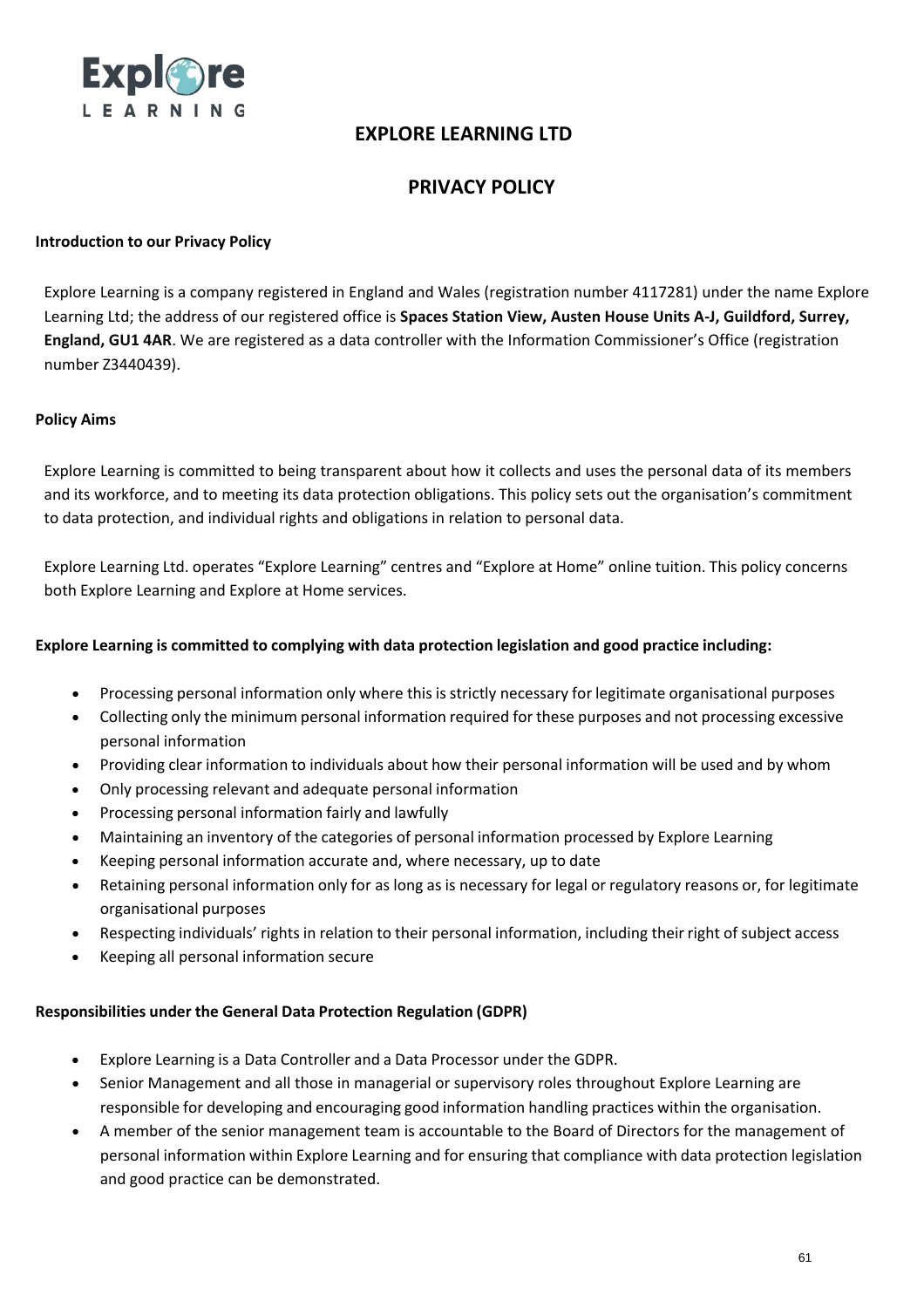# EXPLORE LEARNING LTD

## PRIVACY POLICY

**Introduction to our Privacy Policy**

Explore Learning is a company registered in England and Wales (registration number 4117281) under the name Explore Learning Ltd; the address of our registered office is **Spaces Station View, Austen House Units A-J, Guildford, Surrey, England, GU1 4AR**. We are registered as a data controller with the Information Commissioner's Office (registration number Z3440439).

**Policy Aims**

Explore Learning is committed to being transparent about how it collects and uses the personal data of its members and its workforce, and to meeting its data protection obligations. This policy sets out the organisation's commitment to data protection, and individual rights and obligations in relation to personal data.

Explore Learning Ltd. operates "Explore Learning" centres and "Explore at Home" online tuition. This policy concerns both Explore Learning and Explore at Home services.

**Explore Learning is committed to complying with data protection legislation and good practice including:**

- Processing personal information only where this is strictly necessary for legitimate organisational purposes
- Collecting only the minimum personal information required for these purposes and not processing excessive personal information
- Providing clear information to individuals about how their personal information will be used and by whom
- Only processing relevant and adequate personal information
- Processing personal information fairly and lawfully
- Maintaining an inventory of the categories of personal information processed by Explore Learning
- Keeping personal information accurate and, where necessary, up to date
- Retaining personal information only for as long as is necessary for legal or regulatory reasons or, for legitimate organisational purposes
- Respecting individuals' rights in relation to their personal information, including their right of subject access
- Keeping all personal information secure

**Responsibilities under the General Data Protection Regulation (GDPR)**

- Explore Learning is a Data Controller and a Data Processor under the GDPR.
- Senior Management and all those in managerial or supervisory roles throughout Explore Learning are responsible for developing and encouraging good information handling practices within the organisation.
- A member of the senior management team is accountable to the Board of Directors for the management of personal information within Explore Learning and for ensuring that compliance with data protection legislation and good practice can be demonstrated.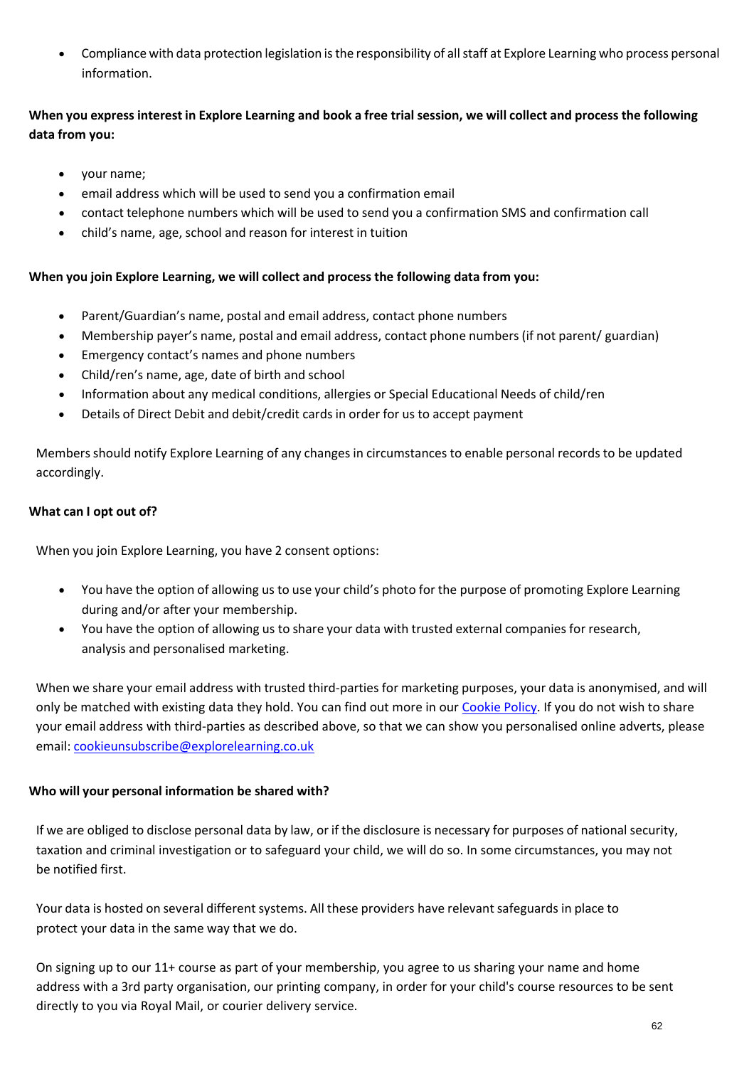- Compliance with data protection legislation is the responsibility of all staff at Explore Learning who process personal information.

**When you express interest in Explore Learning and book a free trial session, we will collect and process the following data from you:**

- your name;
- email address which will be used to send you a confirmation email
- contact telephone numbers which will be used to send you a confirmation SMS and confirmation call
- child's name, age, school and reason for interest in tuition

**When you join Explore Learning, we will collect and process the following data from you:**

- Parent/Guardian's name, postal and email address, contact phone numbers
- Membership payer's name, postal and email address, contact phone numbers (if not parent/ guardian)
- Emergency contact's names and phone numbers
- Child/ren's name, age, date of birth and school
- Information about any medical conditions, allergies or Special Educational Needs of child/ren
- Details of Direct Debit and debit/credit cards in order for us to accept payment

Members should notify Explore Learning of any changes in circumstances to enable personal records to be updated accordingly.

**What can I opt out of?**

When you join Explore Learning, you have 2 consent options:

- You have the option of allowing us to use your child's photo for the purpose of promoting Explore Learning during and/or after your membership.
- You have the option of allowing us to share your data with trusted external companies for research, analysis and personalised marketing.

When we share your email address with trusted third-parties for marketing purposes, your data is anonymised, and will only be matched with existing data they hold. You can find out more in our Cookie Policy. If you do not wish to share your email address with third-parties as described above, so that we can show you personalised online adverts, please email: cookieunsubscribe@explorelearning.co.uk

**Who will your personal information be shared with?**

If we are obliged to disclose personal data by law, or if the disclosure is necessary for purposes of national security, taxation and criminal investigation or to safeguard your child, we will do so. In some circumstances, you may not be notified first.

Your data is hosted on several different systems. All these providers have relevant safeguards in place to protect your data in the same way that we do.

On signing up to our 11+ course as part of your membership, you agree to us sharing your name and home address with a 3rd party organisation, our printing company, in order for your child's course resources to be sent directly to you via Royal Mail, or courier delivery service.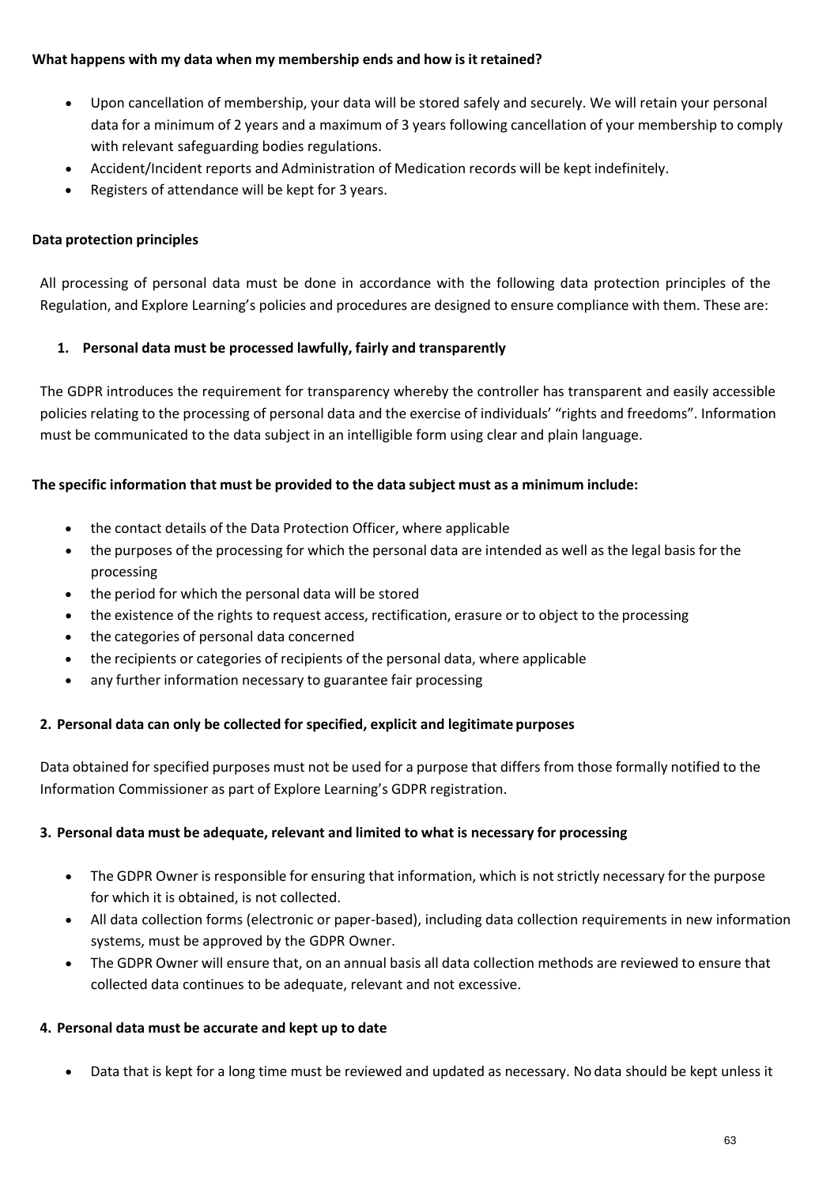**What happens with my data when my membership ends and how is it retained?**

- Upon cancellation of membership, your data will be stored safely and securely. We will retain your personal data for a minimum of 2 years and a maximum of 3 years following cancellation of your membership to comply with relevant safeguarding bodies regulations.
- Accident/Incident reports and Administration of Medication records will be kept indefinitely.
- Registers of attendance will be kept for 3 years.

**Data protection principles**

All processing of personal data must be done in accordance with the following data protection principles of the Regulation, and Explore Learning's policies and procedures are designed to ensure compliance with them. These are:

1. **Personal data must be processed lawfully, fairly and transparently**

The GDPR introduces the requirement for transparency whereby the controller has transparent and easily accessible policies relating to the processing of personal data and the exercise of individuals' "rights and freedoms". Information must be communicated to the data subject in an intelligible form using clear and plain language.

**The specific information that must be provided to the data subject must as a minimum include:**

- the contact details of the Data Protection Officer, where applicable
- the purposes of the processing for which the personal data are intended as well as the legal basis for the processing
- the period for which the personal data will be stored
- the existence of the rights to request access, rectification, erasure or to object to the processing
- the categories of personal data concerned
- the recipients or categories of recipients of the personal data, where applicable
- any further information necessary to guarantee fair processing

2. **Personal data can only be collected for specified, explicit and legitimate purposes**

Data obtained for specified purposes must not be used for a purpose that differs from those formally notified to the Information Commissioner as part of Explore Learning's GDPR registration.

3. **Personal data must be adequate, relevant and limited to what is necessary for processing**

- The GDPR Owner is responsible for ensuring that information, which is not strictly necessary for the purpose for which it is obtained, is not collected.
- All data collection forms (electronic or paper-based), including data collection requirements in new information systems, must be approved by the GDPR Owner.
- The GDPR Owner will ensure that, on an annual basis all data collection methods are reviewed to ensure that collected data continues to be adequate, relevant and not excessive.

4. **Personal data must be accurate and kept up to date**

- Data that is kept for a long time must be reviewed and updated as necessary. No data should be kept unless it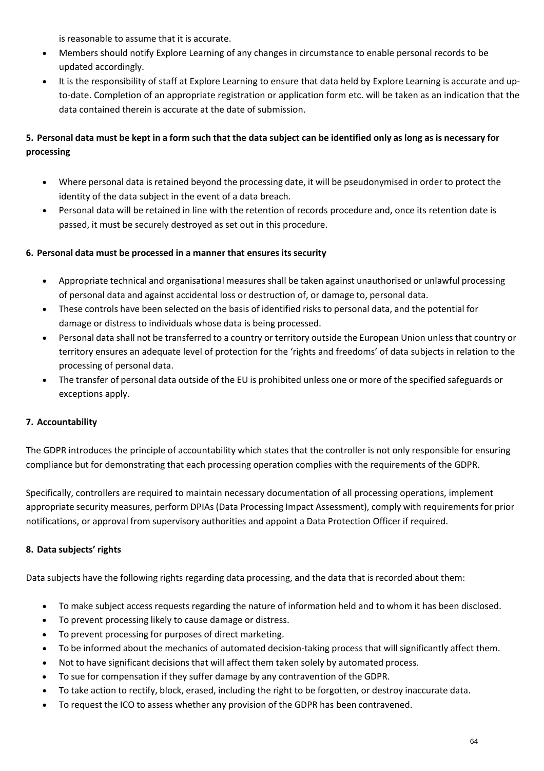is reasonable to assume that it is accurate.

- Members should notify Explore Learning of any changes in circumstance to enable personal records to be updated accordingly.
- It is the responsibility of staff at Explore Learning to ensure that data held by Explore Learning is accurate and up-to-date. Completion of an appropriate registration or application form etc. will be taken as an indication that the data contained therein is accurate at the date of submission.

**5. Personal data must be kept in a form such that the data subject can be identified only as long as is necessary for processing**

- Where personal data is retained beyond the processing date, it will be pseudonymised in order to protect the identity of the data subject in the event of a data breach.
- Personal data will be retained in line with the retention of records procedure and, once its retention date is passed, it must be securely destroyed as set out in this procedure.

**6. Personal data must be processed in a manner that ensures its security**

- Appropriate technical and organisational measures shall be taken against unauthorised or unlawful processing of personal data and against accidental loss or destruction of, or damage to, personal data.
- These controls have been selected on the basis of identified risks to personal data, and the potential for damage or distress to individuals whose data is being processed.
- Personal data shall not be transferred to a country or territory outside the European Union unless that country or territory ensures an adequate level of protection for the 'rights and freedoms' of data subjects in relation to the processing of personal data.
- The transfer of personal data outside of the EU is prohibited unless one or more of the specified safeguards or exceptions apply.

**7. Accountability**

The GDPR introduces the principle of accountability which states that the controller is not only responsible for ensuring compliance but for demonstrating that each processing operation complies with the requirements of the GDPR.

Specifically, controllers are required to maintain necessary documentation of all processing operations, implement appropriate security measures, perform DPIAs (Data Processing Impact Assessment), comply with requirements for prior notifications, or approval from supervisory authorities and appoint a Data Protection Officer if required.

**8. Data subjects' rights**

Data subjects have the following rights regarding data processing, and the data that is recorded about them:

- To make subject access requests regarding the nature of information held and to whom it has been disclosed.
- To prevent processing likely to cause damage or distress.
- To prevent processing for purposes of direct marketing.
- To be informed about the mechanics of automated decision-taking process that will significantly affect them.
- Not to have significant decisions that will affect them taken solely by automated process.
- To sue for compensation if they suffer damage by any contravention of the GDPR.
- To take action to rectify, block, erased, including the right to be forgotten, or destroy inaccurate data.
- To request the ICO to assess whether any provision of the GDPR has been contravened.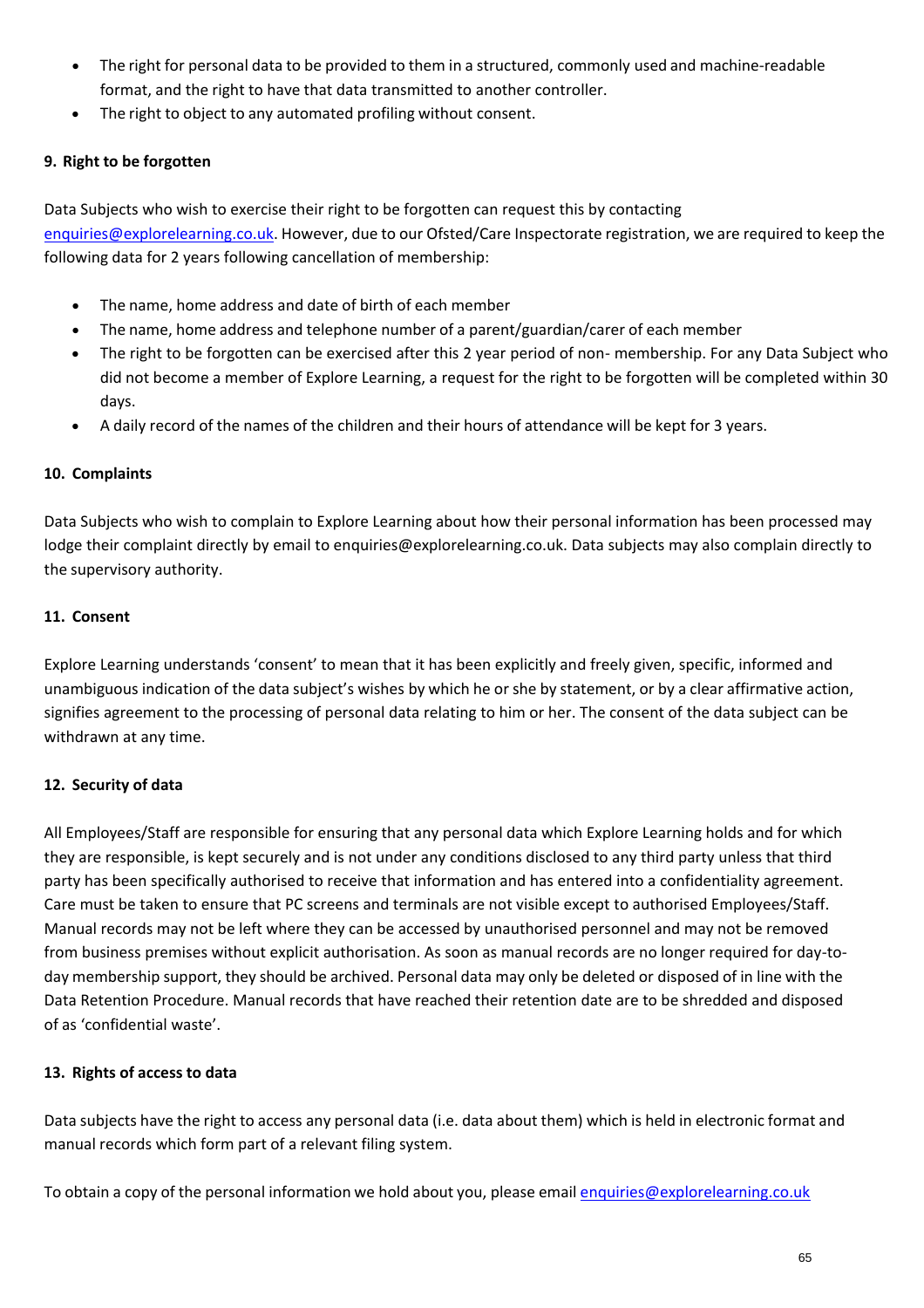- The right for personal data to be provided to them in a structured, commonly used and machine-readable format, and the right to have that data transmitted to another controller.
- The right to object to any automated profiling without consent.

**9. Right to be forgotten**

Data Subjects who wish to exercise their right to be forgotten can request this by contacting enquiries@explorelearning.co.uk. However, due to our Ofsted/Care Inspectorate registration, we are required to keep the following data for 2 years following cancellation of membership:

- The name, home address and date of birth of each member
- The name, home address and telephone number of a parent/guardian/carer of each member
- The right to be forgotten can be exercised after this 2 year period of non- membership. For any Data Subject who did not become a member of Explore Learning, a request for the right to be forgotten will be completed within 30 days.
- A daily record of the names of the children and their hours of attendance will be kept for 3 years.

**10. Complaints**

Data Subjects who wish to complain to Explore Learning about how their personal information has been processed may lodge their complaint directly by email to enquiries@explorelearning.co.uk. Data subjects may also complain directly to the supervisory authority.

**11. Consent**

Explore Learning understands 'consent' to mean that it has been explicitly and freely given, specific, informed and unambiguous indication of the data subject's wishes by which he or she by statement, or by a clear affirmative action, signifies agreement to the processing of personal data relating to him or her. The consent of the data subject can be withdrawn at any time.

**12. Security of data**

All Employees/Staff are responsible for ensuring that any personal data which Explore Learning holds and for which they are responsible, is kept securely and is not under any conditions disclosed to any third party unless that third party has been specifically authorised to receive that information and has entered into a confidentiality agreement. Care must be taken to ensure that PC screens and terminals are not visible except to authorised Employees/Staff. Manual records may not be left where they can be accessed by unauthorised personnel and may not be removed from business premises without explicit authorisation. As soon as manual records are no longer required for day-to-day membership support, they should be archived. Personal data may only be deleted or disposed of in line with the Data Retention Procedure. Manual records that have reached their retention date are to be shredded and disposed of as 'confidential waste'.

**13. Rights of access to data**

Data subjects have the right to access any personal data (i.e. data about them) which is held in electronic format and manual records which form part of a relevant filing system.

To obtain a copy of the personal information we hold about you, please email enquiries@explorelearning.co.uk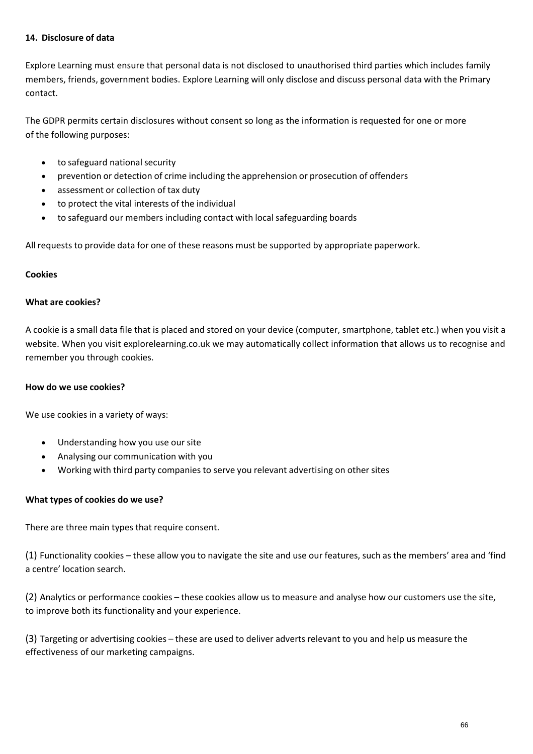## 14. Disclosure of data

Explore Learning must ensure that personal data is not disclosed to unauthorised third parties which includes family members, friends, government bodies. Explore Learning will only disclose and discuss personal data with the Primary contact.

The GDPR permits certain disclosures without consent so long as the information is requested for one or more of the following purposes:

- to safeguard national security
- prevention or detection of crime including the apprehension or prosecution of offenders
- assessment or collection of tax duty
- to protect the vital interests of the individual
- to safeguard our members including contact with local safeguarding boards

All requests to provide data for one of these reasons must be supported by appropriate paperwork.

### Cookies

#### What are cookies?

A cookie is a small data file that is placed and stored on your device (computer, smartphone, tablet etc.) when you visit a website. When you visit explorelearning.co.uk we may automatically collect information that allows us to recognise and remember you through cookies.

#### How do we use cookies?

We use cookies in a variety of ways:

- Understanding how you use our site
- Analysing our communication with you
- Working with third party companies to serve you relevant advertising on other sites

#### What types of cookies do we use?

There are three main types that require consent.

(1) Functionality cookies – these allow you to navigate the site and use our features, such as the members' area and 'find a centre' location search.

(2) Analytics or performance cookies – these cookies allow us to measure and analyse how our customers use the site, to improve both its functionality and your experience.

(3) Targeting or advertising cookies – these are used to deliver adverts relevant to you and help us measure the effectiveness of our marketing campaigns.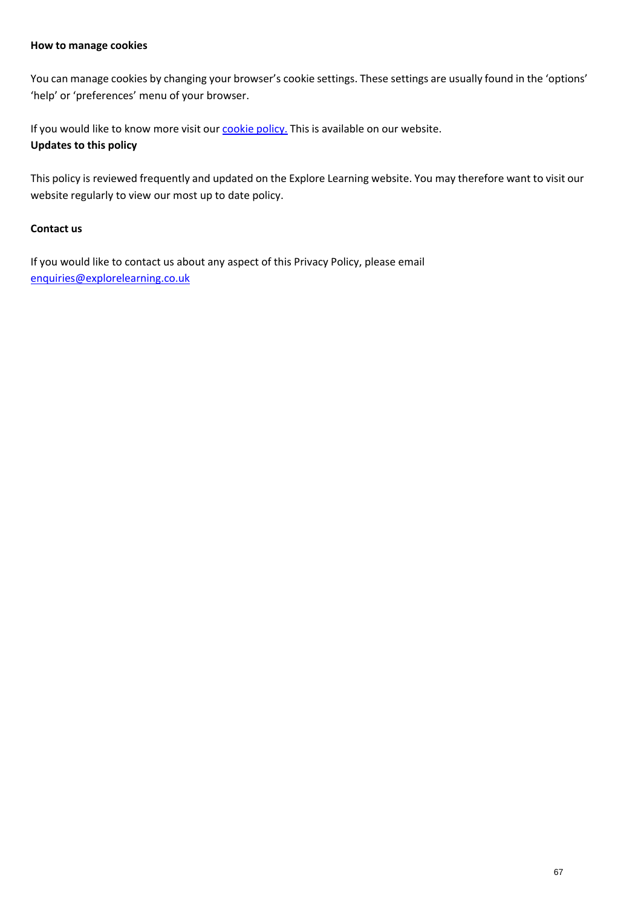**How to manage cookies**

You can manage cookies by changing your browser's cookie settings. These settings are usually found in the 'options' 'help' or 'preferences' menu of your browser.

If you would like to know more visit our cookie policy. This is available on our website.

**Updates to this policy**

This policy is reviewed frequently and updated on the Explore Learning website. You may therefore want to visit our website regularly to view our most up to date policy.

**Contact us**

If you would like to contact us about any aspect of this Privacy Policy, please email enquiries@explorelearning.co.uk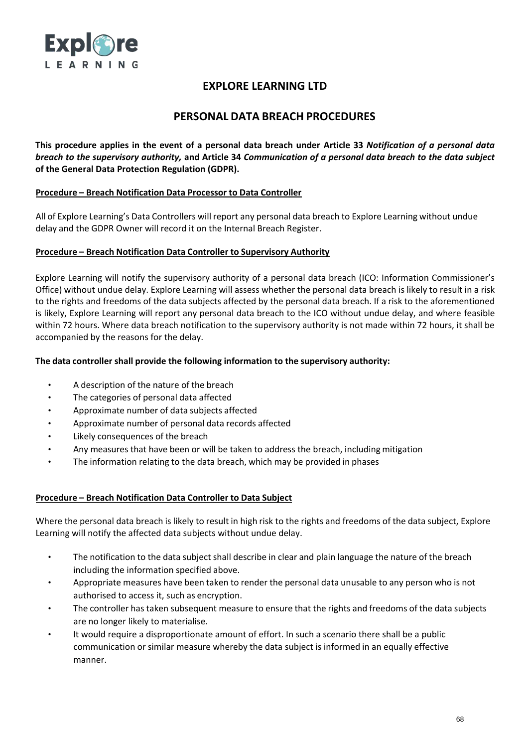# EXPLORE LEARNING LTD

## PERSONAL DATA BREACH PROCEDURES

**This procedure applies in the event of a personal data breach under Article 33 *Notification of a personal data breach to the supervisory authority,* and Article 34 *Communication of a personal data breach to the data subject* of the General Data Protection Regulation (GDPR).**

**Procedure – Breach Notification Data Processor to Data Controller**

All of Explore Learning's Data Controllers will report any personal data breach to Explore Learning without undue delay and the GDPR Owner will record it on the Internal Breach Register.

**Procedure – Breach Notification Data Controller to Supervisory Authority**

Explore Learning will notify the supervisory authority of a personal data breach (ICO: Information Commissioner's Office) without undue delay. Explore Learning will assess whether the personal data breach is likely to result in a risk to the rights and freedoms of the data subjects affected by the personal data breach. If a risk to the aforementioned is likely, Explore Learning will report any personal data breach to the ICO without undue delay, and where feasible within 72 hours. Where data breach notification to the supervisory authority is not made within 72 hours, it shall be accompanied by the reasons for the delay.

**The data controller shall provide the following information to the supervisory authority:**

- A description of the nature of the breach
- The categories of personal data affected
- Approximate number of data subjects affected
- Approximate number of personal data records affected
- Likely consequences of the breach
- Any measures that have been or will be taken to address the breach, including mitigation
- The information relating to the data breach, which may be provided in phases

**Procedure – Breach Notification Data Controller to Data Subject**

Where the personal data breach is likely to result in high risk to the rights and freedoms of the data subject, Explore Learning will notify the affected data subjects without undue delay.

- The notification to the data subject shall describe in clear and plain language the nature of the breach including the information specified above.
- Appropriate measures have been taken to render the personal data unusable to any person who is not authorised to access it, such as encryption.
- The controller has taken subsequent measure to ensure that the rights and freedoms of the data subjects are no longer likely to materialise.
- It would require a disproportionate amount of effort. In such a scenario there shall be a public communication or similar measure whereby the data subject is informed in an equally effective manner.